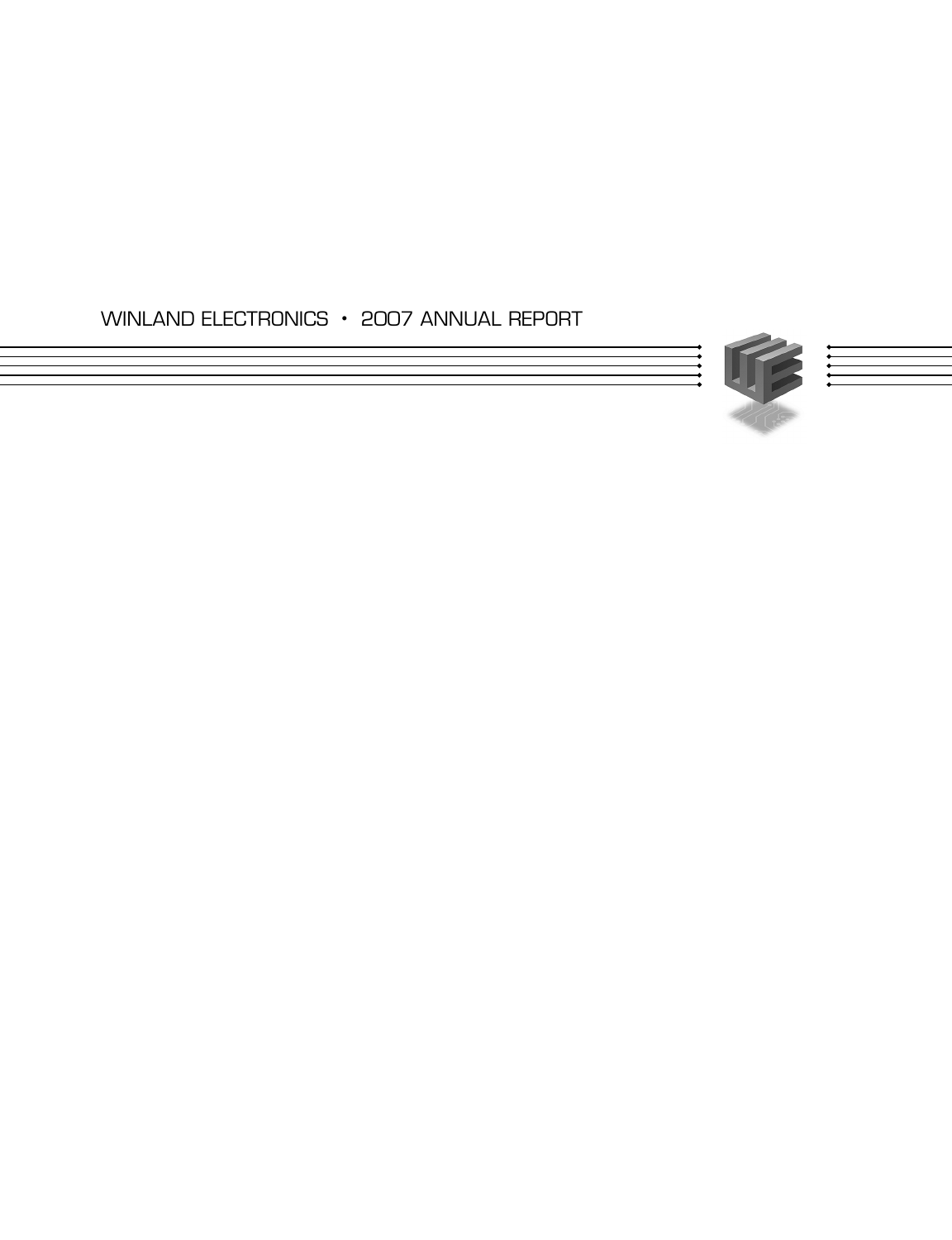# WINLAND ELECTRONICS • 2007 ANNUAL REPORT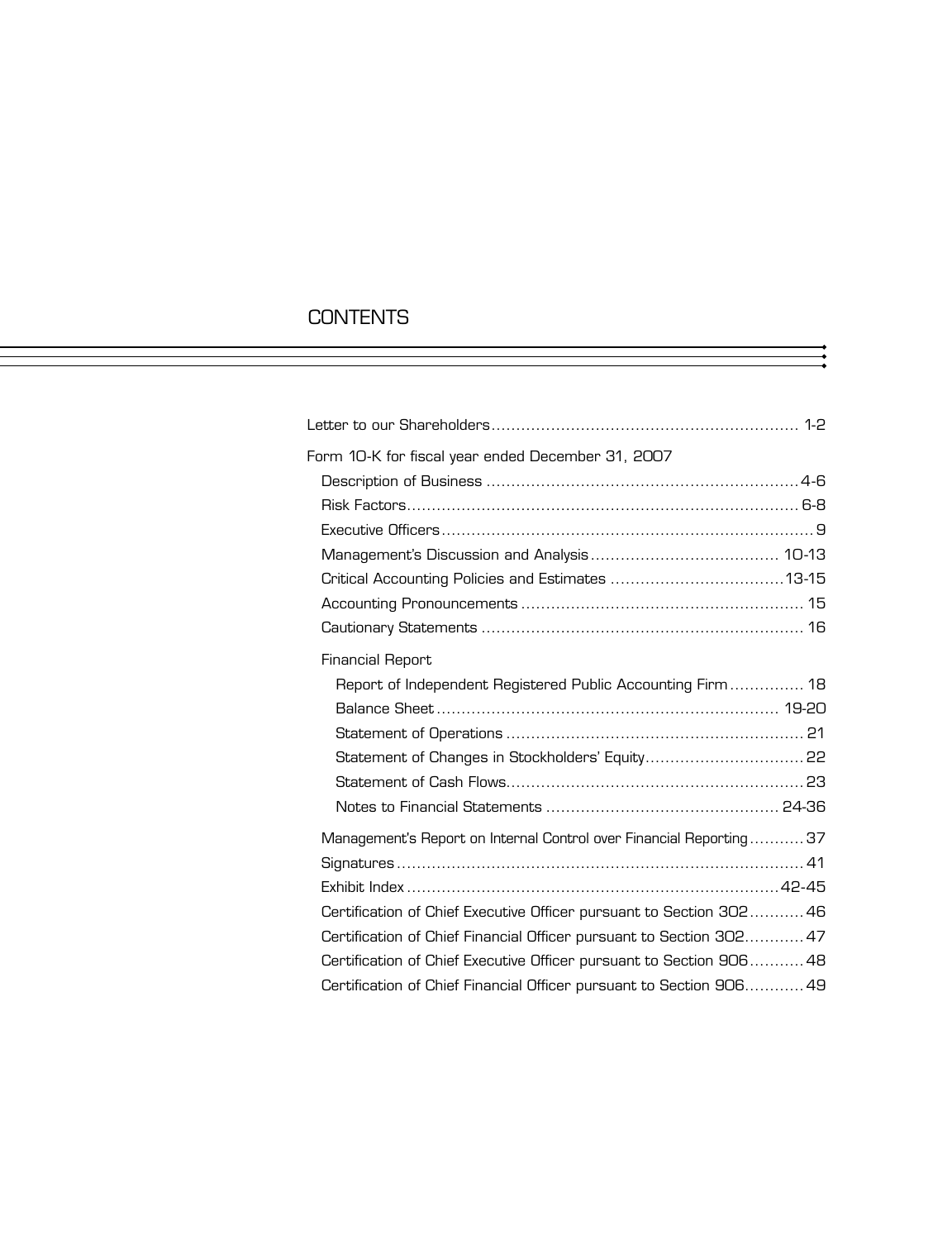# CONTENTS

| | |
|---|---|
| Letter to our Shareholders | 1-2 |
| Form 10-K for fiscal year ended December 31, 2007 | |
| Description of Business | 4-6 |
| Risk Factors | 6-8 |
| Executive Officers | 9 |
| Management's Discussion and Analysis | 10-13 |
| Critical Accounting Policies and Estimates | 13-15 |
| Accounting Pronouncements | 15 |
| Cautionary Statements | 16 |
| Financial Report | |
| Report of Independent Registered Public Accounting Firm | 18 |
| Balance Sheet | 19-20 |
| Statement of Operations | 21 |
| Statement of Changes in Stockholders' Equity | 22 |
| Statement of Cash Flows | 23 |
| Notes to Financial Statements | 24-36 |
| Management's Report on Internal Control over Financial Reporting | 37 |
| Signatures | 41 |
| Exhibit Index | 42-45 |
| Certification of Chief Executive Officer pursuant to Section 302 | 46 |
| Certification of Chief Financial Officer pursuant to Section 302 | 47 |
| Certification of Chief Executive Officer pursuant to Section 906 | 48 |
| Certification of Chief Financial Officer pursuant to Section 906 | 49 |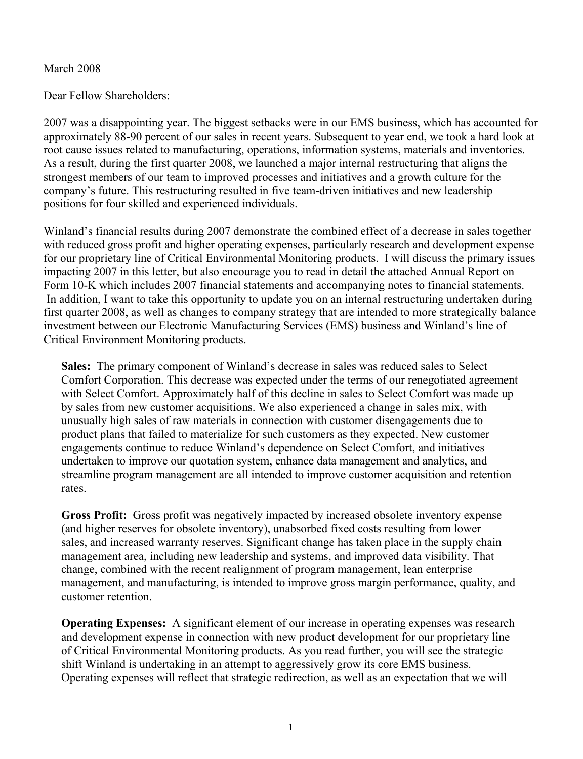March 2008

Dear Fellow Shareholders:

2007 was a disappointing year. The biggest setbacks were in our EMS business, which has accounted for approximately 88-90 percent of our sales in recent years. Subsequent to year end, we took a hard look at root cause issues related to manufacturing, operations, information systems, materials and inventories. As a result, during the first quarter 2008, we launched a major internal restructuring that aligns the strongest members of our team to improved processes and initiatives and a growth culture for the company's future. This restructuring resulted in five team-driven initiatives and new leadership positions for four skilled and experienced individuals.

Winland's financial results during 2007 demonstrate the combined effect of a decrease in sales together with reduced gross profit and higher operating expenses, particularly research and development expense for our proprietary line of Critical Environmental Monitoring products. I will discuss the primary issues impacting 2007 in this letter, but also encourage you to read in detail the attached Annual Report on Form 10-K which includes 2007 financial statements and accompanying notes to financial statements. In addition, I want to take this opportunity to update you on an internal restructuring undertaken during first quarter 2008, as well as changes to company strategy that are intended to more strategically balance investment between our Electronic Manufacturing Services (EMS) business and Winland's line of Critical Environment Monitoring products.

**Sales:** The primary component of Winland's decrease in sales was reduced sales to Select Comfort Corporation. This decrease was expected under the terms of our renegotiated agreement with Select Comfort. Approximately half of this decline in sales to Select Comfort was made up by sales from new customer acquisitions. We also experienced a change in sales mix, with unusually high sales of raw materials in connection with customer disengagements due to product plans that failed to materialize for such customers as they expected. New customer engagements continue to reduce Winland's dependence on Select Comfort, and initiatives undertaken to improve our quotation system, enhance data management and analytics, and streamline program management are all intended to improve customer acquisition and retention rates.

**Gross Profit:** Gross profit was negatively impacted by increased obsolete inventory expense (and higher reserves for obsolete inventory), unabsorbed fixed costs resulting from lower sales, and increased warranty reserves. Significant change has taken place in the supply chain management area, including new leadership and systems, and improved data visibility. That change, combined with the recent realignment of program management, lean enterprise management, and manufacturing, is intended to improve gross margin performance, quality, and customer retention.

**Operating Expenses:** A significant element of our increase in operating expenses was research and development expense in connection with new product development for our proprietary line of Critical Environmental Monitoring products. As you read further, you will see the strategic shift Winland is undertaking in an attempt to aggressively grow its core EMS business. Operating expenses will reflect that strategic redirection, as well as an expectation that we will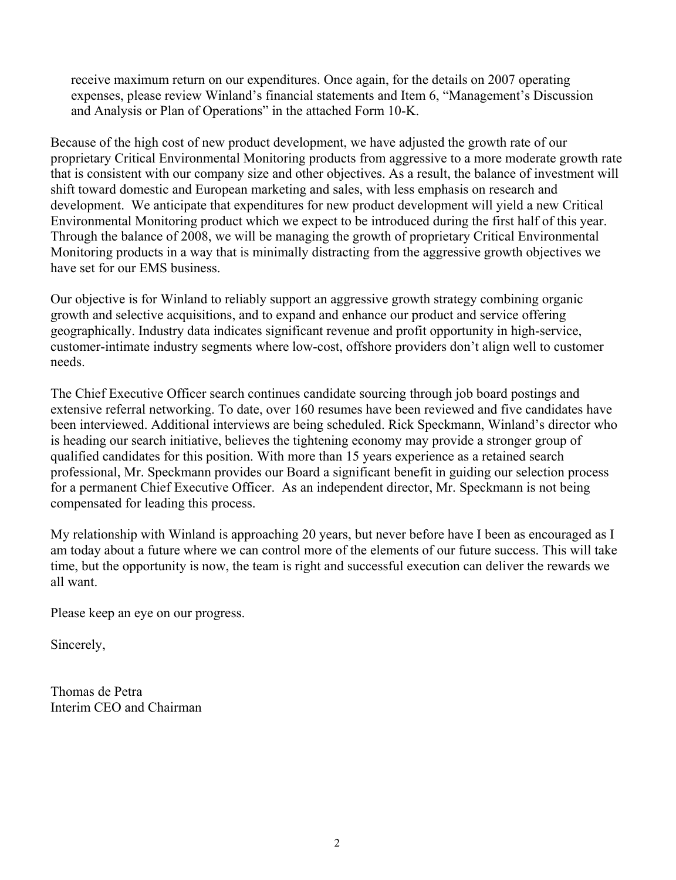receive maximum return on our expenditures. Once again, for the details on 2007 operating expenses, please review Winland's financial statements and Item 6, "Management's Discussion and Analysis or Plan of Operations" in the attached Form 10-K.

Because of the high cost of new product development, we have adjusted the growth rate of our proprietary Critical Environmental Monitoring products from aggressive to a more moderate growth rate that is consistent with our company size and other objectives. As a result, the balance of investment will shift toward domestic and European marketing and sales, with less emphasis on research and development. We anticipate that expenditures for new product development will yield a new Critical Environmental Monitoring product which we expect to be introduced during the first half of this year. Through the balance of 2008, we will be managing the growth of proprietary Critical Environmental Monitoring products in a way that is minimally distracting from the aggressive growth objectives we have set for our EMS business.

Our objective is for Winland to reliably support an aggressive growth strategy combining organic growth and selective acquisitions, and to expand and enhance our product and service offering geographically. Industry data indicates significant revenue and profit opportunity in high-service, customer-intimate industry segments where low-cost, offshore providers don't align well to customer needs.

The Chief Executive Officer search continues candidate sourcing through job board postings and extensive referral networking. To date, over 160 resumes have been reviewed and five candidates have been interviewed. Additional interviews are being scheduled. Rick Speckmann, Winland's director who is heading our search initiative, believes the tightening economy may provide a stronger group of qualified candidates for this position. With more than 15 years experience as a retained search professional, Mr. Speckmann provides our Board a significant benefit in guiding our selection process for a permanent Chief Executive Officer. As an independent director, Mr. Speckmann is not being compensated for leading this process.

My relationship with Winland is approaching 20 years, but never before have I been as encouraged as I am today about a future where we can control more of the elements of our future success. This will take time, but the opportunity is now, the team is right and successful execution can deliver the rewards we all want.

Please keep an eye on our progress.

Sincerely,

Thomas de Petra
Interim CEO and Chairman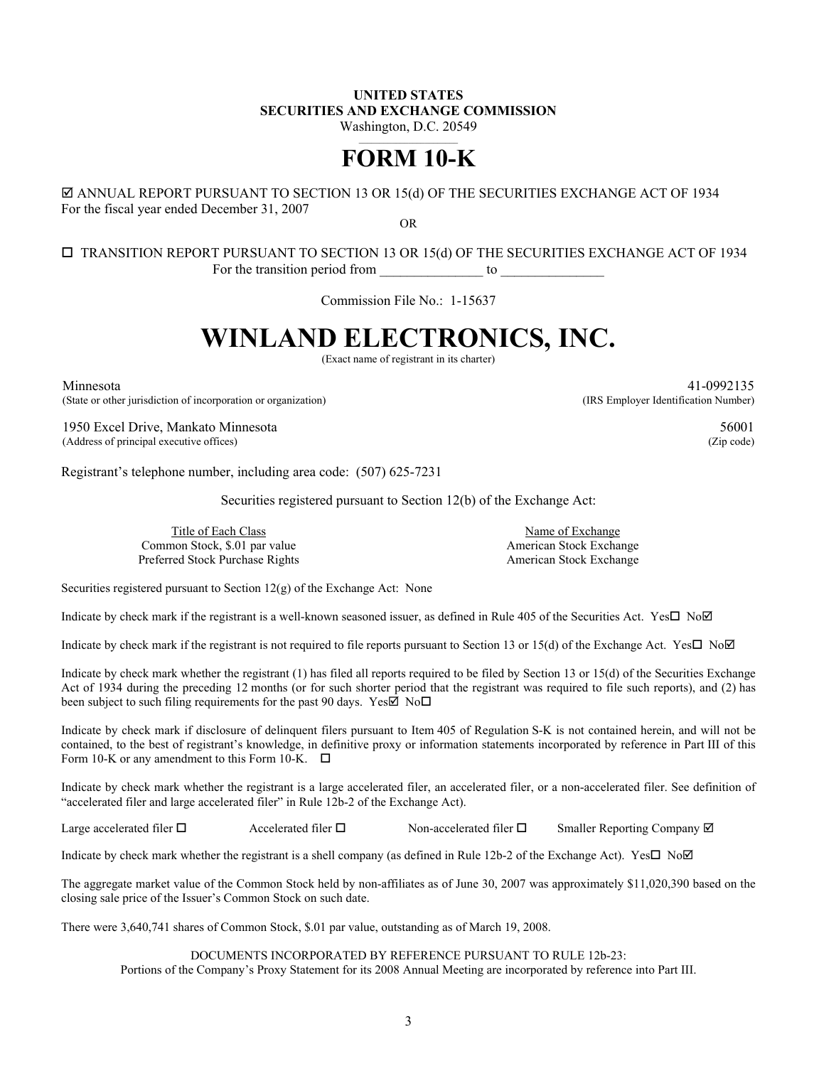**UNITED STATES**
**SECURITIES AND EXCHANGE COMMISSION**
Washington, D.C. 20549

# FORM 10-K

☑ ANNUAL REPORT PURSUANT TO SECTION 13 OR 15(d) OF THE SECURITIES EXCHANGE ACT OF 1934
For the fiscal year ended December 31, 2007

OR

☐ TRANSITION REPORT PURSUANT TO SECTION 13 OR 15(d) OF THE SECURITIES EXCHANGE ACT OF 1934
For the transition period from _______________ to _______________

Commission File No.: 1-15637

# WINLAND ELECTRONICS, INC.

(Exact name of registrant in its charter)

| | |
|---|---|
| Minnesota<br>(State or other jurisdiction of incorporation or organization) | 41-0992135<br>(IRS Employer Identification Number) |
| 1950 Excel Drive, Mankato Minnesota<br>(Address of principal executive offices) | 56001<br>(Zip code) |

Registrant's telephone number, including area code: (507) 625-7231

Securities registered pursuant to Section 12(b) of the Exchange Act:

| Title of Each Class | Name of Exchange |
|---|---|
| Common Stock, $.01 par value | American Stock Exchange |
| Preferred Stock Purchase Rights | American Stock Exchange |

Securities registered pursuant to Section 12(g) of the Exchange Act: None

Indicate by check mark if the registrant is a well-known seasoned issuer, as defined in Rule 405 of the Securities Act. Yes☐ No☑

Indicate by check mark if the registrant is not required to file reports pursuant to Section 13 or 15(d) of the Exchange Act. Yes☐ No☑

Indicate by check mark whether the registrant (1) has filed all reports required to be filed by Section 13 or 15(d) of the Securities Exchange Act of 1934 during the preceding 12 months (or for such shorter period that the registrant was required to file such reports), and (2) has been subject to such filing requirements for the past 90 days. Yes☑ No☐

Indicate by check mark if disclosure of delinquent filers pursuant to Item 405 of Regulation S-K is not contained herein, and will not be contained, to the best of registrant's knowledge, in definitive proxy or information statements incorporated by reference in Part III of this Form 10-K or any amendment to this Form 10-K. ☐

Indicate by check mark whether the registrant is a large accelerated filer, an accelerated filer, or a non-accelerated filer. See definition of "accelerated filer and large accelerated filer" in Rule 12b-2 of the Exchange Act).

Large accelerated filer ☐ Accelerated filer ☐ Non-accelerated filer ☐ Smaller Reporting Company ☑

Indicate by check mark whether the registrant is a shell company (as defined in Rule 12b-2 of the Exchange Act). Yes☐ No☑

The aggregate market value of the Common Stock held by non-affiliates as of June 30, 2007 was approximately $11,020,390 based on the closing sale price of the Issuer's Common Stock on such date.

There were 3,640,741 shares of Common Stock, $.01 par value, outstanding as of March 19, 2008.

DOCUMENTS INCORPORATED BY REFERENCE PURSUANT TO RULE 12b-23:
Portions of the Company's Proxy Statement for its 2008 Annual Meeting are incorporated by reference into Part III.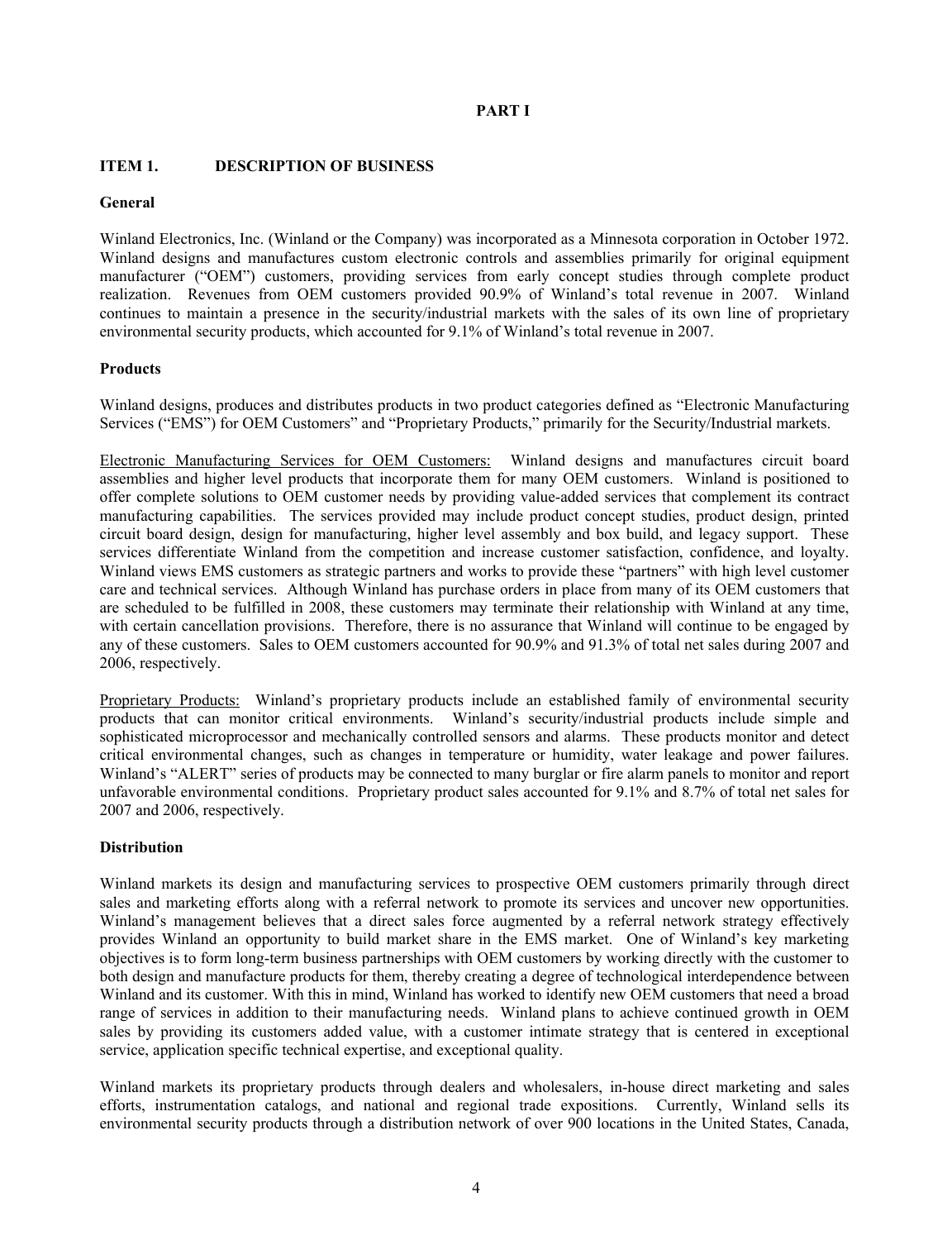# PART I

## ITEM 1. DESCRIPTION OF BUSINESS

### General

Winland Electronics, Inc. (Winland or the Company) was incorporated as a Minnesota corporation in October 1972. Winland designs and manufactures custom electronic controls and assemblies primarily for original equipment manufacturer ("OEM") customers, providing services from early concept studies through complete product realization. Revenues from OEM customers provided 90.9% of Winland's total revenue in 2007. Winland continues to maintain a presence in the security/industrial markets with the sales of its own line of proprietary environmental security products, which accounted for 9.1% of Winland's total revenue in 2007.

### Products

Winland designs, produces and distributes products in two product categories defined as "Electronic Manufacturing Services ("EMS") for OEM Customers" and "Proprietary Products," primarily for the Security/Industrial markets.

Electronic Manufacturing Services for OEM Customers: Winland designs and manufactures circuit board assemblies and higher level products that incorporate them for many OEM customers. Winland is positioned to offer complete solutions to OEM customer needs by providing value-added services that complement its contract manufacturing capabilities. The services provided may include product concept studies, product design, printed circuit board design, design for manufacturing, higher level assembly and box build, and legacy support. These services differentiate Winland from the competition and increase customer satisfaction, confidence, and loyalty. Winland views EMS customers as strategic partners and works to provide these "partners" with high level customer care and technical services. Although Winland has purchase orders in place from many of its OEM customers that are scheduled to be fulfilled in 2008, these customers may terminate their relationship with Winland at any time, with certain cancellation provisions. Therefore, there is no assurance that Winland will continue to be engaged by any of these customers. Sales to OEM customers accounted for 90.9% and 91.3% of total net sales during 2007 and 2006, respectively.

Proprietary Products: Winland's proprietary products include an established family of environmental security products that can monitor critical environments. Winland's security/industrial products include simple and sophisticated microprocessor and mechanically controlled sensors and alarms. These products monitor and detect critical environmental changes, such as changes in temperature or humidity, water leakage and power failures. Winland's "ALERT" series of products may be connected to many burglar or fire alarm panels to monitor and report unfavorable environmental conditions. Proprietary product sales accounted for 9.1% and 8.7% of total net sales for 2007 and 2006, respectively.

### Distribution

Winland markets its design and manufacturing services to prospective OEM customers primarily through direct sales and marketing efforts along with a referral network to promote its services and uncover new opportunities. Winland's management believes that a direct sales force augmented by a referral network strategy effectively provides Winland an opportunity to build market share in the EMS market. One of Winland's key marketing objectives is to form long-term business partnerships with OEM customers by working directly with the customer to both design and manufacture products for them, thereby creating a degree of technological interdependence between Winland and its customer. With this in mind, Winland has worked to identify new OEM customers that need a broad range of services in addition to their manufacturing needs. Winland plans to achieve continued growth in OEM sales by providing its customers added value, with a customer intimate strategy that is centered in exceptional service, application specific technical expertise, and exceptional quality.

Winland markets its proprietary products through dealers and wholesalers, in-house direct marketing and sales efforts, instrumentation catalogs, and national and regional trade expositions. Currently, Winland sells its environmental security products through a distribution network of over 900 locations in the United States, Canada,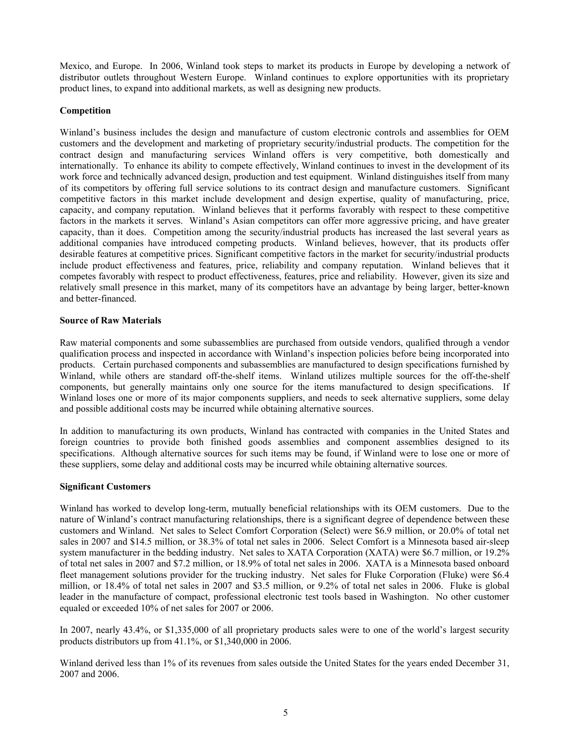Mexico, and Europe. In 2006, Winland took steps to market its products in Europe by developing a network of distributor outlets throughout Western Europe. Winland continues to explore opportunities with its proprietary product lines, to expand into additional markets, as well as designing new products.

**Competition**

Winland's business includes the design and manufacture of custom electronic controls and assemblies for OEM customers and the development and marketing of proprietary security/industrial products. The competition for the contract design and manufacturing services Winland offers is very competitive, both domestically and internationally. To enhance its ability to compete effectively, Winland continues to invest in the development of its work force and technically advanced design, production and test equipment. Winland distinguishes itself from many of its competitors by offering full service solutions to its contract design and manufacture customers. Significant competitive factors in this market include development and design expertise, quality of manufacturing, price, capacity, and company reputation. Winland believes that it performs favorably with respect to these competitive factors in the markets it serves. Winland's Asian competitors can offer more aggressive pricing, and have greater capacity, than it does. Competition among the security/industrial products has increased the last several years as additional companies have introduced competing products. Winland believes, however, that its products offer desirable features at competitive prices. Significant competitive factors in the market for security/industrial products include product effectiveness and features, price, reliability and company reputation. Winland believes that it competes favorably with respect to product effectiveness, features, price and reliability. However, given its size and relatively small presence in this market, many of its competitors have an advantage by being larger, better-known and better-financed.

**Source of Raw Materials**

Raw material components and some subassemblies are purchased from outside vendors, qualified through a vendor qualification process and inspected in accordance with Winland's inspection policies before being incorporated into products. Certain purchased components and subassemblies are manufactured to design specifications furnished by Winland, while others are standard off-the-shelf items. Winland utilizes multiple sources for the off-the-shelf components, but generally maintains only one source for the items manufactured to design specifications. If Winland loses one or more of its major components suppliers, and needs to seek alternative suppliers, some delay and possible additional costs may be incurred while obtaining alternative sources.

In addition to manufacturing its own products, Winland has contracted with companies in the United States and foreign countries to provide both finished goods assemblies and component assemblies designed to its specifications. Although alternative sources for such items may be found, if Winland were to lose one or more of these suppliers, some delay and additional costs may be incurred while obtaining alternative sources.

**Significant Customers**

Winland has worked to develop long-term, mutually beneficial relationships with its OEM customers. Due to the nature of Winland's contract manufacturing relationships, there is a significant degree of dependence between these customers and Winland. Net sales to Select Comfort Corporation (Select) were \$6.9 million, or 20.0% of total net sales in 2007 and \$14.5 million, or 38.3% of total net sales in 2006. Select Comfort is a Minnesota based air-sleep system manufacturer in the bedding industry. Net sales to XATA Corporation (XATA) were \$6.7 million, or 19.2% of total net sales in 2007 and \$7.2 million, or 18.9% of total net sales in 2006. XATA is a Minnesota based onboard fleet management solutions provider for the trucking industry. Net sales for Fluke Corporation (Fluke) were \$6.4 million, or 18.4% of total net sales in 2007 and \$3.5 million, or 9.2% of total net sales in 2006. Fluke is global leader in the manufacture of compact, professional electronic test tools based in Washington. No other customer equaled or exceeded 10% of net sales for 2007 or 2006.

In 2007, nearly 43.4%, or \$1,335,000 of all proprietary products sales were to one of the world's largest security products distributors up from 41.1%, or \$1,340,000 in 2006.

Winland derived less than 1% of its revenues from sales outside the United States for the years ended December 31, 2007 and 2006.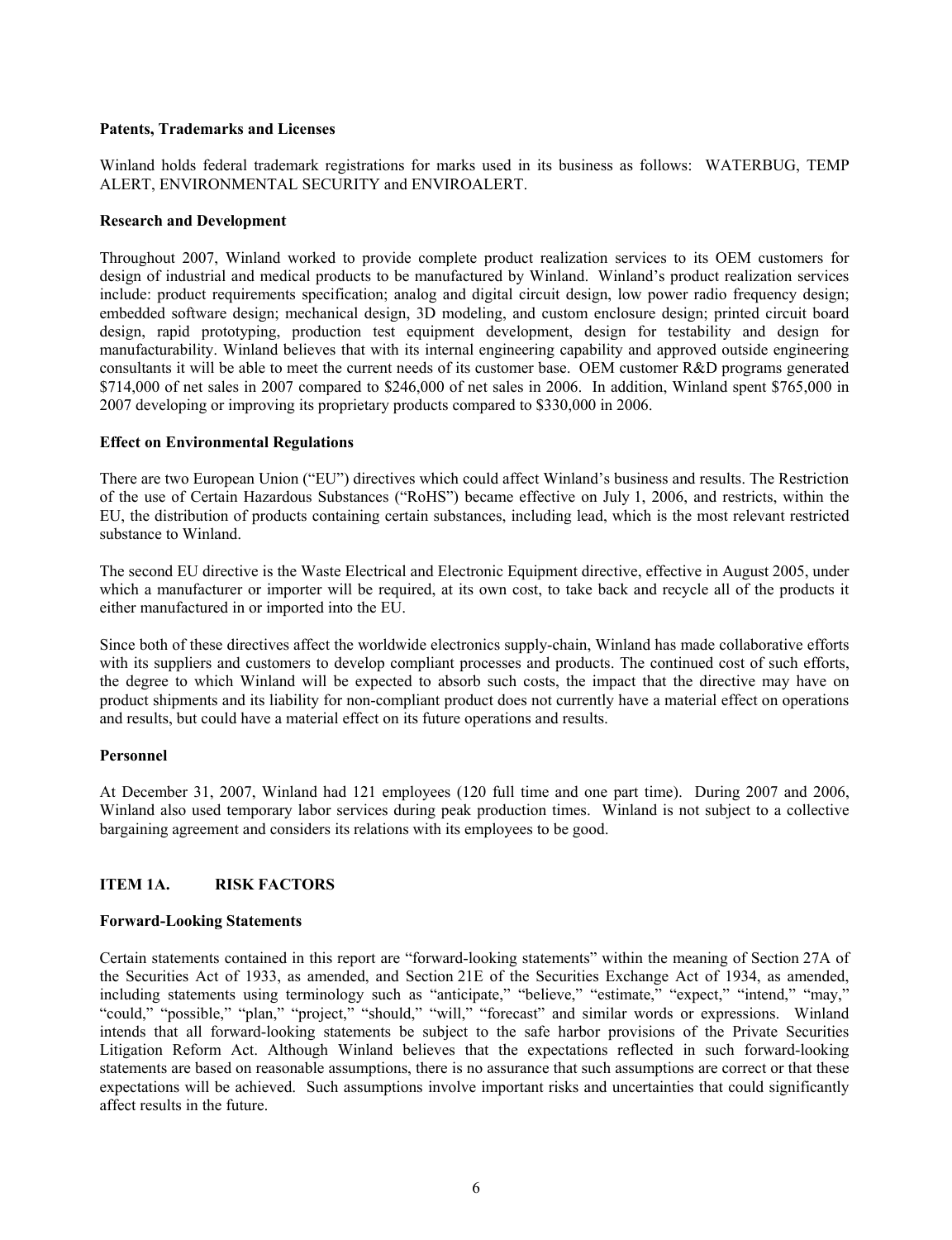**Patents, Trademarks and Licenses**

Winland holds federal trademark registrations for marks used in its business as follows: WATERBUG, TEMP ALERT, ENVIRONMENTAL SECURITY and ENVIROALERT.

**Research and Development**

Throughout 2007, Winland worked to provide complete product realization services to its OEM customers for design of industrial and medical products to be manufactured by Winland. Winland's product realization services include: product requirements specification; analog and digital circuit design, low power radio frequency design; embedded software design; mechanical design, 3D modeling, and custom enclosure design; printed circuit board design, rapid prototyping, production test equipment development, design for testability and design for manufacturability. Winland believes that with its internal engineering capability and approved outside engineering consultants it will be able to meet the current needs of its customer base. OEM customer R&D programs generated $714,000 of net sales in 2007 compared to $246,000 of net sales in 2006. In addition, Winland spent $765,000 in 2007 developing or improving its proprietary products compared to $330,000 in 2006.

**Effect on Environmental Regulations**

There are two European Union ("EU") directives which could affect Winland's business and results. The Restriction of the use of Certain Hazardous Substances ("RoHS") became effective on July 1, 2006, and restricts, within the EU, the distribution of products containing certain substances, including lead, which is the most relevant restricted substance to Winland.

The second EU directive is the Waste Electrical and Electronic Equipment directive, effective in August 2005, under which a manufacturer or importer will be required, at its own cost, to take back and recycle all of the products it either manufactured in or imported into the EU.

Since both of these directives affect the worldwide electronics supply-chain, Winland has made collaborative efforts with its suppliers and customers to develop compliant processes and products. The continued cost of such efforts, the degree to which Winland will be expected to absorb such costs, the impact that the directive may have on product shipments and its liability for non-compliant product does not currently have a material effect on operations and results, but could have a material effect on its future operations and results.

**Personnel**

At December 31, 2007, Winland had 121 employees (120 full time and one part time). During 2007 and 2006, Winland also used temporary labor services during peak production times. Winland is not subject to a collective bargaining agreement and considers its relations with its employees to be good.

## ITEM 1A. RISK FACTORS

**Forward-Looking Statements**

Certain statements contained in this report are "forward-looking statements" within the meaning of Section 27A of the Securities Act of 1933, as amended, and Section 21E of the Securities Exchange Act of 1934, as amended, including statements using terminology such as "anticipate," "believe," "estimate," "expect," "intend," "may," "could," "possible," "plan," "project," "should," "will," "forecast" and similar words or expressions. Winland intends that all forward-looking statements be subject to the safe harbor provisions of the Private Securities Litigation Reform Act. Although Winland believes that the expectations reflected in such forward-looking statements are based on reasonable assumptions, there is no assurance that such assumptions are correct or that these expectations will be achieved. Such assumptions involve important risks and uncertainties that could significantly affect results in the future.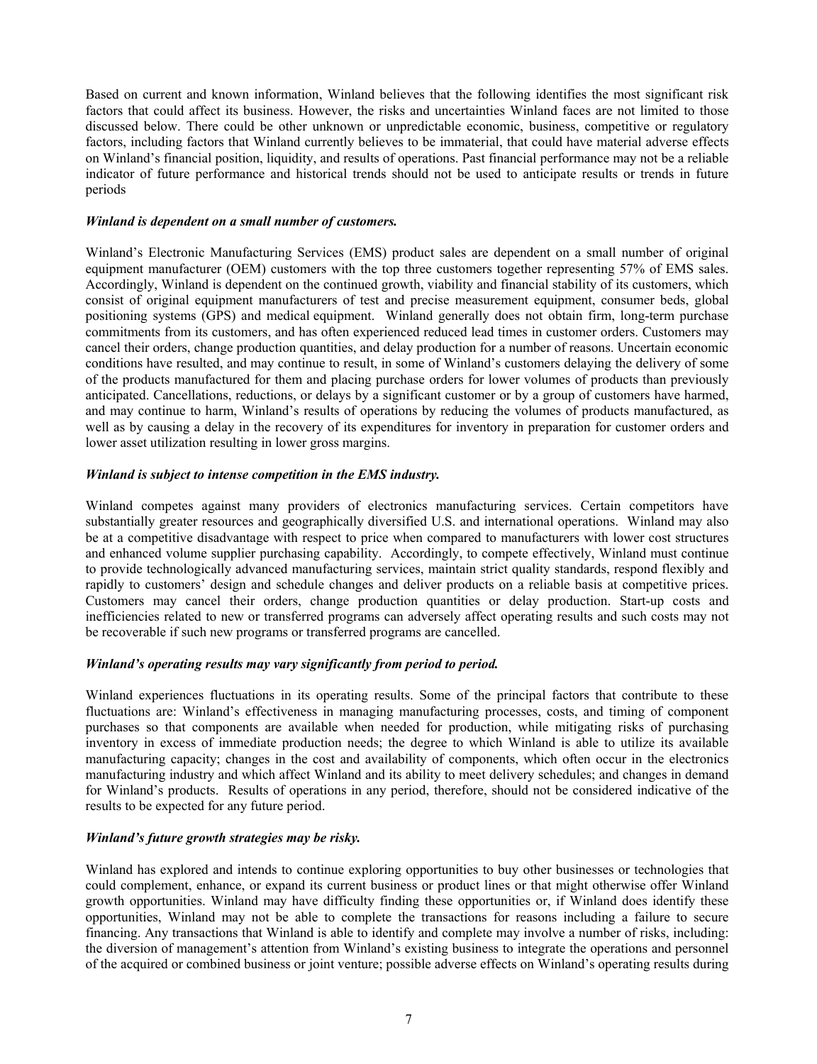Based on current and known information, Winland believes that the following identifies the most significant risk factors that could affect its business. However, the risks and uncertainties Winland faces are not limited to those discussed below. There could be other unknown or unpredictable economic, business, competitive or regulatory factors, including factors that Winland currently believes to be immaterial, that could have material adverse effects on Winland's financial position, liquidity, and results of operations. Past financial performance may not be a reliable indicator of future performance and historical trends should not be used to anticipate results or trends in future periods

***Winland is dependent on a small number of customers.***

Winland's Electronic Manufacturing Services (EMS) product sales are dependent on a small number of original equipment manufacturer (OEM) customers with the top three customers together representing 57% of EMS sales. Accordingly, Winland is dependent on the continued growth, viability and financial stability of its customers, which consist of original equipment manufacturers of test and precise measurement equipment, consumer beds, global positioning systems (GPS) and medical equipment. Winland generally does not obtain firm, long-term purchase commitments from its customers, and has often experienced reduced lead times in customer orders. Customers may cancel their orders, change production quantities, and delay production for a number of reasons. Uncertain economic conditions have resulted, and may continue to result, in some of Winland's customers delaying the delivery of some of the products manufactured for them and placing purchase orders for lower volumes of products than previously anticipated. Cancellations, reductions, or delays by a significant customer or by a group of customers have harmed, and may continue to harm, Winland's results of operations by reducing the volumes of products manufactured, as well as by causing a delay in the recovery of its expenditures for inventory in preparation for customer orders and lower asset utilization resulting in lower gross margins.

***Winland is subject to intense competition in the EMS industry.***

Winland competes against many providers of electronics manufacturing services. Certain competitors have substantially greater resources and geographically diversified U.S. and international operations. Winland may also be at a competitive disadvantage with respect to price when compared to manufacturers with lower cost structures and enhanced volume supplier purchasing capability. Accordingly, to compete effectively, Winland must continue to provide technologically advanced manufacturing services, maintain strict quality standards, respond flexibly and rapidly to customers' design and schedule changes and deliver products on a reliable basis at competitive prices. Customers may cancel their orders, change production quantities or delay production. Start-up costs and inefficiencies related to new or transferred programs can adversely affect operating results and such costs may not be recoverable if such new programs or transferred programs are cancelled.

***Winland's operating results may vary significantly from period to period.***

Winland experiences fluctuations in its operating results. Some of the principal factors that contribute to these fluctuations are: Winland's effectiveness in managing manufacturing processes, costs, and timing of component purchases so that components are available when needed for production, while mitigating risks of purchasing inventory in excess of immediate production needs; the degree to which Winland is able to utilize its available manufacturing capacity; changes in the cost and availability of components, which often occur in the electronics manufacturing industry and which affect Winland and its ability to meet delivery schedules; and changes in demand for Winland's products. Results of operations in any period, therefore, should not be considered indicative of the results to be expected for any future period.

***Winland's future growth strategies may be risky.***

Winland has explored and intends to continue exploring opportunities to buy other businesses or technologies that could complement, enhance, or expand its current business or product lines or that might otherwise offer Winland growth opportunities. Winland may have difficulty finding these opportunities or, if Winland does identify these opportunities, Winland may not be able to complete the transactions for reasons including a failure to secure financing. Any transactions that Winland is able to identify and complete may involve a number of risks, including: the diversion of management's attention from Winland's existing business to integrate the operations and personnel of the acquired or combined business or joint venture; possible adverse effects on Winland's operating results during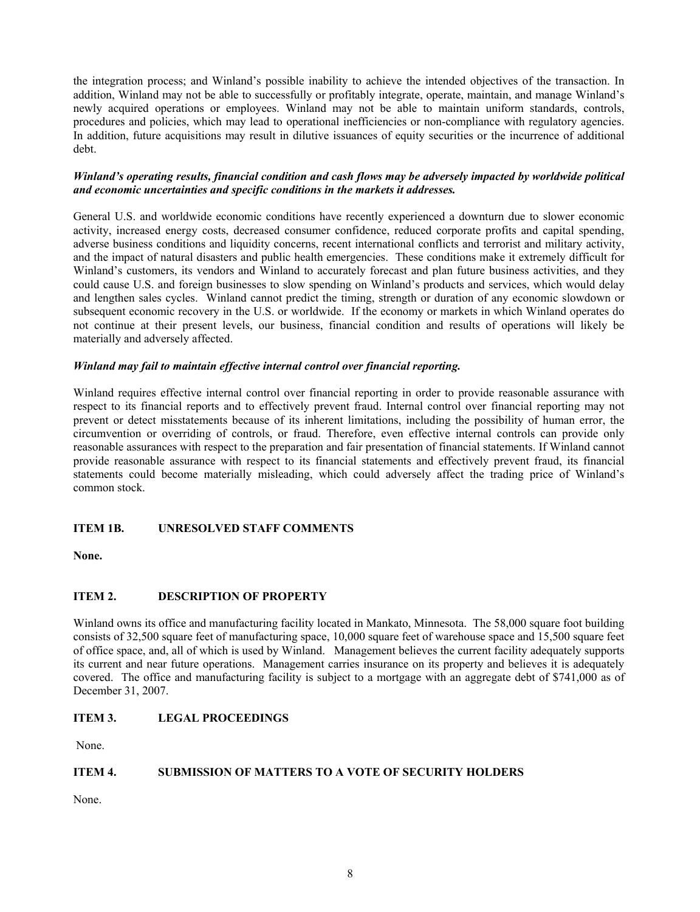the integration process; and Winland's possible inability to achieve the intended objectives of the transaction. In addition, Winland may not be able to successfully or profitably integrate, operate, maintain, and manage Winland's newly acquired operations or employees. Winland may not be able to maintain uniform standards, controls, procedures and policies, which may lead to operational inefficiencies or non-compliance with regulatory agencies. In addition, future acquisitions may result in dilutive issuances of equity securities or the incurrence of additional debt.

***Winland's operating results, financial condition and cash flows may be adversely impacted by worldwide political and economic uncertainties and specific conditions in the markets it addresses.***

General U.S. and worldwide economic conditions have recently experienced a downturn due to slower economic activity, increased energy costs, decreased consumer confidence, reduced corporate profits and capital spending, adverse business conditions and liquidity concerns, recent international conflicts and terrorist and military activity, and the impact of natural disasters and public health emergencies. These conditions make it extremely difficult for Winland's customers, its vendors and Winland to accurately forecast and plan future business activities, and they could cause U.S. and foreign businesses to slow spending on Winland's products and services, which would delay and lengthen sales cycles. Winland cannot predict the timing, strength or duration of any economic slowdown or subsequent economic recovery in the U.S. or worldwide. If the economy or markets in which Winland operates do not continue at their present levels, our business, financial condition and results of operations will likely be materially and adversely affected.

***Winland may fail to maintain effective internal control over financial reporting.***

Winland requires effective internal control over financial reporting in order to provide reasonable assurance with respect to its financial reports and to effectively prevent fraud. Internal control over financial reporting may not prevent or detect misstatements because of its inherent limitations, including the possibility of human error, the circumvention or overriding of controls, or fraud. Therefore, even effective internal controls can provide only reasonable assurances with respect to the preparation and fair presentation of financial statements. If Winland cannot provide reasonable assurance with respect to its financial statements and effectively prevent fraud, its financial statements could become materially misleading, which could adversely affect the trading price of Winland's common stock.

## ITEM 1B. UNRESOLVED STAFF COMMENTS

**None.**

## ITEM 2. DESCRIPTION OF PROPERTY

Winland owns its office and manufacturing facility located in Mankato, Minnesota. The 58,000 square foot building consists of 32,500 square feet of manufacturing space, 10,000 square feet of warehouse space and 15,500 square feet of office space, and, all of which is used by Winland. Management believes the current facility adequately supports its current and near future operations. Management carries insurance on its property and believes it is adequately covered. The office and manufacturing facility is subject to a mortgage with an aggregate debt of $741,000 as of December 31, 2007.

## ITEM 3. LEGAL PROCEEDINGS

None.

## ITEM 4. SUBMISSION OF MATTERS TO A VOTE OF SECURITY HOLDERS

None.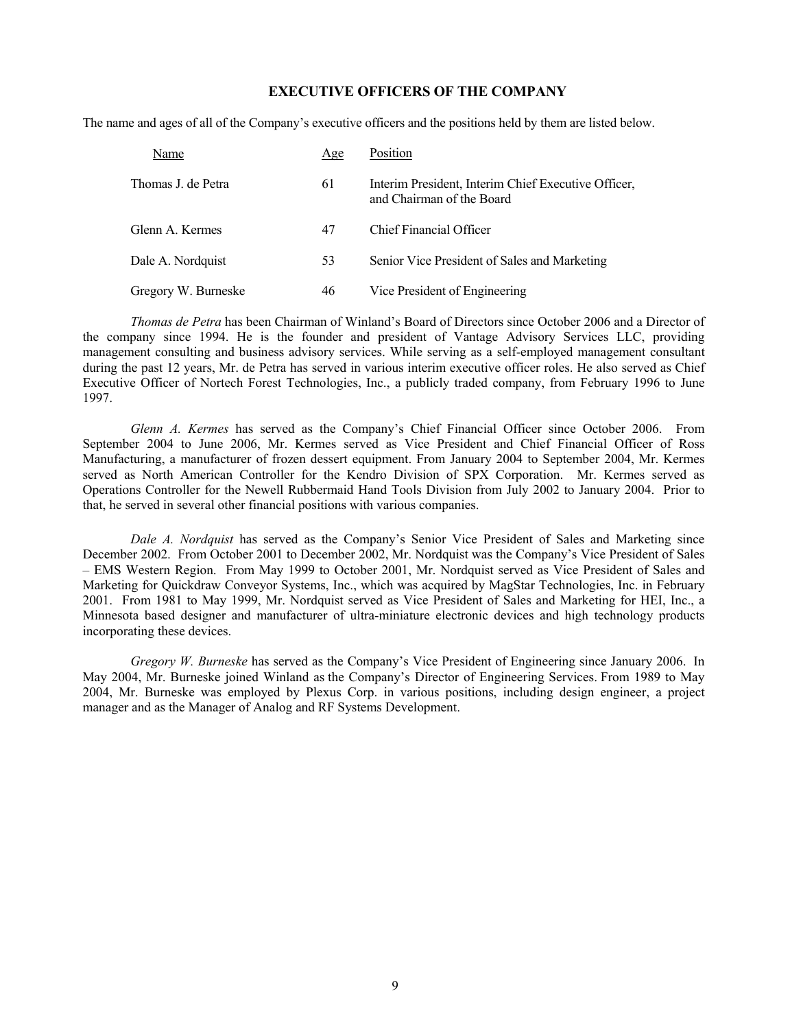## EXECUTIVE OFFICERS OF THE COMPANY

The name and ages of all of the Company's executive officers and the positions held by them are listed below.

| Name | Age | Position |
| --- | --- | --- |
| Thomas J. de Petra | 61 | Interim President, Interim Chief Executive Officer, and Chairman of the Board |
| Glenn A. Kermes | 47 | Chief Financial Officer |
| Dale A. Nordquist | 53 | Senior Vice President of Sales and Marketing |
| Gregory W. Burneske | 46 | Vice President of Engineering |

*Thomas de Petra* has been Chairman of Winland's Board of Directors since October 2006 and a Director of the company since 1994. He is the founder and president of Vantage Advisory Services LLC, providing management consulting and business advisory services. While serving as a self-employed management consultant during the past 12 years, Mr. de Petra has served in various interim executive officer roles. He also served as Chief Executive Officer of Nortech Forest Technologies, Inc., a publicly traded company, from February 1996 to June 1997.

*Glenn A. Kermes* has served as the Company's Chief Financial Officer since October 2006. From September 2004 to June 2006, Mr. Kermes served as Vice President and Chief Financial Officer of Ross Manufacturing, a manufacturer of frozen dessert equipment. From January 2004 to September 2004, Mr. Kermes served as North American Controller for the Kendro Division of SPX Corporation. Mr. Kermes served as Operations Controller for the Newell Rubbermaid Hand Tools Division from July 2002 to January 2004. Prior to that, he served in several other financial positions with various companies.

*Dale A. Nordquist* has served as the Company's Senior Vice President of Sales and Marketing since December 2002. From October 2001 to December 2002, Mr. Nordquist was the Company's Vice President of Sales – EMS Western Region. From May 1999 to October 2001, Mr. Nordquist served as Vice President of Sales and Marketing for Quickdraw Conveyor Systems, Inc., which was acquired by MagStar Technologies, Inc. in February 2001. From 1981 to May 1999, Mr. Nordquist served as Vice President of Sales and Marketing for HEI, Inc., a Minnesota based designer and manufacturer of ultra-miniature electronic devices and high technology products incorporating these devices.

*Gregory W. Burneske* has served as the Company's Vice President of Engineering since January 2006. In May 2004, Mr. Burneske joined Winland as the Company's Director of Engineering Services. From 1989 to May 2004, Mr. Burneske was employed by Plexus Corp. in various positions, including design engineer, a project manager and as the Manager of Analog and RF Systems Development.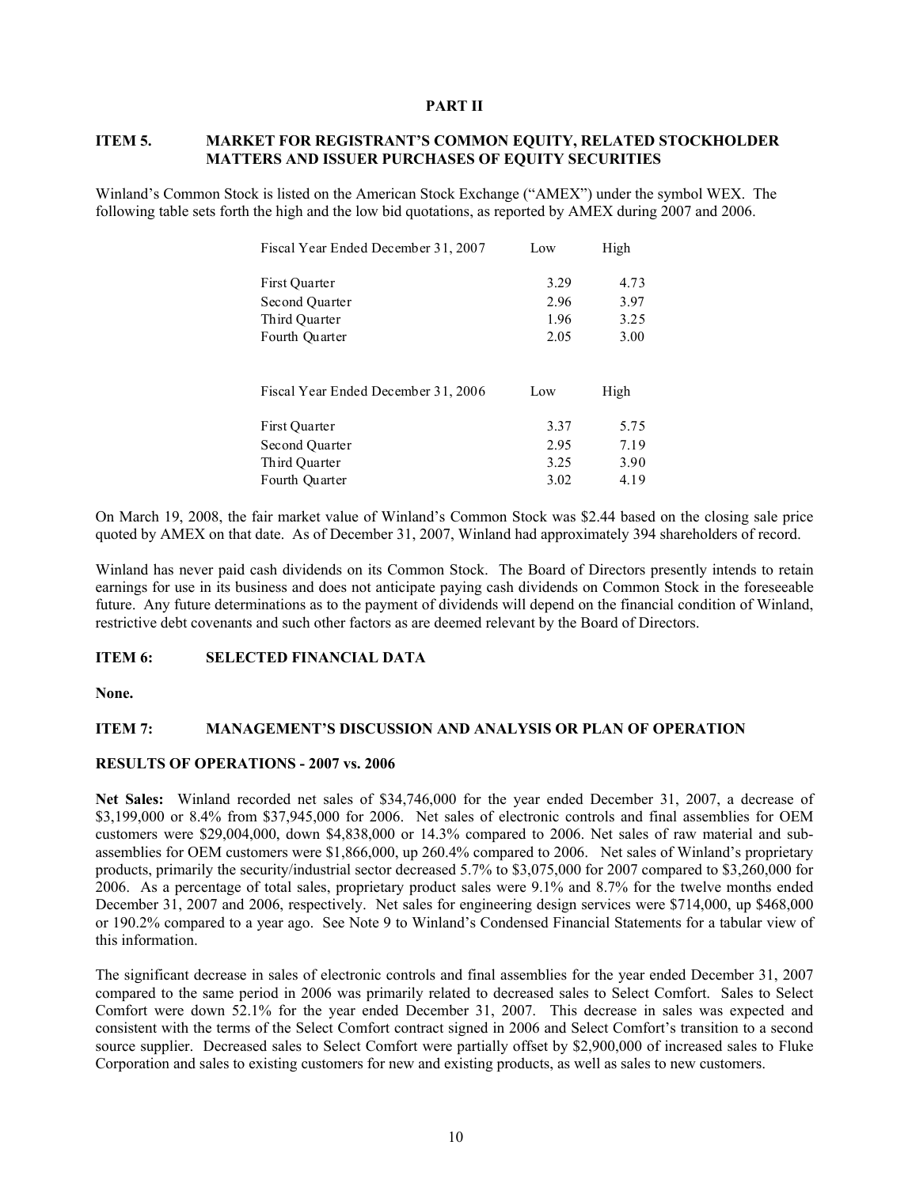## PART II

### ITEM 5. MARKET FOR REGISTRANT'S COMMON EQUITY, RELATED STOCKHOLDER MATTERS AND ISSUER PURCHASES OF EQUITY SECURITIES

Winland's Common Stock is listed on the American Stock Exchange ("AMEX") under the symbol WEX. The following table sets forth the high and the low bid quotations, as reported by AMEX during 2007 and 2006.

| Fiscal Year Ended December 31, 2007 | Low | High |
|---|---|---|
| First Quarter | 3.29 | 4.73 |
| Second Quarter | 2.96 | 3.97 |
| Third Quarter | 1.96 | 3.25 |
| Fourth Quarter | 2.05 | 3.00 |

| Fiscal Year Ended December 31, 2006 | Low | High |
|---|---|---|
| First Quarter | 3.37 | 5.75 |
| Second Quarter | 2.95 | 7.19 |
| Third Quarter | 3.25 | 3.90 |
| Fourth Quarter | 3.02 | 4.19 |

On March 19, 2008, the fair market value of Winland's Common Stock was $2.44 based on the closing sale price quoted by AMEX on that date. As of December 31, 2007, Winland had approximately 394 shareholders of record.

Winland has never paid cash dividends on its Common Stock. The Board of Directors presently intends to retain earnings for use in its business and does not anticipate paying cash dividends on Common Stock in the foreseeable future. Any future determinations as to the payment of dividends will depend on the financial condition of Winland, restrictive debt covenants and such other factors as are deemed relevant by the Board of Directors.

### ITEM 6: SELECTED FINANCIAL DATA

**None.**

### ITEM 7: MANAGEMENT'S DISCUSSION AND ANALYSIS OR PLAN OF OPERATION

#### RESULTS OF OPERATIONS - 2007 vs. 2006

**Net Sales:** Winland recorded net sales of $34,746,000 for the year ended December 31, 2007, a decrease of $3,199,000 or 8.4% from $37,945,000 for 2006. Net sales of electronic controls and final assemblies for OEM customers were $29,004,000, down $4,838,000 or 14.3% compared to 2006. Net sales of raw material and sub-assemblies for OEM customers were $1,866,000, up 260.4% compared to 2006. Net sales of Winland's proprietary products, primarily the security/industrial sector decreased 5.7% to $3,075,000 for 2007 compared to $3,260,000 for 2006. As a percentage of total sales, proprietary product sales were 9.1% and 8.7% for the twelve months ended December 31, 2007 and 2006, respectively. Net sales for engineering design services were $714,000, up $468,000 or 190.2% compared to a year ago. See Note 9 to Winland's Condensed Financial Statements for a tabular view of this information.

The significant decrease in sales of electronic controls and final assemblies for the year ended December 31, 2007 compared to the same period in 2006 was primarily related to decreased sales to Select Comfort. Sales to Select Comfort were down 52.1% for the year ended December 31, 2007. This decrease in sales was expected and consistent with the terms of the Select Comfort contract signed in 2006 and Select Comfort's transition to a second source supplier. Decreased sales to Select Comfort were partially offset by $2,900,000 of increased sales to Fluke Corporation and sales to existing customers for new and existing products, as well as sales to new customers.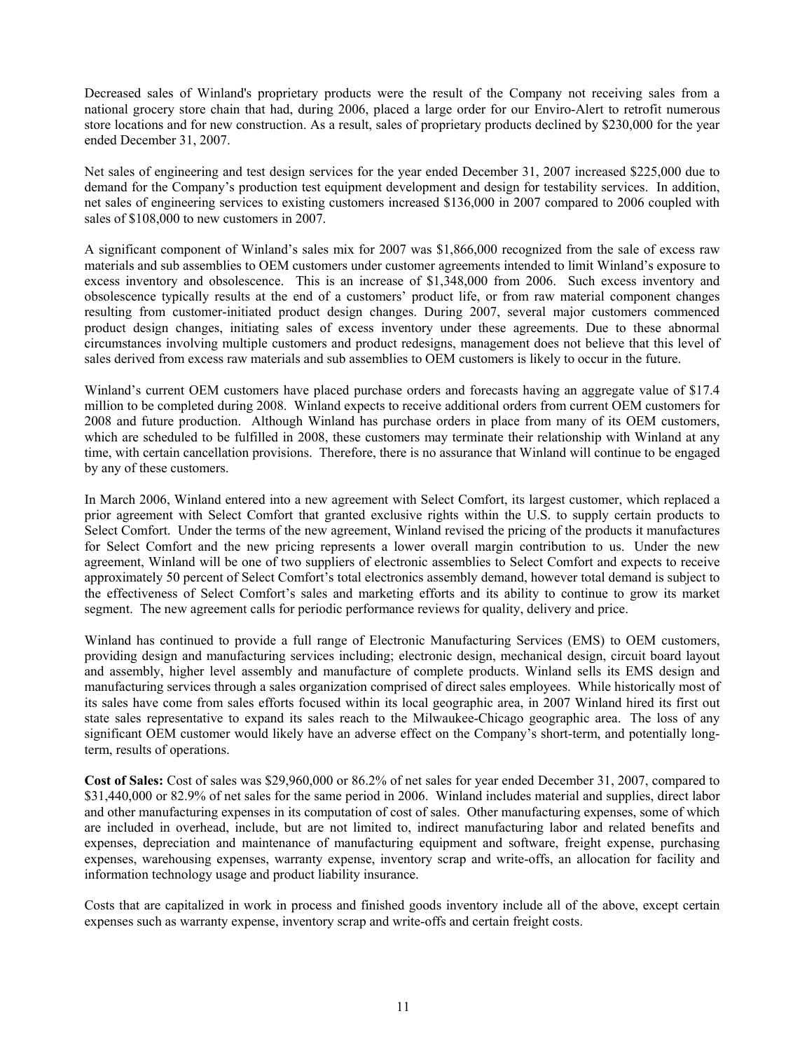Decreased sales of Winland's proprietary products were the result of the Company not receiving sales from a national grocery store chain that had, during 2006, placed a large order for our Enviro-Alert to retrofit numerous store locations and for new construction. As a result, sales of proprietary products declined by $230,000 for the year ended December 31, 2007.

Net sales of engineering and test design services for the year ended December 31, 2007 increased $225,000 due to demand for the Company's production test equipment development and design for testability services. In addition, net sales of engineering services to existing customers increased $136,000 in 2007 compared to 2006 coupled with sales of $108,000 to new customers in 2007.

A significant component of Winland's sales mix for 2007 was $1,866,000 recognized from the sale of excess raw materials and sub assemblies to OEM customers under customer agreements intended to limit Winland's exposure to excess inventory and obsolescence. This is an increase of $1,348,000 from 2006. Such excess inventory and obsolescence typically results at the end of a customers' product life, or from raw material component changes resulting from customer-initiated product design changes. During 2007, several major customers commenced product design changes, initiating sales of excess inventory under these agreements. Due to these abnormal circumstances involving multiple customers and product redesigns, management does not believe that this level of sales derived from excess raw materials and sub assemblies to OEM customers is likely to occur in the future.

Winland's current OEM customers have placed purchase orders and forecasts having an aggregate value of $17.4 million to be completed during 2008. Winland expects to receive additional orders from current OEM customers for 2008 and future production. Although Winland has purchase orders in place from many of its OEM customers, which are scheduled to be fulfilled in 2008, these customers may terminate their relationship with Winland at any time, with certain cancellation provisions. Therefore, there is no assurance that Winland will continue to be engaged by any of these customers.

In March 2006, Winland entered into a new agreement with Select Comfort, its largest customer, which replaced a prior agreement with Select Comfort that granted exclusive rights within the U.S. to supply certain products to Select Comfort. Under the terms of the new agreement, Winland revised the pricing of the products it manufactures for Select Comfort and the new pricing represents a lower overall margin contribution to us. Under the new agreement, Winland will be one of two suppliers of electronic assemblies to Select Comfort and expects to receive approximately 50 percent of Select Comfort's total electronics assembly demand, however total demand is subject to the effectiveness of Select Comfort's sales and marketing efforts and its ability to continue to grow its market segment. The new agreement calls for periodic performance reviews for quality, delivery and price.

Winland has continued to provide a full range of Electronic Manufacturing Services (EMS) to OEM customers, providing design and manufacturing services including; electronic design, mechanical design, circuit board layout and assembly, higher level assembly and manufacture of complete products. Winland sells its EMS design and manufacturing services through a sales organization comprised of direct sales employees. While historically most of its sales have come from sales efforts focused within its local geographic area, in 2007 Winland hired its first out state sales representative to expand its sales reach to the Milwaukee-Chicago geographic area. The loss of any significant OEM customer would likely have an adverse effect on the Company's short-term, and potentially long-term, results of operations.

**Cost of Sales:** Cost of sales was $29,960,000 or 86.2% of net sales for year ended December 31, 2007, compared to $31,440,000 or 82.9% of net sales for the same period in 2006. Winland includes material and supplies, direct labor and other manufacturing expenses in its computation of cost of sales. Other manufacturing expenses, some of which are included in overhead, include, but are not limited to, indirect manufacturing labor and related benefits and expenses, depreciation and maintenance of manufacturing equipment and software, freight expense, purchasing expenses, warehousing expenses, warranty expense, inventory scrap and write-offs, an allocation for facility and information technology usage and product liability insurance.

Costs that are capitalized in work in process and finished goods inventory include all of the above, except certain expenses such as warranty expense, inventory scrap and write-offs and certain freight costs.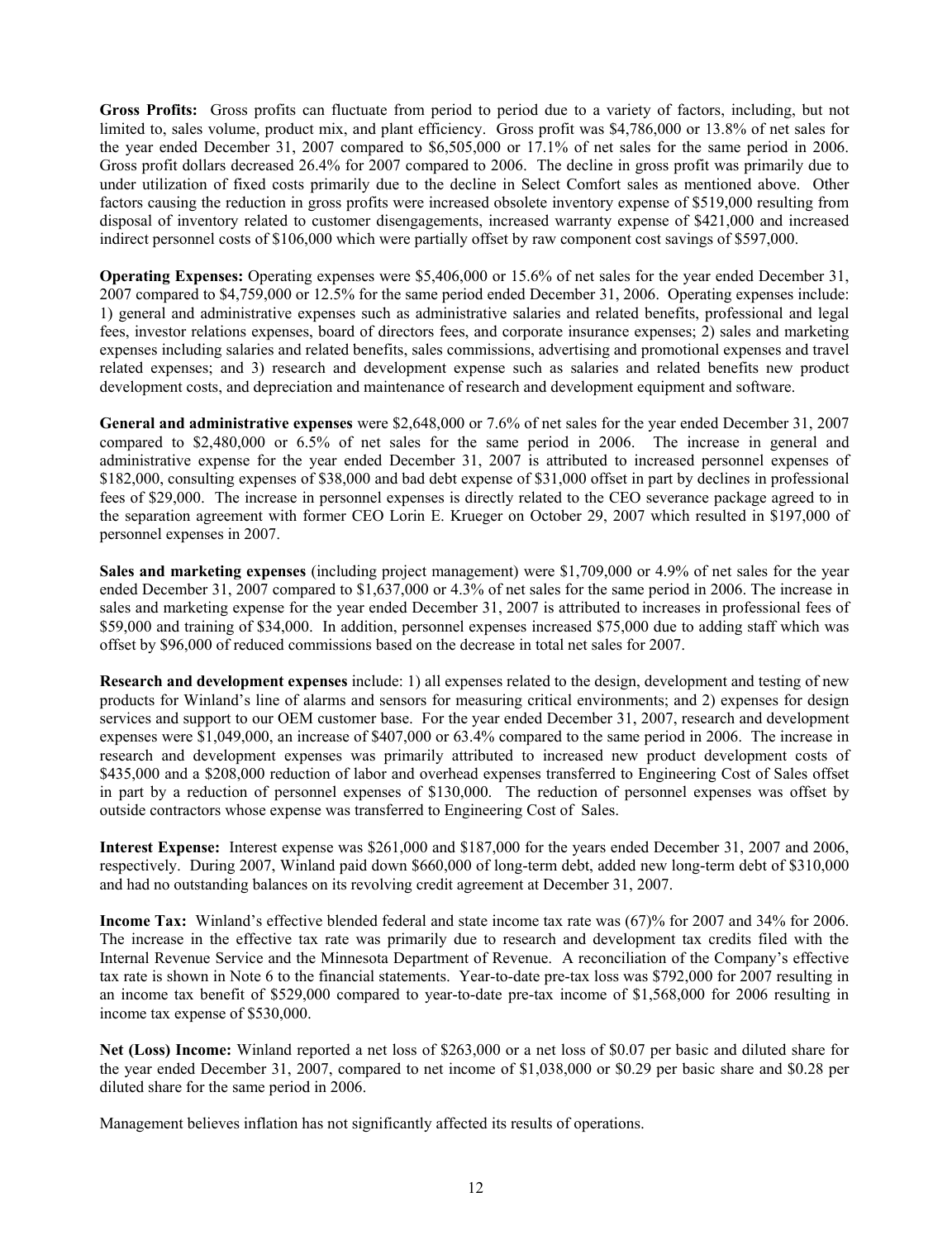**Gross Profits:** Gross profits can fluctuate from period to period due to a variety of factors, including, but not limited to, sales volume, product mix, and plant efficiency. Gross profit was $4,786,000 or 13.8% of net sales for the year ended December 31, 2007 compared to $6,505,000 or 17.1% of net sales for the same period in 2006. Gross profit dollars decreased 26.4% for 2007 compared to 2006. The decline in gross profit was primarily due to under utilization of fixed costs primarily due to the decline in Select Comfort sales as mentioned above. Other factors causing the reduction in gross profits were increased obsolete inventory expense of $519,000 resulting from disposal of inventory related to customer disengagements, increased warranty expense of $421,000 and increased indirect personnel costs of $106,000 which were partially offset by raw component cost savings of $597,000.

**Operating Expenses:** Operating expenses were $5,406,000 or 15.6% of net sales for the year ended December 31, 2007 compared to $4,759,000 or 12.5% for the same period ended December 31, 2006. Operating expenses include: 1) general and administrative expenses such as administrative salaries and related benefits, professional and legal fees, investor relations expenses, board of directors fees, and corporate insurance expenses; 2) sales and marketing expenses including salaries and related benefits, sales commissions, advertising and promotional expenses and travel related expenses; and 3) research and development expense such as salaries and related benefits new product development costs, and depreciation and maintenance of research and development equipment and software.

**General and administrative expenses** were $2,648,000 or 7.6% of net sales for the year ended December 31, 2007 compared to $2,480,000 or 6.5% of net sales for the same period in 2006. The increase in general and administrative expense for the year ended December 31, 2007 is attributed to increased personnel expenses of $182,000, consulting expenses of $38,000 and bad debt expense of $31,000 offset in part by declines in professional fees of $29,000. The increase in personnel expenses is directly related to the CEO severance package agreed to in the separation agreement with former CEO Lorin E. Krueger on October 29, 2007 which resulted in $197,000 of personnel expenses in 2007.

**Sales and marketing expenses** (including project management) were $1,709,000 or 4.9% of net sales for the year ended December 31, 2007 compared to $1,637,000 or 4.3% of net sales for the same period in 2006. The increase in sales and marketing expense for the year ended December 31, 2007 is attributed to increases in professional fees of $59,000 and training of $34,000. In addition, personnel expenses increased $75,000 due to adding staff which was offset by $96,000 of reduced commissions based on the decrease in total net sales for 2007.

**Research and development expenses** include: 1) all expenses related to the design, development and testing of new products for Winland's line of alarms and sensors for measuring critical environments; and 2) expenses for design services and support to our OEM customer base. For the year ended December 31, 2007, research and development expenses were $1,049,000, an increase of $407,000 or 63.4% compared to the same period in 2006. The increase in research and development expenses was primarily attributed to increased new product development costs of $435,000 and a $208,000 reduction of labor and overhead expenses transferred to Engineering Cost of Sales offset in part by a reduction of personnel expenses of $130,000. The reduction of personnel expenses was offset by outside contractors whose expense was transferred to Engineering Cost of Sales.

**Interest Expense:** Interest expense was $261,000 and $187,000 for the years ended December 31, 2007 and 2006, respectively. During 2007, Winland paid down $660,000 of long-term debt, added new long-term debt of $310,000 and had no outstanding balances on its revolving credit agreement at December 31, 2007.

**Income Tax:** Winland's effective blended federal and state income tax rate was (67)% for 2007 and 34% for 2006. The increase in the effective tax rate was primarily due to research and development tax credits filed with the Internal Revenue Service and the Minnesota Department of Revenue. A reconciliation of the Company's effective tax rate is shown in Note 6 to the financial statements. Year-to-date pre-tax loss was $792,000 for 2007 resulting in an income tax benefit of $529,000 compared to year-to-date pre-tax income of $1,568,000 for 2006 resulting in income tax expense of $530,000.

**Net (Loss) Income:** Winland reported a net loss of $263,000 or a net loss of $0.07 per basic and diluted share for the year ended December 31, 2007, compared to net income of $1,038,000 or $0.29 per basic share and $0.28 per diluted share for the same period in 2006.

Management believes inflation has not significantly affected its results of operations.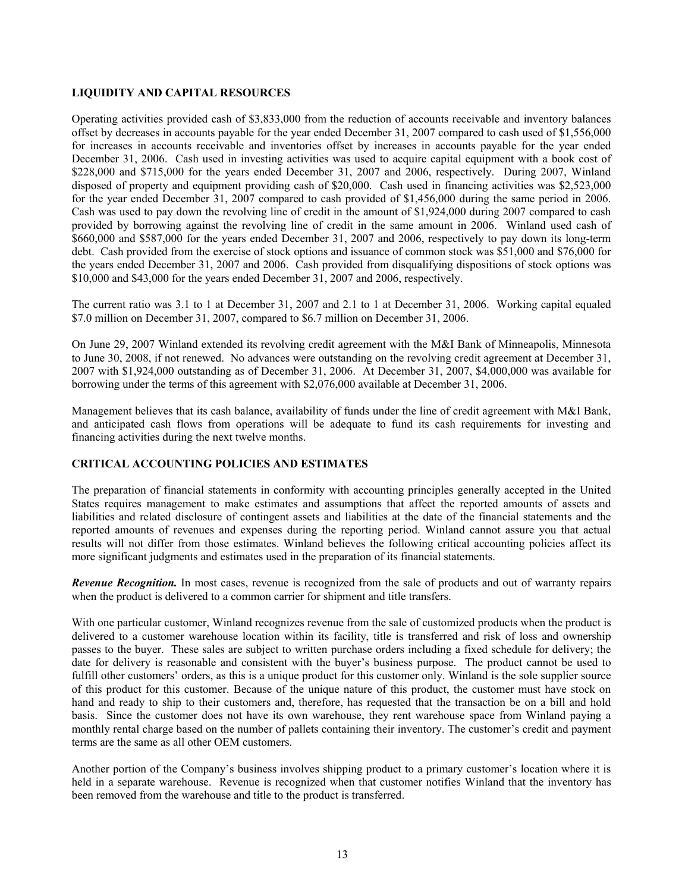## LIQUIDITY AND CAPITAL RESOURCES

Operating activities provided cash of $3,833,000 from the reduction of accounts receivable and inventory balances offset by decreases in accounts payable for the year ended December 31, 2007 compared to cash used of $1,556,000 for increases in accounts receivable and inventories offset by increases in accounts payable for the year ended December 31, 2006. Cash used in investing activities was used to acquire capital equipment with a book cost of $228,000 and $715,000 for the years ended December 31, 2007 and 2006, respectively. During 2007, Winland disposed of property and equipment providing cash of $20,000. Cash used in financing activities was $2,523,000 for the year ended December 31, 2007 compared to cash provided of $1,456,000 during the same period in 2006. Cash was used to pay down the revolving line of credit in the amount of $1,924,000 during 2007 compared to cash provided by borrowing against the revolving line of credit in the same amount in 2006. Winland used cash of $660,000 and $587,000 for the years ended December 31, 2007 and 2006, respectively to pay down its long-term debt. Cash provided from the exercise of stock options and issuance of common stock was $51,000 and $76,000 for the years ended December 31, 2007 and 2006. Cash provided from disqualifying dispositions of stock options was $10,000 and $43,000 for the years ended December 31, 2007 and 2006, respectively.

The current ratio was 3.1 to 1 at December 31, 2007 and 2.1 to 1 at December 31, 2006. Working capital equaled $7.0 million on December 31, 2007, compared to $6.7 million on December 31, 2006.

On June 29, 2007 Winland extended its revolving credit agreement with the M&I Bank of Minneapolis, Minnesota to June 30, 2008, if not renewed. No advances were outstanding on the revolving credit agreement at December 31, 2007 with $1,924,000 outstanding as of December 31, 2006. At December 31, 2007, $4,000,000 was available for borrowing under the terms of this agreement with $2,076,000 available at December 31, 2006.

Management believes that its cash balance, availability of funds under the line of credit agreement with M&I Bank, and anticipated cash flows from operations will be adequate to fund its cash requirements for investing and financing activities during the next twelve months.

## CRITICAL ACCOUNTING POLICIES AND ESTIMATES

The preparation of financial statements in conformity with accounting principles generally accepted in the United States requires management to make estimates and assumptions that affect the reported amounts of assets and liabilities and related disclosure of contingent assets and liabilities at the date of the financial statements and the reported amounts of revenues and expenses during the reporting period. Winland cannot assure you that actual results will not differ from those estimates. Winland believes the following critical accounting policies affect its more significant judgments and estimates used in the preparation of its financial statements.

***Revenue Recognition.*** In most cases, revenue is recognized from the sale of products and out of warranty repairs when the product is delivered to a common carrier for shipment and title transfers.

With one particular customer, Winland recognizes revenue from the sale of customized products when the product is delivered to a customer warehouse location within its facility, title is transferred and risk of loss and ownership passes to the buyer. These sales are subject to written purchase orders including a fixed schedule for delivery; the date for delivery is reasonable and consistent with the buyer's business purpose. The product cannot be used to fulfill other customers' orders, as this is a unique product for this customer only. Winland is the sole supplier source of this product for this customer. Because of the unique nature of this product, the customer must have stock on hand and ready to ship to their customers and, therefore, has requested that the transaction be on a bill and hold basis. Since the customer does not have its own warehouse, they rent warehouse space from Winland paying a monthly rental charge based on the number of pallets containing their inventory. The customer's credit and payment terms are the same as all other OEM customers.

Another portion of the Company's business involves shipping product to a primary customer's location where it is held in a separate warehouse. Revenue is recognized when that customer notifies Winland that the inventory has been removed from the warehouse and title to the product is transferred.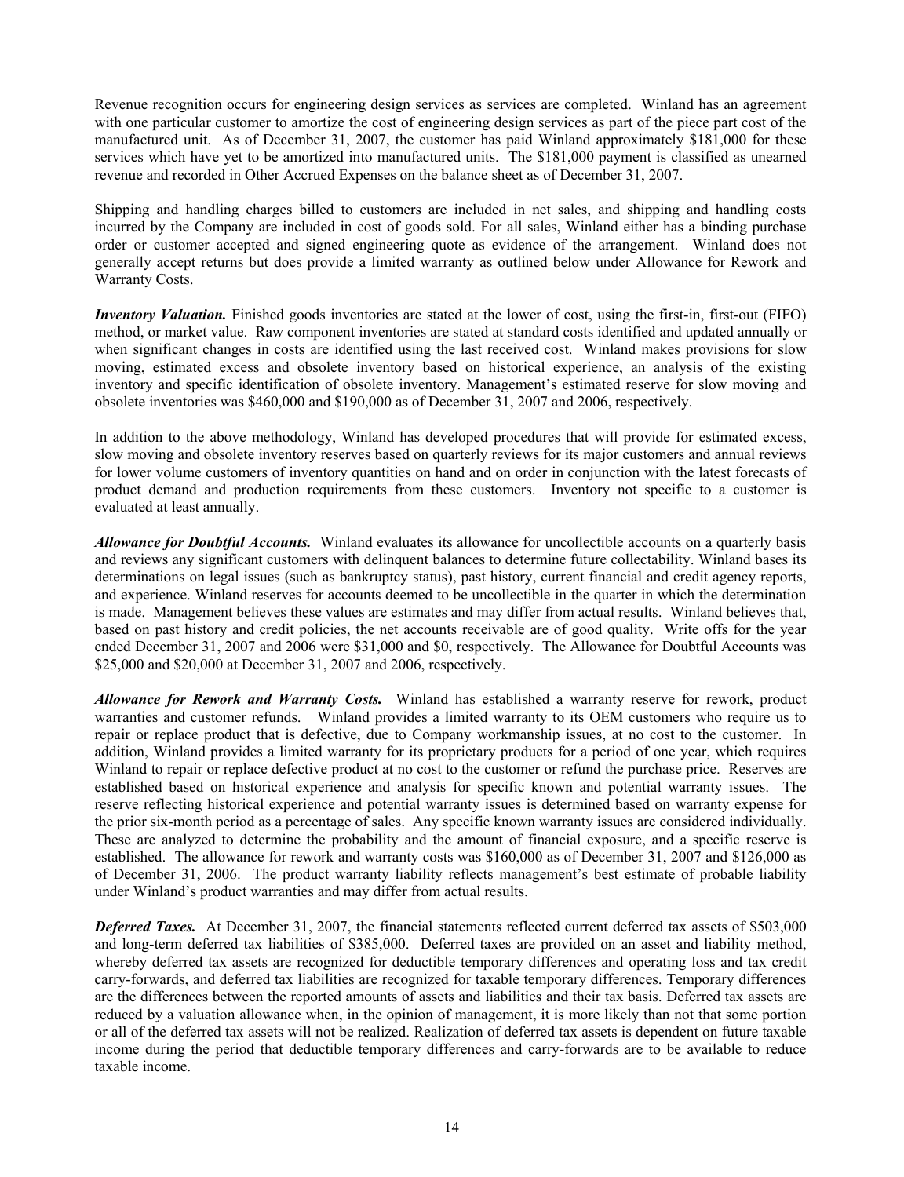Revenue recognition occurs for engineering design services as services are completed. Winland has an agreement with one particular customer to amortize the cost of engineering design services as part of the piece part cost of the manufactured unit. As of December 31, 2007, the customer has paid Winland approximately $181,000 for these services which have yet to be amortized into manufactured units. The $181,000 payment is classified as unearned revenue and recorded in Other Accrued Expenses on the balance sheet as of December 31, 2007.

Shipping and handling charges billed to customers are included in net sales, and shipping and handling costs incurred by the Company are included in cost of goods sold. For all sales, Winland either has a binding purchase order or customer accepted and signed engineering quote as evidence of the arrangement. Winland does not generally accept returns but does provide a limited warranty as outlined below under Allowance for Rework and Warranty Costs.

***Inventory Valuation.*** Finished goods inventories are stated at the lower of cost, using the first-in, first-out (FIFO) method, or market value. Raw component inventories are stated at standard costs identified and updated annually or when significant changes in costs are identified using the last received cost. Winland makes provisions for slow moving, estimated excess and obsolete inventory based on historical experience, an analysis of the existing inventory and specific identification of obsolete inventory. Management's estimated reserve for slow moving and obsolete inventories was $460,000 and $190,000 as of December 31, 2007 and 2006, respectively.

In addition to the above methodology, Winland has developed procedures that will provide for estimated excess, slow moving and obsolete inventory reserves based on quarterly reviews for its major customers and annual reviews for lower volume customers of inventory quantities on hand and on order in conjunction with the latest forecasts of product demand and production requirements from these customers. Inventory not specific to a customer is evaluated at least annually.

***Allowance for Doubtful Accounts.*** Winland evaluates its allowance for uncollectible accounts on a quarterly basis and reviews any significant customers with delinquent balances to determine future collectability. Winland bases its determinations on legal issues (such as bankruptcy status), past history, current financial and credit agency reports, and experience. Winland reserves for accounts deemed to be uncollectible in the quarter in which the determination is made. Management believes these values are estimates and may differ from actual results. Winland believes that, based on past history and credit policies, the net accounts receivable are of good quality. Write offs for the year ended December 31, 2007 and 2006 were $31,000 and $0, respectively. The Allowance for Doubtful Accounts was $25,000 and $20,000 at December 31, 2007 and 2006, respectively.

***Allowance for Rework and Warranty Costs.*** Winland has established a warranty reserve for rework, product warranties and customer refunds. Winland provides a limited warranty to its OEM customers who require us to repair or replace product that is defective, due to Company workmanship issues, at no cost to the customer. In addition, Winland provides a limited warranty for its proprietary products for a period of one year, which requires Winland to repair or replace defective product at no cost to the customer or refund the purchase price. Reserves are established based on historical experience and analysis for specific known and potential warranty issues. The reserve reflecting historical experience and potential warranty issues is determined based on warranty expense for the prior six-month period as a percentage of sales. Any specific known warranty issues are considered individually. These are analyzed to determine the probability and the amount of financial exposure, and a specific reserve is established. The allowance for rework and warranty costs was $160,000 as of December 31, 2007 and $126,000 as of December 31, 2006. The product warranty liability reflects management's best estimate of probable liability under Winland's product warranties and may differ from actual results.

***Deferred Taxes.*** At December 31, 2007, the financial statements reflected current deferred tax assets of $503,000 and long-term deferred tax liabilities of $385,000. Deferred taxes are provided on an asset and liability method, whereby deferred tax assets are recognized for deductible temporary differences and operating loss and tax credit carry-forwards, and deferred tax liabilities are recognized for taxable temporary differences. Temporary differences are the differences between the reported amounts of assets and liabilities and their tax basis. Deferred tax assets are reduced by a valuation allowance when, in the opinion of management, it is more likely than not that some portion or all of the deferred tax assets will not be realized. Realization of deferred tax assets is dependent on future taxable income during the period that deductible temporary differences and carry-forwards are to be available to reduce taxable income.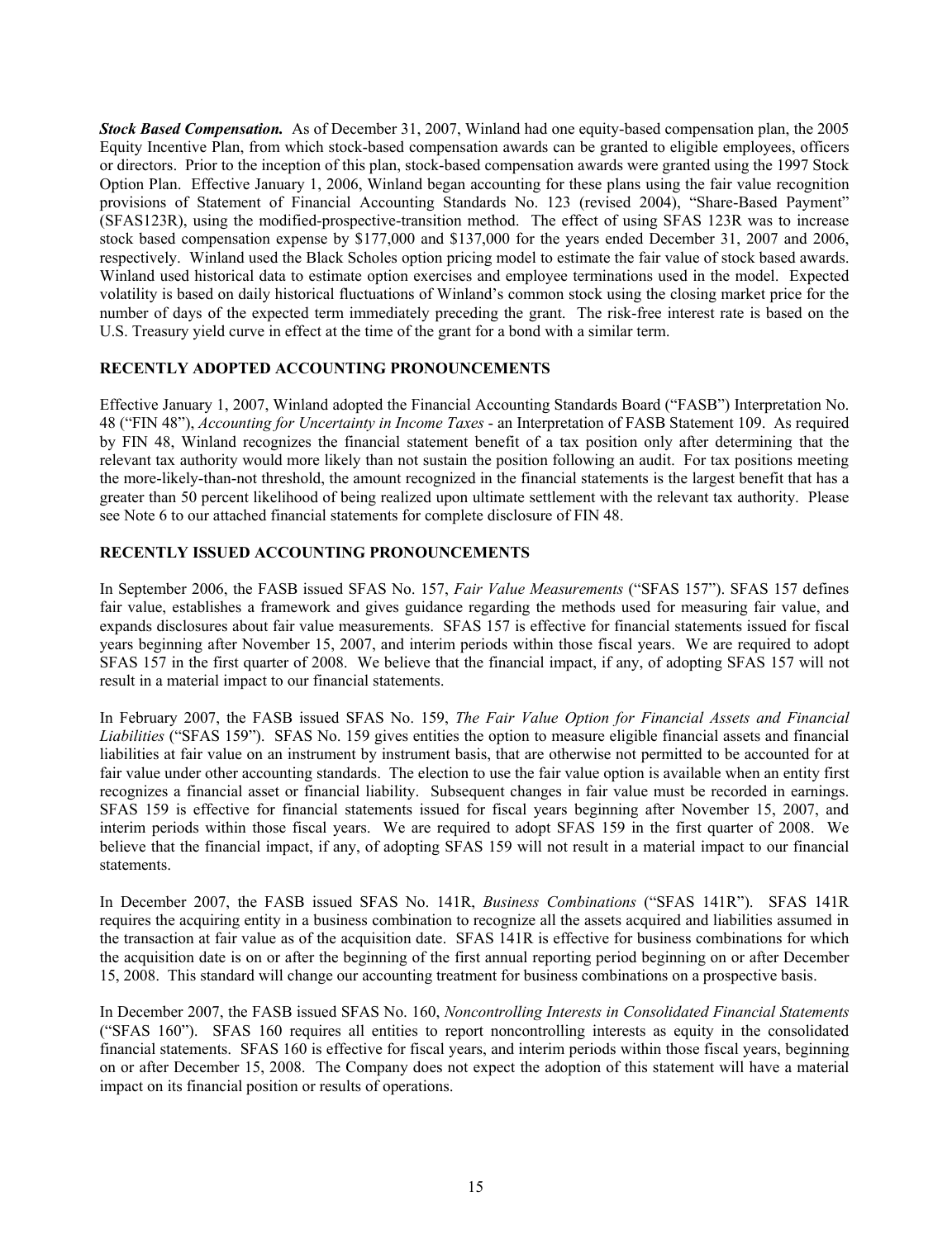***Stock Based Compensation.*** As of December 31, 2007, Winland had one equity-based compensation plan, the 2005 Equity Incentive Plan, from which stock-based compensation awards can be granted to eligible employees, officers or directors. Prior to the inception of this plan, stock-based compensation awards were granted using the 1997 Stock Option Plan. Effective January 1, 2006, Winland began accounting for these plans using the fair value recognition provisions of Statement of Financial Accounting Standards No. 123 (revised 2004), "Share-Based Payment" (SFAS123R), using the modified-prospective-transition method. The effect of using SFAS 123R was to increase stock based compensation expense by $177,000 and $137,000 for the years ended December 31, 2007 and 2006, respectively. Winland used the Black Scholes option pricing model to estimate the fair value of stock based awards. Winland used historical data to estimate option exercises and employee terminations used in the model. Expected volatility is based on daily historical fluctuations of Winland's common stock using the closing market price for the number of days of the expected term immediately preceding the grant. The risk-free interest rate is based on the U.S. Treasury yield curve in effect at the time of the grant for a bond with a similar term.

## RECENTLY ADOPTED ACCOUNTING PRONOUNCEMENTS

Effective January 1, 2007, Winland adopted the Financial Accounting Standards Board ("FASB") Interpretation No. 48 ("FIN 48"), *Accounting for Uncertainty in Income Taxes* - an Interpretation of FASB Statement 109. As required by FIN 48, Winland recognizes the financial statement benefit of a tax position only after determining that the relevant tax authority would more likely than not sustain the position following an audit. For tax positions meeting the more-likely-than-not threshold, the amount recognized in the financial statements is the largest benefit that has a greater than 50 percent likelihood of being realized upon ultimate settlement with the relevant tax authority. Please see Note 6 to our attached financial statements for complete disclosure of FIN 48.

## RECENTLY ISSUED ACCOUNTING PRONOUNCEMENTS

In September 2006, the FASB issued SFAS No. 157, *Fair Value Measurements* ("SFAS 157"). SFAS 157 defines fair value, establishes a framework and gives guidance regarding the methods used for measuring fair value, and expands disclosures about fair value measurements. SFAS 157 is effective for financial statements issued for fiscal years beginning after November 15, 2007, and interim periods within those fiscal years. We are required to adopt SFAS 157 in the first quarter of 2008. We believe that the financial impact, if any, of adopting SFAS 157 will not result in a material impact to our financial statements.

In February 2007, the FASB issued SFAS No. 159, *The Fair Value Option for Financial Assets and Financial Liabilities* ("SFAS 159"). SFAS No. 159 gives entities the option to measure eligible financial assets and financial liabilities at fair value on an instrument by instrument basis, that are otherwise not permitted to be accounted for at fair value under other accounting standards. The election to use the fair value option is available when an entity first recognizes a financial asset or financial liability. Subsequent changes in fair value must be recorded in earnings. SFAS 159 is effective for financial statements issued for fiscal years beginning after November 15, 2007, and interim periods within those fiscal years. We are required to adopt SFAS 159 in the first quarter of 2008. We believe that the financial impact, if any, of adopting SFAS 159 will not result in a material impact to our financial statements.

In December 2007, the FASB issued SFAS No. 141R, *Business Combinations* ("SFAS 141R"). SFAS 141R requires the acquiring entity in a business combination to recognize all the assets acquired and liabilities assumed in the transaction at fair value as of the acquisition date. SFAS 141R is effective for business combinations for which the acquisition date is on or after the beginning of the first annual reporting period beginning on or after December 15, 2008. This standard will change our accounting treatment for business combinations on a prospective basis.

In December 2007, the FASB issued SFAS No. 160, *Noncontrolling Interests in Consolidated Financial Statements* ("SFAS 160"). SFAS 160 requires all entities to report noncontrolling interests as equity in the consolidated financial statements. SFAS 160 is effective for fiscal years, and interim periods within those fiscal years, beginning on or after December 15, 2008. The Company does not expect the adoption of this statement will have a material impact on its financial position or results of operations.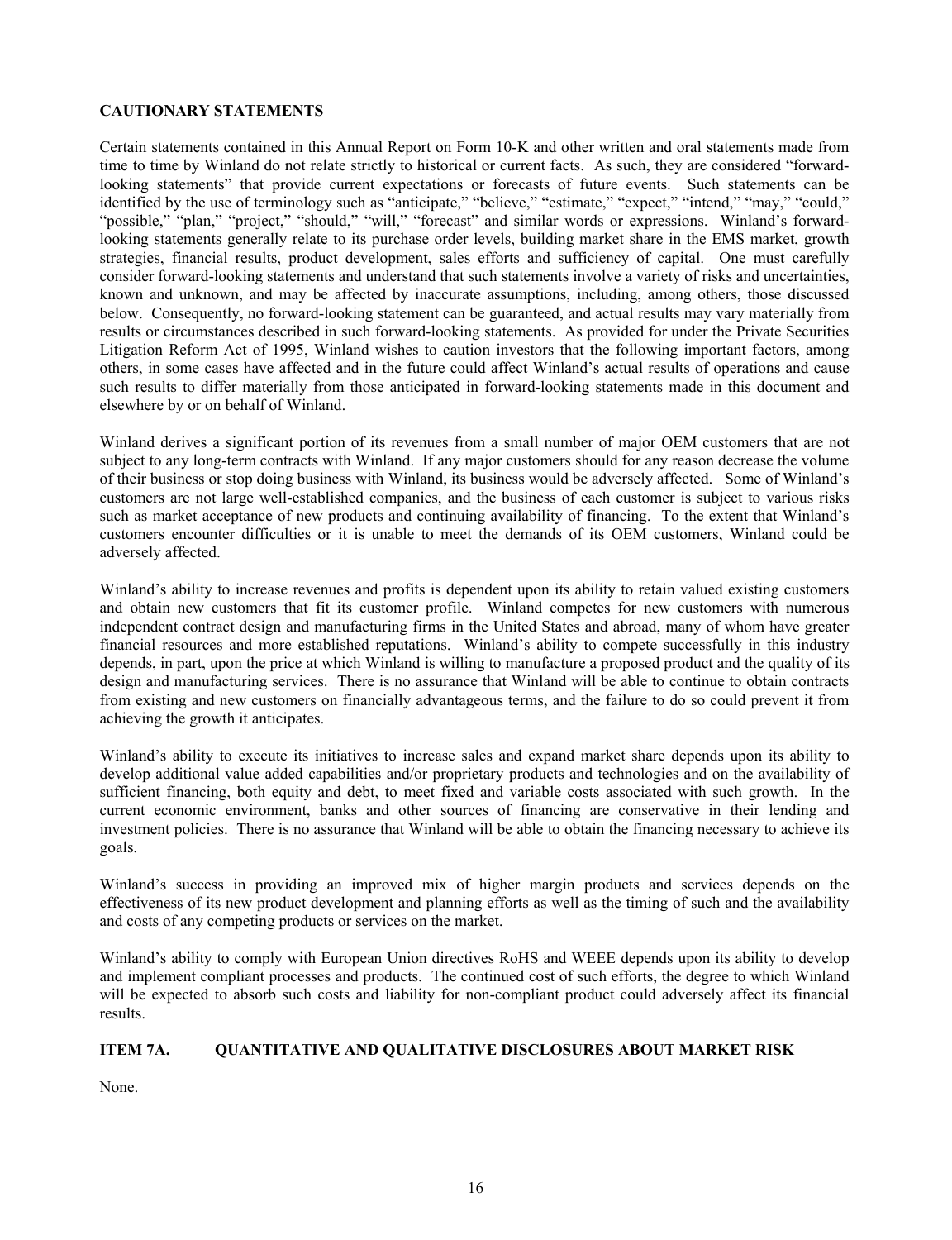**CAUTIONARY STATEMENTS**

Certain statements contained in this Annual Report on Form 10-K and other written and oral statements made from time to time by Winland do not relate strictly to historical or current facts. As such, they are considered "forward-looking statements" that provide current expectations or forecasts of future events. Such statements can be identified by the use of terminology such as "anticipate," "believe," "estimate," "expect," "intend," "may," "could," "possible," "plan," "project," "should," "will," "forecast" and similar words or expressions. Winland's forward-looking statements generally relate to its purchase order levels, building market share in the EMS market, growth strategies, financial results, product development, sales efforts and sufficiency of capital. One must carefully consider forward-looking statements and understand that such statements involve a variety of risks and uncertainties, known and unknown, and may be affected by inaccurate assumptions, including, among others, those discussed below. Consequently, no forward-looking statement can be guaranteed, and actual results may vary materially from results or circumstances described in such forward-looking statements. As provided for under the Private Securities Litigation Reform Act of 1995, Winland wishes to caution investors that the following important factors, among others, in some cases have affected and in the future could affect Winland's actual results of operations and cause such results to differ materially from those anticipated in forward-looking statements made in this document and elsewhere by or on behalf of Winland.

Winland derives a significant portion of its revenues from a small number of major OEM customers that are not subject to any long-term contracts with Winland. If any major customers should for any reason decrease the volume of their business or stop doing business with Winland, its business would be adversely affected. Some of Winland's customers are not large well-established companies, and the business of each customer is subject to various risks such as market acceptance of new products and continuing availability of financing. To the extent that Winland's customers encounter difficulties or it is unable to meet the demands of its OEM customers, Winland could be adversely affected.

Winland's ability to increase revenues and profits is dependent upon its ability to retain valued existing customers and obtain new customers that fit its customer profile. Winland competes for new customers with numerous independent contract design and manufacturing firms in the United States and abroad, many of whom have greater financial resources and more established reputations. Winland's ability to compete successfully in this industry depends, in part, upon the price at which Winland is willing to manufacture a proposed product and the quality of its design and manufacturing services. There is no assurance that Winland will be able to continue to obtain contracts from existing and new customers on financially advantageous terms, and the failure to do so could prevent it from achieving the growth it anticipates.

Winland's ability to execute its initiatives to increase sales and expand market share depends upon its ability to develop additional value added capabilities and/or proprietary products and technologies and on the availability of sufficient financing, both equity and debt, to meet fixed and variable costs associated with such growth. In the current economic environment, banks and other sources of financing are conservative in their lending and investment policies. There is no assurance that Winland will be able to obtain the financing necessary to achieve its goals.

Winland's success in providing an improved mix of higher margin products and services depends on the effectiveness of its new product development and planning efforts as well as the timing of such and the availability and costs of any competing products or services on the market.

Winland's ability to comply with European Union directives RoHS and WEEE depends upon its ability to develop and implement compliant processes and products. The continued cost of such efforts, the degree to which Winland will be expected to absorb such costs and liability for non-compliant product could adversely affect its financial results.

## ITEM 7A. QUANTITATIVE AND QUALITATIVE DISCLOSURES ABOUT MARKET RISK

None.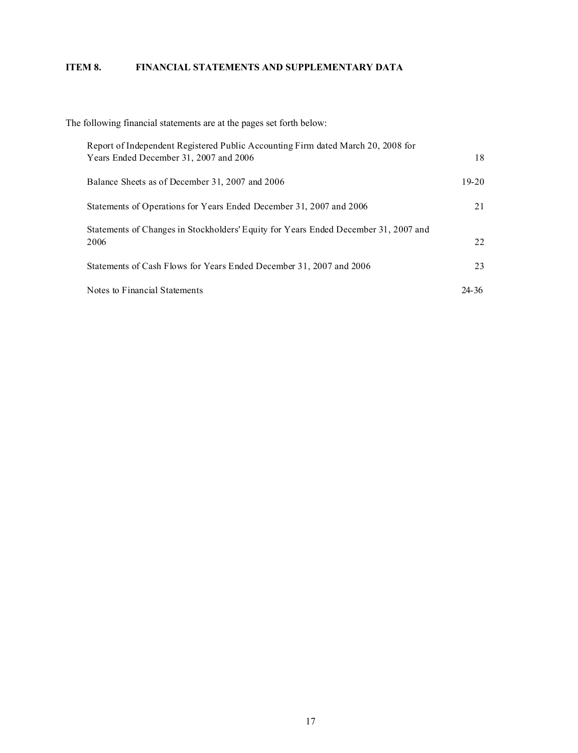## ITEM 8. FINANCIAL STATEMENTS AND SUPPLEMENTARY DATA

The following financial statements are at the pages set forth below:

| | |
|---|---|
| Report of Independent Registered Public Accounting Firm dated March 20, 2008 for Years Ended December 31, 2007 and 2006 | 18 |
| Balance Sheets as of December 31, 2007 and 2006 | 19-20 |
| Statements of Operations for Years Ended December 31, 2007 and 2006 | 21 |
| Statements of Changes in Stockholders' Equity for Years Ended December 31, 2007 and 2006 | 22 |
| Statements of Cash Flows for Years Ended December 31, 2007 and 2006 | 23 |
| Notes to Financial Statements | 24-36 |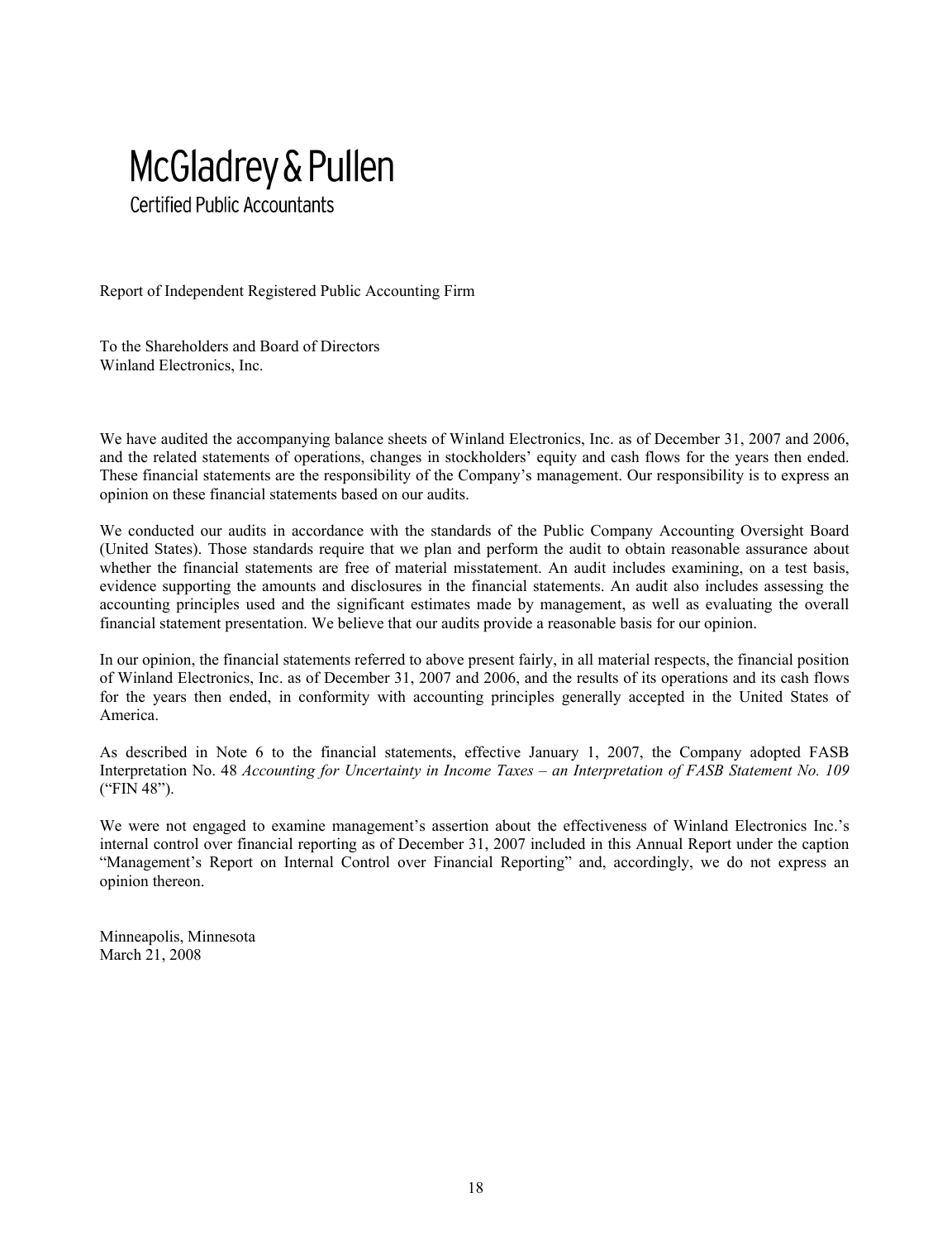McGladrey & Pullen

Certified Public Accountants

Report of Independent Registered Public Accounting Firm

To the Shareholders and Board of Directors
Winland Electronics, Inc.

We have audited the accompanying balance sheets of Winland Electronics, Inc. as of December 31, 2007 and 2006, and the related statements of operations, changes in stockholders' equity and cash flows for the years then ended. These financial statements are the responsibility of the Company's management. Our responsibility is to express an opinion on these financial statements based on our audits.

We conducted our audits in accordance with the standards of the Public Company Accounting Oversight Board (United States). Those standards require that we plan and perform the audit to obtain reasonable assurance about whether the financial statements are free of material misstatement. An audit includes examining, on a test basis, evidence supporting the amounts and disclosures in the financial statements. An audit also includes assessing the accounting principles used and the significant estimates made by management, as well as evaluating the overall financial statement presentation. We believe that our audits provide a reasonable basis for our opinion.

In our opinion, the financial statements referred to above present fairly, in all material respects, the financial position of Winland Electronics, Inc. as of December 31, 2007 and 2006, and the results of its operations and its cash flows for the years then ended, in conformity with accounting principles generally accepted in the United States of America.

As described in Note 6 to the financial statements, effective January 1, 2007, the Company adopted FASB Interpretation No. 48 *Accounting for Uncertainty in Income Taxes – an Interpretation of FASB Statement No. 109* ("FIN 48").

We were not engaged to examine management's assertion about the effectiveness of Winland Electronics Inc.'s internal control over financial reporting as of December 31, 2007 included in this Annual Report under the caption "Management's Report on Internal Control over Financial Reporting" and, accordingly, we do not express an opinion thereon.

Minneapolis, Minnesota
March 21, 2008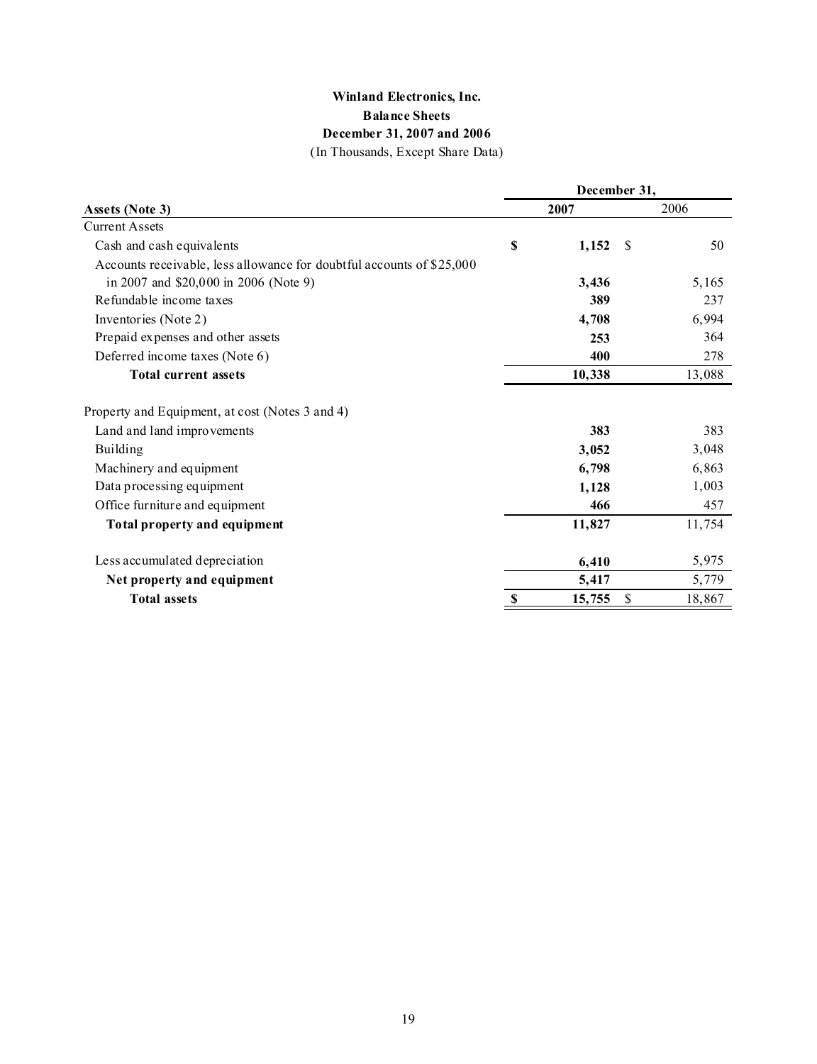# Winland Electronics, Inc.

## Balance Sheets

### December 31, 2007 and 2006

(In Thousands, Except Share Data)

| | December 31, | |
|---|---|---|
| **Assets (Note 3)** | **2007** | 2006 |
| Current Assets | | |
| Cash and cash equivalents | **$ 1,152** | $ 50 |
| Accounts receivable, less allowance for doubtful accounts of $25,000 in 2007 and $20,000 in 2006 (Note 9) | **3,436** | 5,165 |
| Refundable income taxes | **389** | 237 |
| Inventories (Note 2) | **4,708** | 6,994 |
| Prepaid expenses and other assets | **253** | 364 |
| Deferred income taxes (Note 6) | **400** | 278 |
| **Total current assets** | **10,338** | 13,088 |
| | | |
| Property and Equipment, at cost (Notes 3 and 4) | | |
| Land and land improvements | **383** | 383 |
| Building | **3,052** | 3,048 |
| Machinery and equipment | **6,798** | 6,863 |
| Data processing equipment | **1,128** | 1,003 |
| Office furniture and equipment | **466** | 457 |
| **Total property and equipment** | **11,827** | 11,754 |
| | | |
| Less accumulated depreciation | **6,410** | 5,975 |
| **Net property and equipment** | **5,417** | 5,779 |
| **Total assets** | **$ 15,755** | $ 18,867 |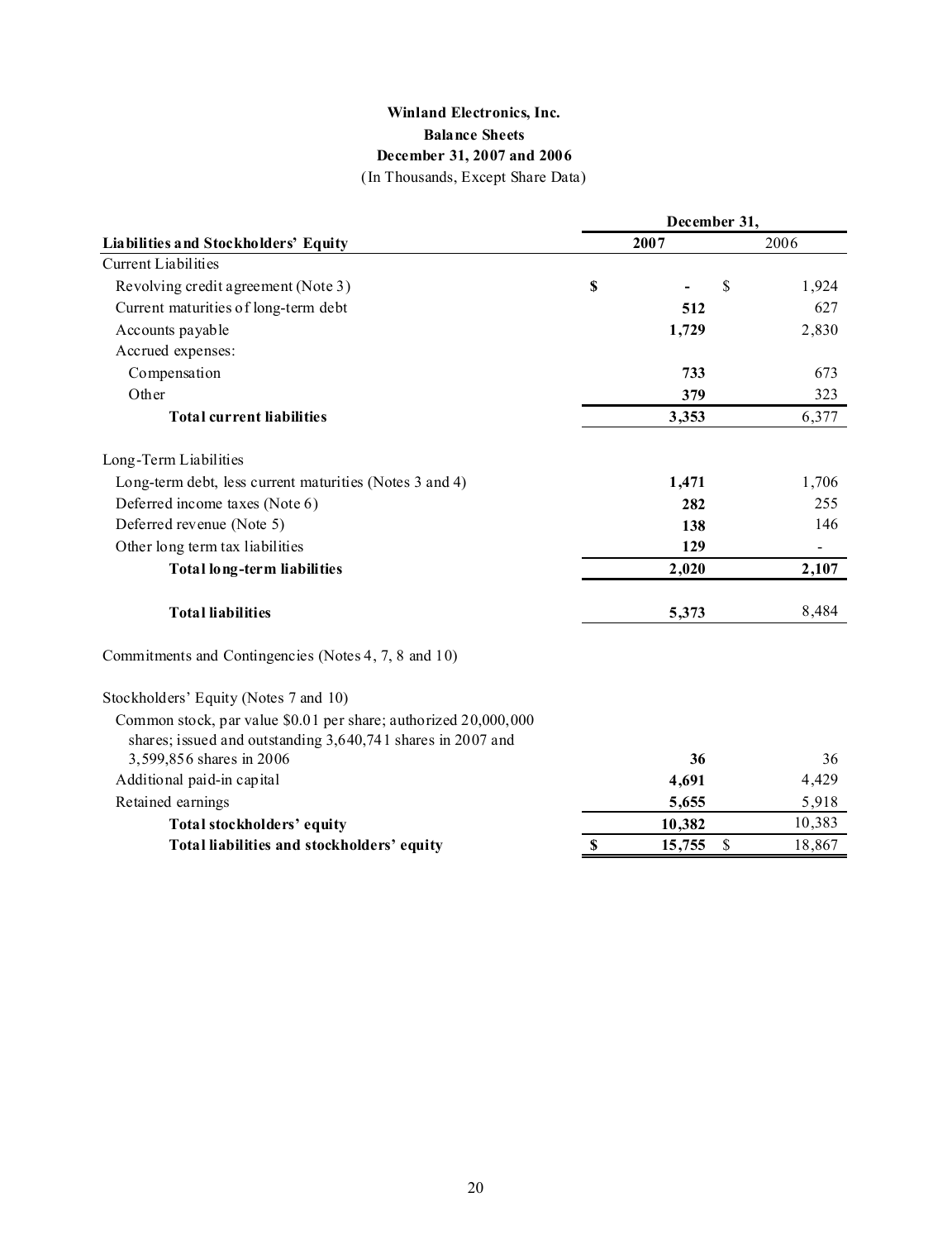**Winland Electronics, Inc.**

**Balance Sheets**

**December 31, 2007 and 2006**

(In Thousands, Except Share Data)

| | December 31, | |
|---|---|---|
| **Liabilities and Stockholders' Equity** | **2007** | 2006 |
| Current Liabilities | | |
| Revolving credit agreement (Note 3) | **$ -** | $ 1,924 |
| Current maturities of long-term debt | **512** | 627 |
| Accounts payable | **1,729** | 2,830 |
| Accrued expenses: | | |
| Compensation | **733** | 673 |
| Other | **379** | 323 |
| **Total current liabilities** | **3,353** | 6,377 |
| Long-Term Liabilities | | |
| Long-term debt, less current maturities (Notes 3 and 4) | **1,471** | 1,706 |
| Deferred income taxes (Note 6) | **282** | 255 |
| Deferred revenue (Note 5) | **138** | 146 |
| Other long term tax liabilities | **129** | - |
| **Total long-term liabilities** | **2,020** | **2,107** |
| **Total liabilities** | **5,373** | 8,484 |
| Commitments and Contingencies (Notes 4, 7, 8 and 10) | | |
| Stockholders' Equity (Notes 7 and 10) | | |
| Common stock, par value $0.01 per share; authorized 20,000,000 shares; issued and outstanding 3,640,741 shares in 2007 and 3,599,856 shares in 2006 | **36** | 36 |
| Additional paid-in capital | **4,691** | 4,429 |
| Retained earnings | **5,655** | 5,918 |
| **Total stockholders' equity** | **10,382** | 10,383 |
| **Total liabilities and stockholders' equity** | **$ 15,755** | $ 18,867 |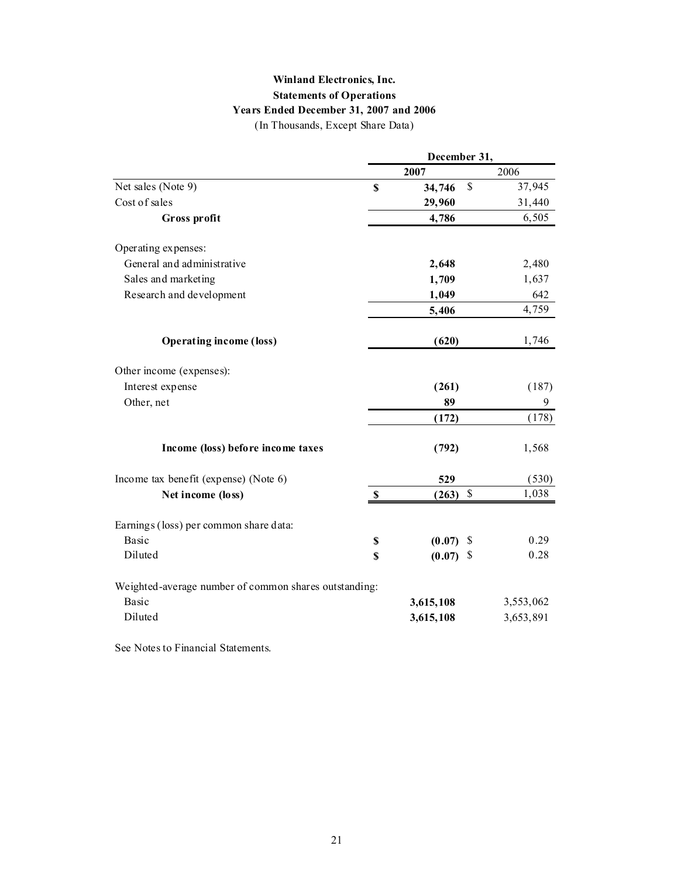**Winland Electronics, Inc.**
**Statements of Operations**
**Years Ended December 31, 2007 and 2006**
(In Thousands, Except Share Data)

| | December 31, | |
|---|---|---|
| | **2007** | 2006 |
| Net sales (Note 9) | **$ 34,746** | $ 37,945 |
| Cost of sales | **29,960** | 31,440 |
| **Gross profit** | **4,786** | 6,505 |
| Operating expenses: | | |
| General and administrative | **2,648** | 2,480 |
| Sales and marketing | **1,709** | 1,637 |
| Research and development | **1,049** | 642 |
| | **5,406** | 4,759 |
| **Operating income (loss)** | **(620)** | 1,746 |
| Other income (expenses): | | |
| Interest expense | **(261)** | (187) |
| Other, net | **89** | 9 |
| | **(172)** | (178) |
| **Income (loss) before income taxes** | **(792)** | 1,568 |
| Income tax benefit (expense) (Note 6) | **529** | (530) |
| **Net income (loss)** | **$ (263)** | $ 1,038 |
| Earnings (loss) per common share data: | | |
| Basic | **$ (0.07)** | $ 0.29 |
| Diluted | **$ (0.07)** | $ 0.28 |
| Weighted-average number of common shares outstanding: | | |
| Basic | **3,615,108** | 3,553,062 |
| Diluted | **3,615,108** | 3,653,891 |

See Notes to Financial Statements.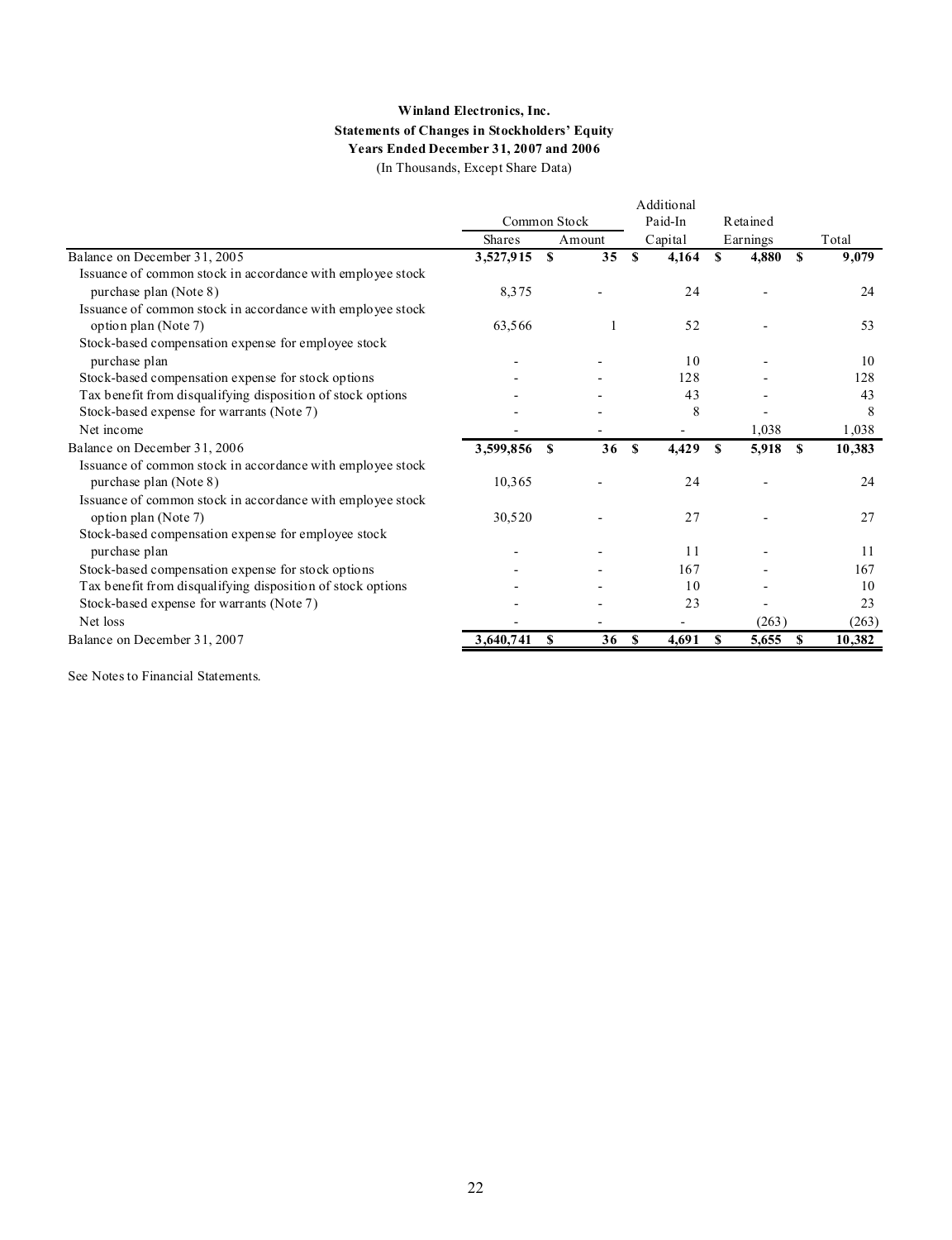**Winland Electronics, Inc.**
**Statements of Changes in Stockholders' Equity**
**Years Ended December 31, 2007 and 2006**
(In Thousands, Except Share Data)

| | Common Stock | | Additional Paid-In | Retained | |
|---|---|---|---|---|---|
| | Shares | Amount | Capital | Earnings | Total |
| Balance on December 31, 2005 | **3,527,915** | **$ 35** | **$ 4,164** | **$ 4,880** | **$ 9,079** |
| Issuance of common stock in accordance with employee stock purchase plan (Note 8) | 8,375 | - | 24 | - | 24 |
| Issuance of common stock in accordance with employee stock option plan (Note 7) | 63,566 | 1 | 52 | - | 53 |
| Stock-based compensation expense for employee stock purchase plan | - | - | 10 | - | 10 |
| Stock-based compensation expense for stock options | - | - | 128 | - | 128 |
| Tax benefit from disqualifying disposition of stock options | - | - | 43 | - | 43 |
| Stock-based expense for warrants (Note 7) | - | - | 8 | - | 8 |
| Net income | - | - | - | 1,038 | 1,038 |
| Balance on December 31, 2006 | **3,599,856** | **$ 36** | **$ 4,429** | **$ 5,918** | **$ 10,383** |
| Issuance of common stock in accordance with employee stock purchase plan (Note 8) | 10,365 | - | 24 | - | 24 |
| Issuance of common stock in accordance with employee stock option plan (Note 7) | 30,520 | - | 27 | - | 27 |
| Stock-based compensation expense for employee stock purchase plan | - | - | 11 | - | 11 |
| Stock-based compensation expense for stock options | - | - | 167 | - | 167 |
| Tax benefit from disqualifying disposition of stock options | - | - | 10 | - | 10 |
| Stock-based expense for warrants (Note 7) | - | - | 23 | - | 23 |
| Net loss | - | - | - | (263) | (263) |
| Balance on December 31, 2007 | **3,640,741** | **$ 36** | **$ 4,691** | **$ 5,655** | **$ 10,382** |

See Notes to Financial Statements.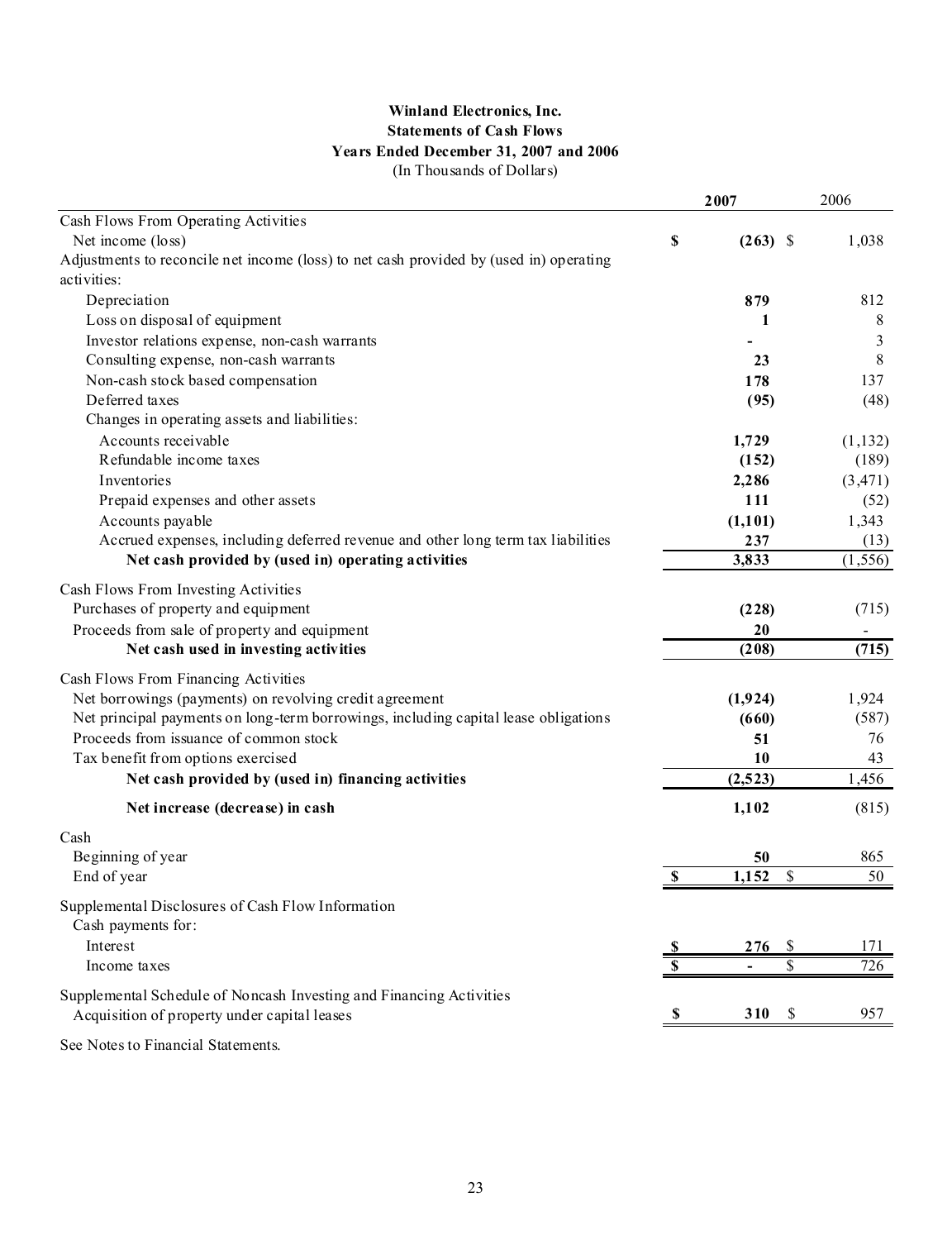**Winland Electronics, Inc.**
**Statements of Cash Flows**
**Years Ended December 31, 2007 and 2006**
(In Thousands of Dollars)

| | 2007 | 2006 |
|---|---|---|
| Cash Flows From Operating Activities | | |
| Net income (loss) | $ (263) | $ 1,038 |
| Adjustments to reconcile net income (loss) to net cash provided by (used in) operating activities: | | |
| Depreciation | 879 | 812 |
| Loss on disposal of equipment | 1 | 8 |
| Investor relations expense, non-cash warrants | - | 3 |
| Consulting expense, non-cash warrants | 23 | 8 |
| Non-cash stock based compensation | 178 | 137 |
| Deferred taxes | (95) | (48) |
| Changes in operating assets and liabilities: | | |
| Accounts receivable | 1,729 | (1,132) |
| Refundable income taxes | (152) | (189) |
| Inventories | 2,286 | (3,471) |
| Prepaid expenses and other assets | 111 | (52) |
| Accounts payable | (1,101) | 1,343 |
| Accrued expenses, including deferred revenue and other long term tax liabilities | 237 | (13) |
| **Net cash provided by (used in) operating activities** | 3,833 | (1,556) |
| Cash Flows From Investing Activities | | |
| Purchases of property and equipment | (228) | (715) |
| Proceeds from sale of property and equipment | 20 | - |
| **Net cash used in investing activities** | (208) | (715) |
| Cash Flows From Financing Activities | | |
| Net borrowings (payments) on revolving credit agreement | (1,924) | 1,924 |
| Net principal payments on long-term borrowings, including capital lease obligations | (660) | (587) |
| Proceeds from issuance of common stock | 51 | 76 |
| Tax benefit from options exercised | 10 | 43 |
| **Net cash provided by (used in) financing activities** | (2,523) | 1,456 |
| **Net increase (decrease) in cash** | 1,102 | (815) |
| Cash | | |
| Beginning of year | 50 | 865 |
| End of year | $ 1,152 | $ 50 |
| Supplemental Disclosures of Cash Flow Information | | |
| Cash payments for: | | |
| Interest | $ 276 | $ 171 |
| Income taxes | $ - | $ 726 |
| Supplemental Schedule of Noncash Investing and Financing Activities | | |
| Acquisition of property under capital leases | $ 310 | $ 957 |

See Notes to Financial Statements.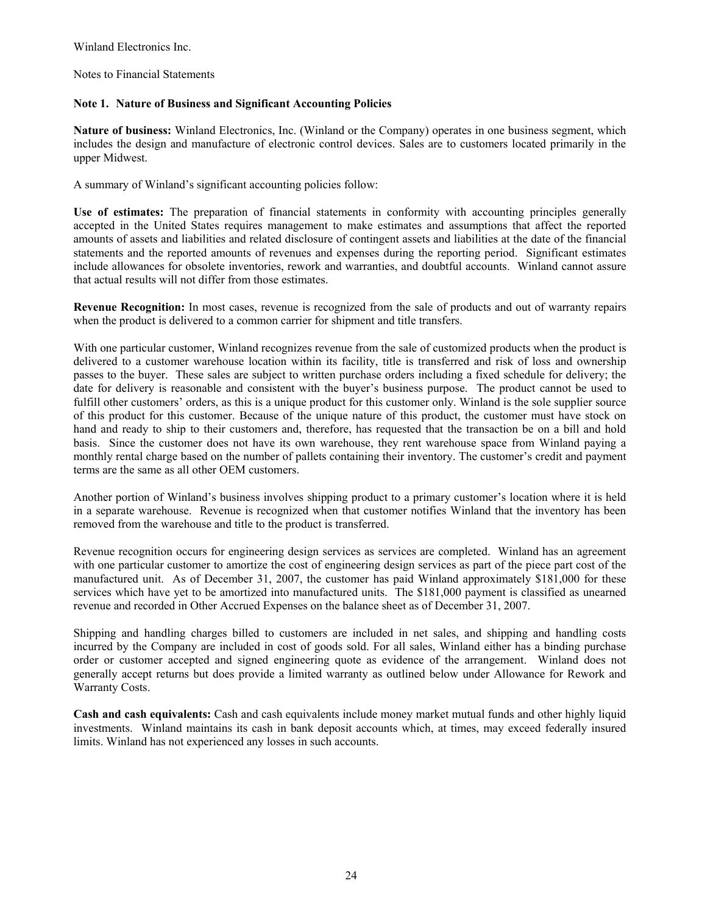Winland Electronics Inc.

Notes to Financial Statements

**Note 1. Nature of Business and Significant Accounting Policies**

**Nature of business:** Winland Electronics, Inc. (Winland or the Company) operates in one business segment, which includes the design and manufacture of electronic control devices. Sales are to customers located primarily in the upper Midwest.

A summary of Winland's significant accounting policies follow:

**Use of estimates:** The preparation of financial statements in conformity with accounting principles generally accepted in the United States requires management to make estimates and assumptions that affect the reported amounts of assets and liabilities and related disclosure of contingent assets and liabilities at the date of the financial statements and the reported amounts of revenues and expenses during the reporting period. Significant estimates include allowances for obsolete inventories, rework and warranties, and doubtful accounts. Winland cannot assure that actual results will not differ from those estimates.

**Revenue Recognition:** In most cases, revenue is recognized from the sale of products and out of warranty repairs when the product is delivered to a common carrier for shipment and title transfers.

With one particular customer, Winland recognizes revenue from the sale of customized products when the product is delivered to a customer warehouse location within its facility, title is transferred and risk of loss and ownership passes to the buyer. These sales are subject to written purchase orders including a fixed schedule for delivery; the date for delivery is reasonable and consistent with the buyer's business purpose. The product cannot be used to fulfill other customers' orders, as this is a unique product for this customer only. Winland is the sole supplier source of this product for this customer. Because of the unique nature of this product, the customer must have stock on hand and ready to ship to their customers and, therefore, has requested that the transaction be on a bill and hold basis. Since the customer does not have its own warehouse, they rent warehouse space from Winland paying a monthly rental charge based on the number of pallets containing their inventory. The customer's credit and payment terms are the same as all other OEM customers.

Another portion of Winland's business involves shipping product to a primary customer's location where it is held in a separate warehouse. Revenue is recognized when that customer notifies Winland that the inventory has been removed from the warehouse and title to the product is transferred.

Revenue recognition occurs for engineering design services as services are completed. Winland has an agreement with one particular customer to amortize the cost of engineering design services as part of the piece part cost of the manufactured unit. As of December 31, 2007, the customer has paid Winland approximately $181,000 for these services which have yet to be amortized into manufactured units. The $181,000 payment is classified as unearned revenue and recorded in Other Accrued Expenses on the balance sheet as of December 31, 2007.

Shipping and handling charges billed to customers are included in net sales, and shipping and handling costs incurred by the Company are included in cost of goods sold. For all sales, Winland either has a binding purchase order or customer accepted and signed engineering quote as evidence of the arrangement. Winland does not generally accept returns but does provide a limited warranty as outlined below under Allowance for Rework and Warranty Costs.

**Cash and cash equivalents:** Cash and cash equivalents include money market mutual funds and other highly liquid investments. Winland maintains its cash in bank deposit accounts which, at times, may exceed federally insured limits. Winland has not experienced any losses in such accounts.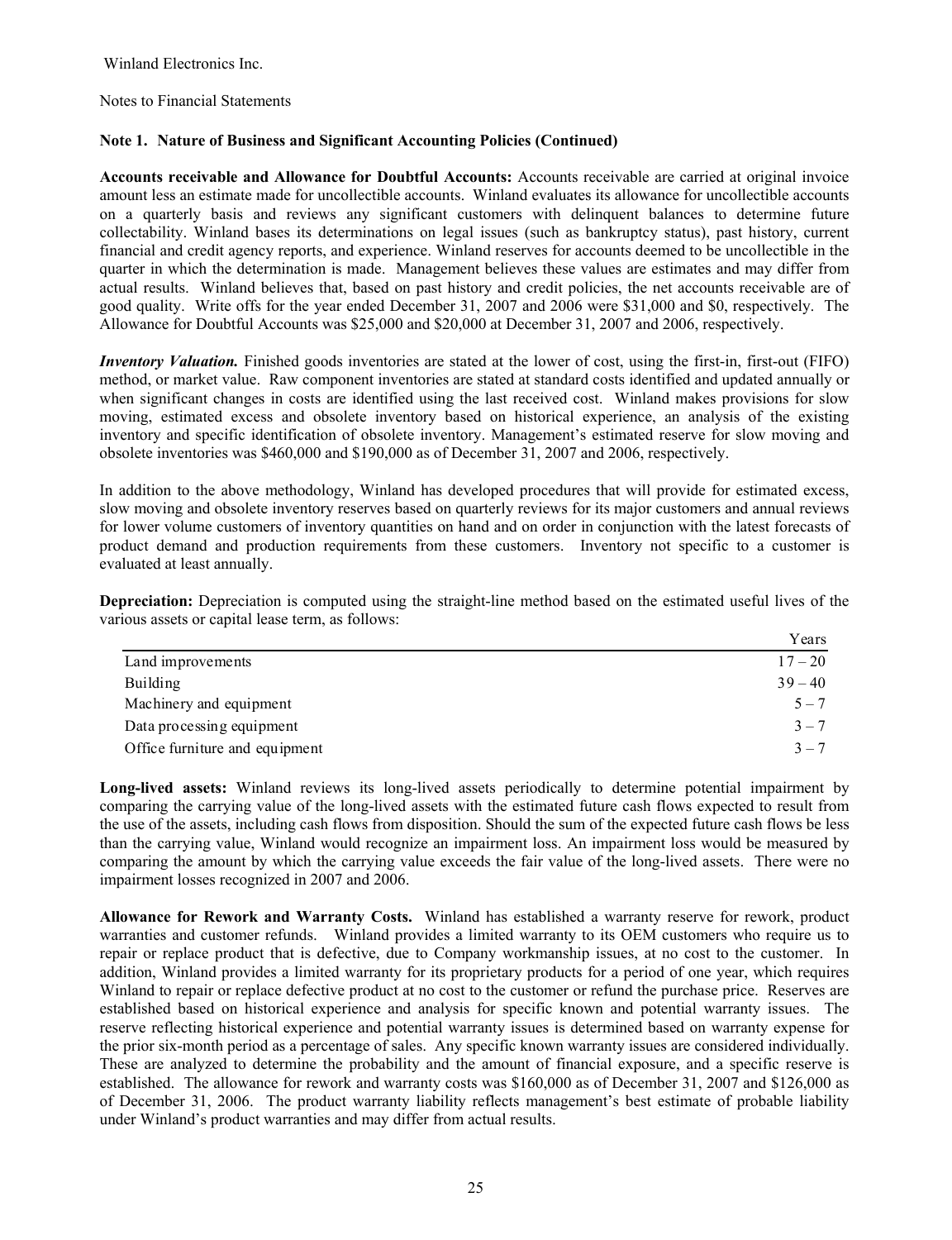Winland Electronics Inc.

Notes to Financial Statements

**Note 1. Nature of Business and Significant Accounting Policies (Continued)**

**Accounts receivable and Allowance for Doubtful Accounts:** Accounts receivable are carried at original invoice amount less an estimate made for uncollectible accounts. Winland evaluates its allowance for uncollectible accounts on a quarterly basis and reviews any significant customers with delinquent balances to determine future collectability. Winland bases its determinations on legal issues (such as bankruptcy status), past history, current financial and credit agency reports, and experience. Winland reserves for accounts deemed to be uncollectible in the quarter in which the determination is made. Management believes these values are estimates and may differ from actual results. Winland believes that, based on past history and credit policies, the net accounts receivable are of good quality. Write offs for the year ended December 31, 2007 and 2006 were $31,000 and $0, respectively. The Allowance for Doubtful Accounts was $25,000 and $20,000 at December 31, 2007 and 2006, respectively.

***Inventory Valuation.*** Finished goods inventories are stated at the lower of cost, using the first-in, first-out (FIFO) method, or market value. Raw component inventories are stated at standard costs identified and updated annually or when significant changes in costs are identified using the last received cost. Winland makes provisions for slow moving, estimated excess and obsolete inventory based on historical experience, an analysis of the existing inventory and specific identification of obsolete inventory. Management's estimated reserve for slow moving and obsolete inventories was $460,000 and $190,000 as of December 31, 2007 and 2006, respectively.

In addition to the above methodology, Winland has developed procedures that will provide for estimated excess, slow moving and obsolete inventory reserves based on quarterly reviews for its major customers and annual reviews for lower volume customers of inventory quantities on hand and on order in conjunction with the latest forecasts of product demand and production requirements from these customers. Inventory not specific to a customer is evaluated at least annually.

**Depreciation:** Depreciation is computed using the straight-line method based on the estimated useful lives of the various assets or capital lease term, as follows:

| | Years |
|---|---|
| Land improvements | 17 – 20 |
| Building | 39 – 40 |
| Machinery and equipment | 5 – 7 |
| Data processing equipment | 3 – 7 |
| Office furniture and equipment | 3 – 7 |

**Long-lived assets:** Winland reviews its long-lived assets periodically to determine potential impairment by comparing the carrying value of the long-lived assets with the estimated future cash flows expected to result from the use of the assets, including cash flows from disposition. Should the sum of the expected future cash flows be less than the carrying value, Winland would recognize an impairment loss. An impairment loss would be measured by comparing the amount by which the carrying value exceeds the fair value of the long-lived assets. There were no impairment losses recognized in 2007 and 2006.

**Allowance for Rework and Warranty Costs.** Winland has established a warranty reserve for rework, product warranties and customer refunds. Winland provides a limited warranty to its OEM customers who require us to repair or replace product that is defective, due to Company workmanship issues, at no cost to the customer. In addition, Winland provides a limited warranty for its proprietary products for a period of one year, which requires Winland to repair or replace defective product at no cost to the customer or refund the purchase price. Reserves are established based on historical experience and analysis for specific known and potential warranty issues. The reserve reflecting historical experience and potential warranty issues is determined based on warranty expense for the prior six-month period as a percentage of sales. Any specific known warranty issues are considered individually. These are analyzed to determine the probability and the amount of financial exposure, and a specific reserve is established. The allowance for rework and warranty costs was $160,000 as of December 31, 2007 and $126,000 as of December 31, 2006. The product warranty liability reflects management's best estimate of probable liability under Winland's product warranties and may differ from actual results.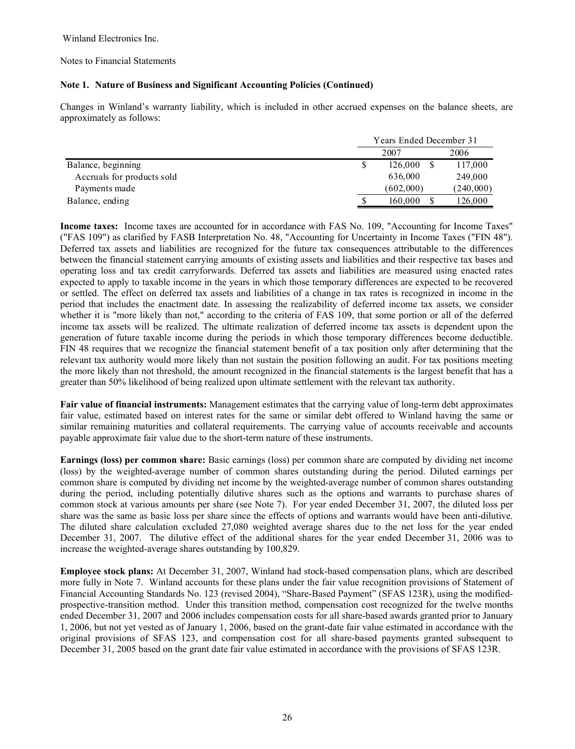Winland Electronics Inc.

Notes to Financial Statements

### Note 1. Nature of Business and Significant Accounting Policies (Continued)

Changes in Winland's warranty liability, which is included in other accrued expenses on the balance sheets, are approximately as follows:

| | Years Ended December 31 | |
|---|---|---|
| | 2007 | 2006 |
| Balance, beginning | $ 126,000 | $ 117,000 |
| Accruals for products sold | 636,000 | 249,000 |
| Payments made | (602,000) | (240,000) |
| Balance, ending | $ 160,000 | $ 126,000 |

**Income taxes:** Income taxes are accounted for in accordance with FAS No. 109, "Accounting for Income Taxes" ("FAS 109") as clarified by FASB Interpretation No. 48, "Accounting for Uncertainty in Income Taxes ("FIN 48"). Deferred tax assets and liabilities are recognized for the future tax consequences attributable to the differences between the financial statement carrying amounts of existing assets and liabilities and their respective tax bases and operating loss and tax credit carryforwards. Deferred tax assets and liabilities are measured using enacted rates expected to apply to taxable income in the years in which those temporary differences are expected to be recovered or settled. The effect on deferred tax assets and liabilities of a change in tax rates is recognized in income in the period that includes the enactment date. In assessing the realizability of deferred income tax assets, we consider whether it is "more likely than not," according to the criteria of FAS 109, that some portion or all of the deferred income tax assets will be realized. The ultimate realization of deferred income tax assets is dependent upon the generation of future taxable income during the periods in which those temporary differences become deductible. FIN 48 requires that we recognize the financial statement benefit of a tax position only after determining that the relevant tax authority would more likely than not sustain the position following an audit. For tax positions meeting the more likely than not threshold, the amount recognized in the financial statements is the largest benefit that has a greater than 50% likelihood of being realized upon ultimate settlement with the relevant tax authority.

**Fair value of financial instruments:** Management estimates that the carrying value of long-term debt approximates fair value, estimated based on interest rates for the same or similar debt offered to Winland having the same or similar remaining maturities and collateral requirements. The carrying value of accounts receivable and accounts payable approximate fair value due to the short-term nature of these instruments.

**Earnings (loss) per common share:** Basic earnings (loss) per common share are computed by dividing net income (loss) by the weighted-average number of common shares outstanding during the period. Diluted earnings per common share is computed by dividing net income by the weighted-average number of common shares outstanding during the period, including potentially dilutive shares such as the options and warrants to purchase shares of common stock at various amounts per share (see Note 7). For year ended December 31, 2007, the diluted loss per share was the same as basic loss per share since the effects of options and warrants would have been anti-dilutive. The diluted share calculation excluded 27,080 weighted average shares due to the net loss for the year ended December 31, 2007. The dilutive effect of the additional shares for the year ended December 31, 2006 was to increase the weighted-average shares outstanding by 100,829.

**Employee stock plans:** At December 31, 2007, Winland had stock-based compensation plans, which are described more fully in Note 7. Winland accounts for these plans under the fair value recognition provisions of Statement of Financial Accounting Standards No. 123 (revised 2004), "Share-Based Payment" (SFAS 123R), using the modified-prospective-transition method. Under this transition method, compensation cost recognized for the twelve months ended December 31, 2007 and 2006 includes compensation costs for all share-based awards granted prior to January 1, 2006, but not yet vested as of January 1, 2006, based on the grant-date fair value estimated in accordance with the original provisions of SFAS 123, and compensation cost for all share-based payments granted subsequent to December 31, 2005 based on the grant date fair value estimated in accordance with the provisions of SFAS 123R.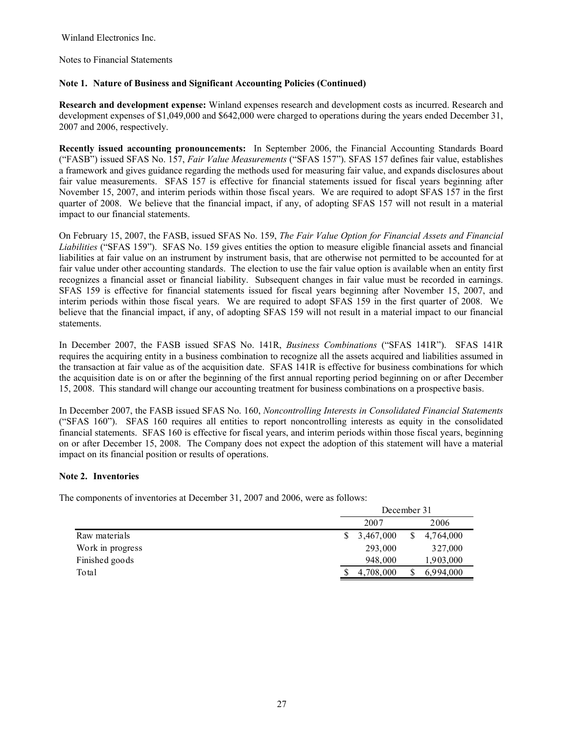Winland Electronics Inc.

Notes to Financial Statements

### Note 1. Nature of Business and Significant Accounting Policies (Continued)

**Research and development expense:** Winland expenses research and development costs as incurred. Research and development expenses of $1,049,000 and $642,000 were charged to operations during the years ended December 31, 2007 and 2006, respectively.

**Recently issued accounting pronouncements:** In September 2006, the Financial Accounting Standards Board ("FASB") issued SFAS No. 157, *Fair Value Measurements* ("SFAS 157"). SFAS 157 defines fair value, establishes a framework and gives guidance regarding the methods used for measuring fair value, and expands disclosures about fair value measurements. SFAS 157 is effective for financial statements issued for fiscal years beginning after November 15, 2007, and interim periods within those fiscal years. We are required to adopt SFAS 157 in the first quarter of 2008. We believe that the financial impact, if any, of adopting SFAS 157 will not result in a material impact to our financial statements.

On February 15, 2007, the FASB, issued SFAS No. 159, *The Fair Value Option for Financial Assets and Financial Liabilities* ("SFAS 159"). SFAS No. 159 gives entities the option to measure eligible financial assets and financial liabilities at fair value on an instrument by instrument basis, that are otherwise not permitted to be accounted for at fair value under other accounting standards. The election to use the fair value option is available when an entity first recognizes a financial asset or financial liability. Subsequent changes in fair value must be recorded in earnings. SFAS 159 is effective for financial statements issued for fiscal years beginning after November 15, 2007, and interim periods within those fiscal years. We are required to adopt SFAS 159 in the first quarter of 2008. We believe that the financial impact, if any, of adopting SFAS 159 will not result in a material impact to our financial statements.

In December 2007, the FASB issued SFAS No. 141R, *Business Combinations* ("SFAS 141R"). SFAS 141R requires the acquiring entity in a business combination to recognize all the assets acquired and liabilities assumed in the transaction at fair value as of the acquisition date. SFAS 141R is effective for business combinations for which the acquisition date is on or after the beginning of the first annual reporting period beginning on or after December 15, 2008. This standard will change our accounting treatment for business combinations on a prospective basis.

In December 2007, the FASB issued SFAS No. 160, *Noncontrolling Interests in Consolidated Financial Statements* ("SFAS 160"). SFAS 160 requires all entities to report noncontrolling interests as equity in the consolidated financial statements. SFAS 160 is effective for fiscal years, and interim periods within those fiscal years, beginning on or after December 15, 2008. The Company does not expect the adoption of this statement will have a material impact on its financial position or results of operations.

### Note 2. Inventories

The components of inventories at December 31, 2007 and 2006, were as follows:

| | December 31 | |
|---|---|---|
| | 2007 | 2006 |
| Raw materials | $ 3,467,000 | $ 4,764,000 |
| Work in progress | 293,000 | 327,000 |
| Finished goods | 948,000 | 1,903,000 |
| Total | $ 4,708,000 | $ 6,994,000 |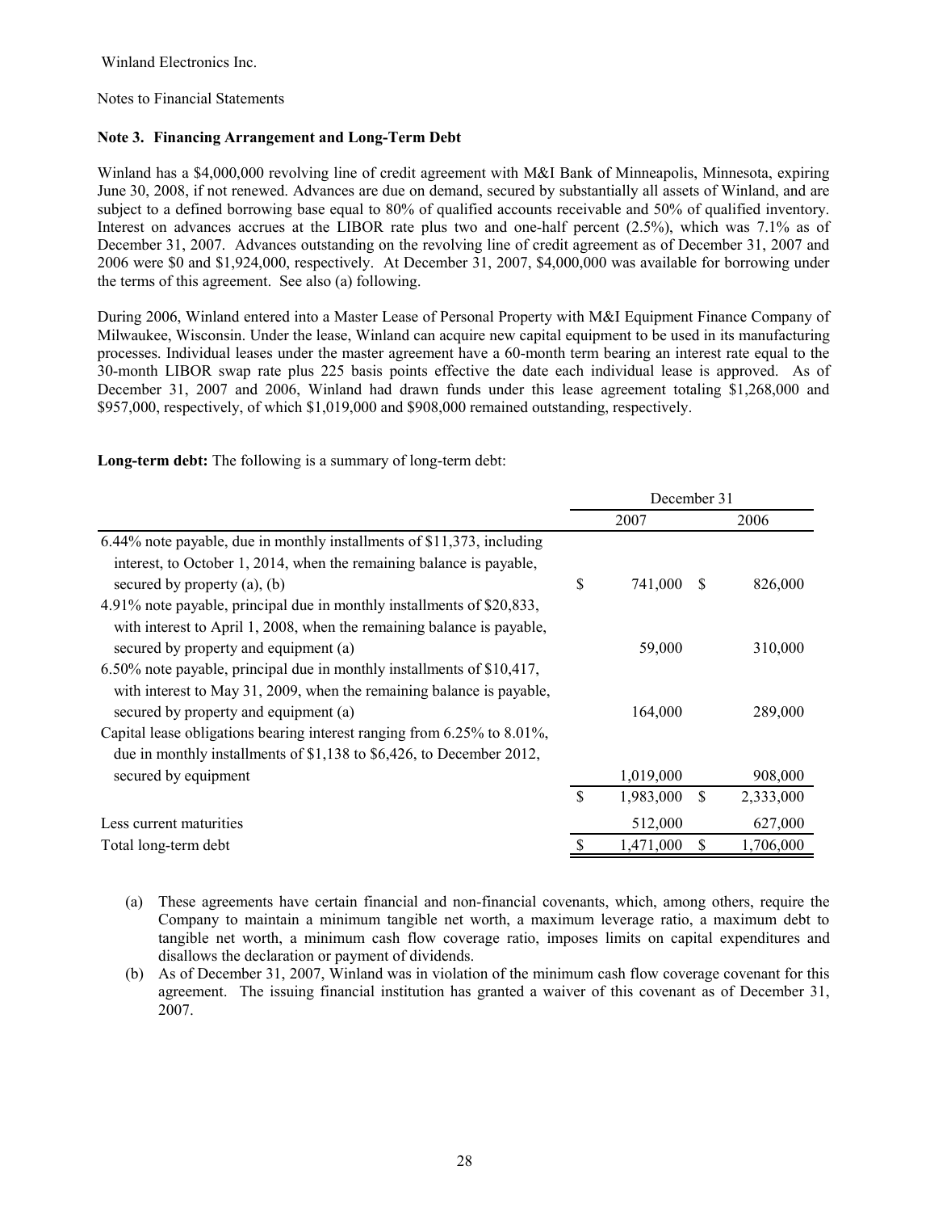Winland Electronics Inc.

Notes to Financial Statements

**Note 3. Financing Arrangement and Long-Term Debt**

Winland has a $4,000,000 revolving line of credit agreement with M&I Bank of Minneapolis, Minnesota, expiring June 30, 2008, if not renewed. Advances are due on demand, secured by substantially all assets of Winland, and are subject to a defined borrowing base equal to 80% of qualified accounts receivable and 50% of qualified inventory. Interest on advances accrues at the LIBOR rate plus two and one-half percent (2.5%), which was 7.1% as of December 31, 2007. Advances outstanding on the revolving line of credit agreement as of December 31, 2007 and 2006 were $0 and $1,924,000, respectively. At December 31, 2007, $4,000,000 was available for borrowing under the terms of this agreement. See also (a) following.

During 2006, Winland entered into a Master Lease of Personal Property with M&I Equipment Finance Company of Milwaukee, Wisconsin. Under the lease, Winland can acquire new capital equipment to be used in its manufacturing processes. Individual leases under the master agreement have a 60-month term bearing an interest rate equal to the 30-month LIBOR swap rate plus 225 basis points effective the date each individual lease is approved. As of December 31, 2007 and 2006, Winland had drawn funds under this lease agreement totaling $1,268,000 and $957,000, respectively, of which $1,019,000 and $908,000 remained outstanding, respectively.

**Long-term debt:** The following is a summary of long-term debt:

| | December 31 | |
|---|---|---|
| | 2007 | 2006 |
| 6.44% note payable, due in monthly installments of $11,373, including interest, to October 1, 2014, when the remaining balance is payable, secured by property (a), (b) | $ 741,000 | $ 826,000 |
| 4.91% note payable, principal due in monthly installments of $20,833, with interest to April 1, 2008, when the remaining balance is payable, secured by property and equipment (a) | 59,000 | 310,000 |
| 6.50% note payable, principal due in monthly installments of $10,417, with interest to May 31, 2009, when the remaining balance is payable, secured by property and equipment (a) | 164,000 | 289,000 |
| Capital lease obligations bearing interest ranging from 6.25% to 8.01%, due in monthly installments of $1,138 to $6,426, to December 2012, secured by equipment | 1,019,000 | 908,000 |
| | $ 1,983,000 | $ 2,333,000 |
| Less current maturities | 512,000 | 627,000 |
| Total long-term debt | $ 1,471,000 | $ 1,706,000 |

(a) These agreements have certain financial and non-financial covenants, which, among others, require the Company to maintain a minimum tangible net worth, a maximum leverage ratio, a maximum debt to tangible net worth, a minimum cash flow coverage ratio, imposes limits on capital expenditures and disallows the declaration or payment of dividends.

(b) As of December 31, 2007, Winland was in violation of the minimum cash flow coverage covenant for this agreement. The issuing financial institution has granted a waiver of this covenant as of December 31, 2007.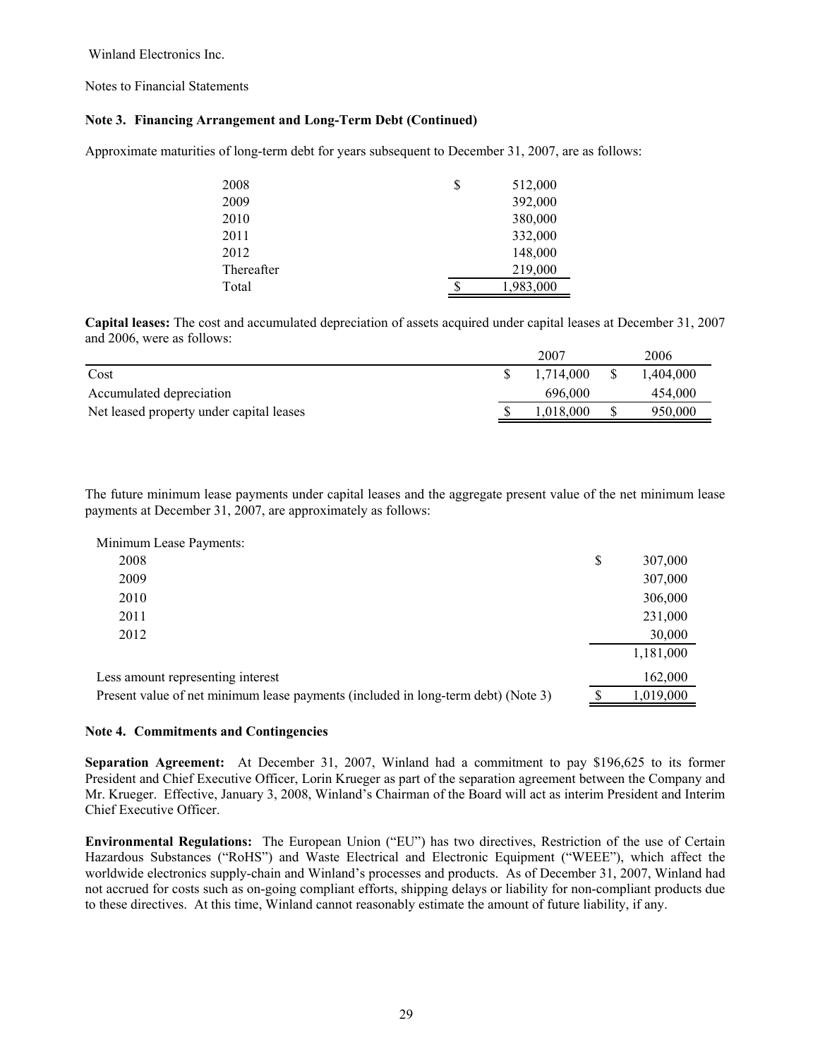Winland Electronics Inc.

Notes to Financial Statements

### Note 3. Financing Arrangement and Long-Term Debt (Continued)

Approximate maturities of long-term debt for years subsequent to December 31, 2007, are as follows:

| | |
|---|---|
| 2008 | $ 512,000 |
| 2009 | 392,000 |
| 2010 | 380,000 |
| 2011 | 332,000 |
| 2012 | 148,000 |
| Thereafter | 219,000 |
| Total | $ 1,983,000 |

**Capital leases:** The cost and accumulated depreciation of assets acquired under capital leases at December 31, 2007 and 2006, were as follows:

| | 2007 | 2006 |
|---|---|---|
| Cost | $ 1,714,000 | $ 1,404,000 |
| Accumulated depreciation | 696,000 | 454,000 |
| Net leased property under capital leases | $ 1,018,000 | $ 950,000 |

The future minimum lease payments under capital leases and the aggregate present value of the net minimum lease payments at December 31, 2007, are approximately as follows:

| | |
|---|---|
| Minimum Lease Payments: | |
| 2008 | $ 307,000 |
| 2009 | 307,000 |
| 2010 | 306,000 |
| 2011 | 231,000 |
| 2012 | 30,000 |
| | 1,181,000 |
| Less amount representing interest | 162,000 |
| Present value of net minimum lease payments (included in long-term debt) (Note 3) | $ 1,019,000 |

### Note 4. Commitments and Contingencies

**Separation Agreement:** At December 31, 2007, Winland had a commitment to pay $196,625 to its former President and Chief Executive Officer, Lorin Krueger as part of the separation agreement between the Company and Mr. Krueger. Effective, January 3, 2008, Winland's Chairman of the Board will act as interim President and Interim Chief Executive Officer.

**Environmental Regulations:** The European Union ("EU") has two directives, Restriction of the use of Certain Hazardous Substances ("RoHS") and Waste Electrical and Electronic Equipment ("WEEE"), which affect the worldwide electronics supply-chain and Winland's processes and products. As of December 31, 2007, Winland had not accrued for costs such as on-going compliant efforts, shipping delays or liability for non-compliant products due to these directives. At this time, Winland cannot reasonably estimate the amount of future liability, if any.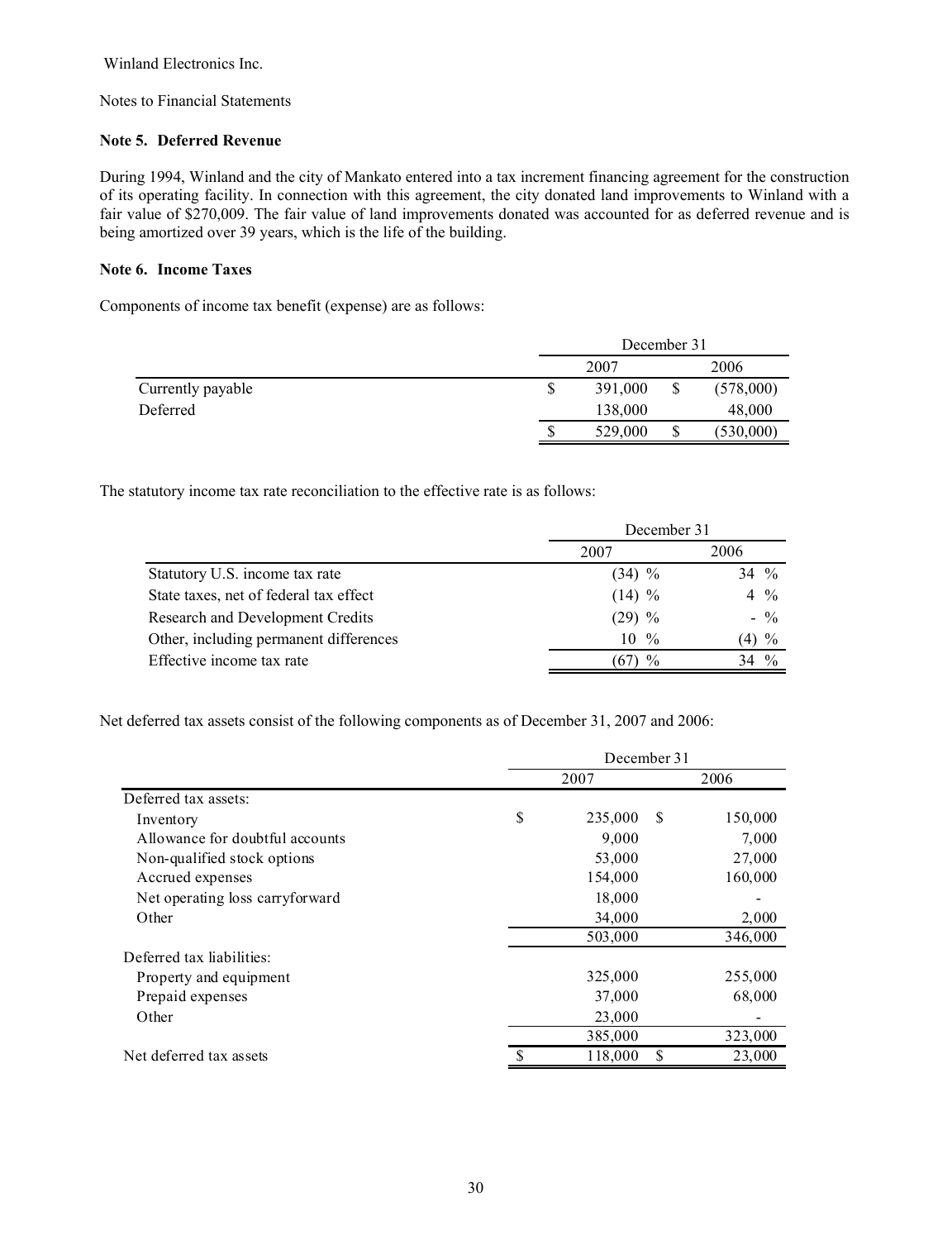Winland Electronics Inc.

Notes to Financial Statements

**Note 5. Deferred Revenue**

During 1994, Winland and the city of Mankato entered into a tax increment financing agreement for the construction of its operating facility. In connection with this agreement, the city donated land improvements to Winland with a fair value of $270,009. The fair value of land improvements donated was accounted for as deferred revenue and is being amortized over 39 years, which is the life of the building.

**Note 6. Income Taxes**

Components of income tax benefit (expense) are as follows:

| | December 31 | |
|---|---|---|
| | 2007 | 2006 |
| Currently payable | $ 391,000 | $ (578,000) |
| Deferred | 138,000 | 48,000 |
| | $ 529,000 | $ (530,000) |

The statutory income tax rate reconciliation to the effective rate is as follows:

| | December 31 | |
|---|---|---|
| | 2007 | 2006 |
| Statutory U.S. income tax rate | (34) % | 34 % |
| State taxes, net of federal tax effect | (14) % | 4 % |
| Research and Development Credits | (29) % | - % |
| Other, including permanent differences | 10 % | (4) % |
| Effective income tax rate | (67) % | 34 % |

Net deferred tax assets consist of the following components as of December 31, 2007 and 2006:

| | December 31 | |
|---|---|---|
| | 2007 | 2006 |
| Deferred tax assets: | | |
| Inventory | $ 235,000 | $ 150,000 |
| Allowance for doubtful accounts | 9,000 | 7,000 |
| Non-qualified stock options | 53,000 | 27,000 |
| Accrued expenses | 154,000 | 160,000 |
| Net operating loss carryforward | 18,000 | - |
| Other | 34,000 | 2,000 |
| | 503,000 | 346,000 |
| Deferred tax liabilities: | | |
| Property and equipment | 325,000 | 255,000 |
| Prepaid expenses | 37,000 | 68,000 |
| Other | 23,000 | - |
| | 385,000 | 323,000 |
| Net deferred tax assets | $ 118,000 | $ 23,000 |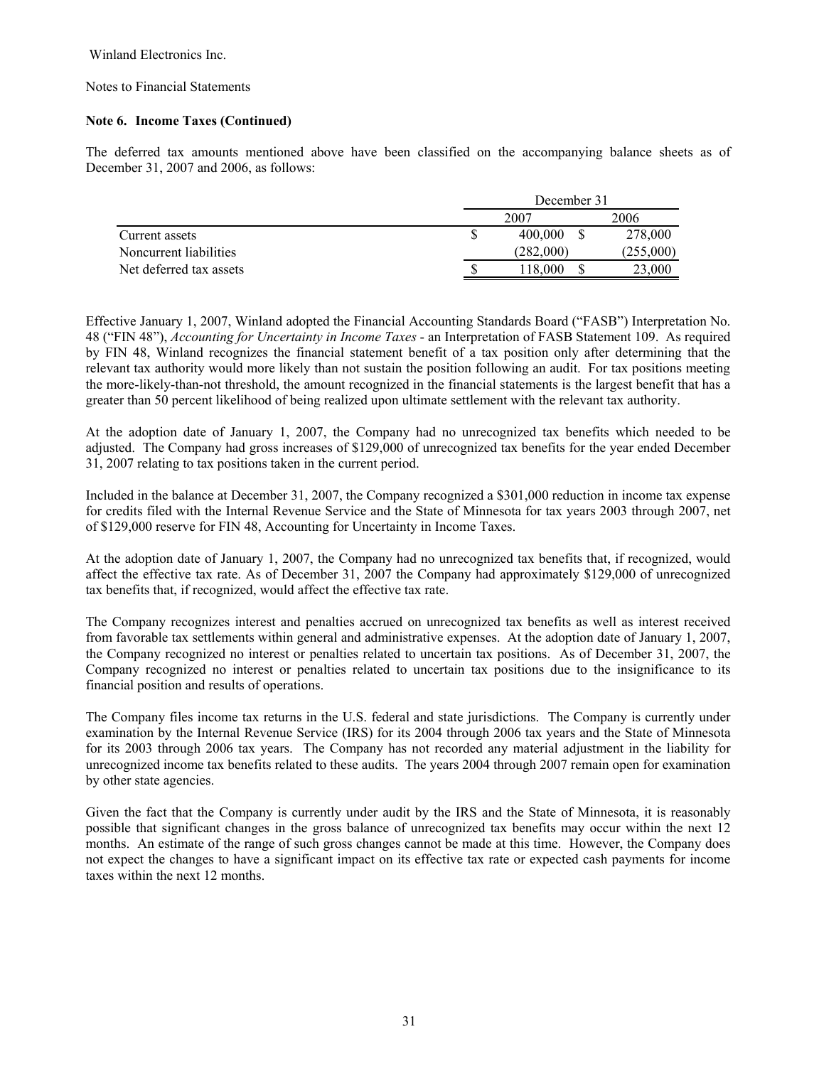Winland Electronics Inc.

Notes to Financial Statements

**Note 6. Income Taxes (Continued)**

The deferred tax amounts mentioned above have been classified on the accompanying balance sheets as of December 31, 2007 and 2006, as follows:

| | December 31 | |
|---|---|---|
| | 2007 | 2006 |
| Current assets | $ 400,000 | $ 278,000 |
| Noncurrent liabilities | (282,000) | (255,000) |
| Net deferred tax assets | $ 118,000 | $ 23,000 |

Effective January 1, 2007, Winland adopted the Financial Accounting Standards Board ("FASB") Interpretation No. 48 ("FIN 48"), *Accounting for Uncertainty in Income Taxes* - an Interpretation of FASB Statement 109. As required by FIN 48, Winland recognizes the financial statement benefit of a tax position only after determining that the relevant tax authority would more likely than not sustain the position following an audit. For tax positions meeting the more-likely-than-not threshold, the amount recognized in the financial statements is the largest benefit that has a greater than 50 percent likelihood of being realized upon ultimate settlement with the relevant tax authority.

At the adoption date of January 1, 2007, the Company had no unrecognized tax benefits which needed to be adjusted. The Company had gross increases of $129,000 of unrecognized tax benefits for the year ended December 31, 2007 relating to tax positions taken in the current period.

Included in the balance at December 31, 2007, the Company recognized a $301,000 reduction in income tax expense for credits filed with the Internal Revenue Service and the State of Minnesota for tax years 2003 through 2007, net of $129,000 reserve for FIN 48, Accounting for Uncertainty in Income Taxes.

At the adoption date of January 1, 2007, the Company had no unrecognized tax benefits that, if recognized, would affect the effective tax rate. As of December 31, 2007 the Company had approximately $129,000 of unrecognized tax benefits that, if recognized, would affect the effective tax rate.

The Company recognizes interest and penalties accrued on unrecognized tax benefits as well as interest received from favorable tax settlements within general and administrative expenses. At the adoption date of January 1, 2007, the Company recognized no interest or penalties related to uncertain tax positions. As of December 31, 2007, the Company recognized no interest or penalties related to uncertain tax positions due to the insignificance to its financial position and results of operations.

The Company files income tax returns in the U.S. federal and state jurisdictions. The Company is currently under examination by the Internal Revenue Service (IRS) for its 2004 through 2006 tax years and the State of Minnesota for its 2003 through 2006 tax years. The Company has not recorded any material adjustment in the liability for unrecognized income tax benefits related to these audits. The years 2004 through 2007 remain open for examination by other state agencies.

Given the fact that the Company is currently under audit by the IRS and the State of Minnesota, it is reasonably possible that significant changes in the gross balance of unrecognized tax benefits may occur within the next 12 months. An estimate of the range of such gross changes cannot be made at this time. However, the Company does not expect the changes to have a significant impact on its effective tax rate or expected cash payments for income taxes within the next 12 months.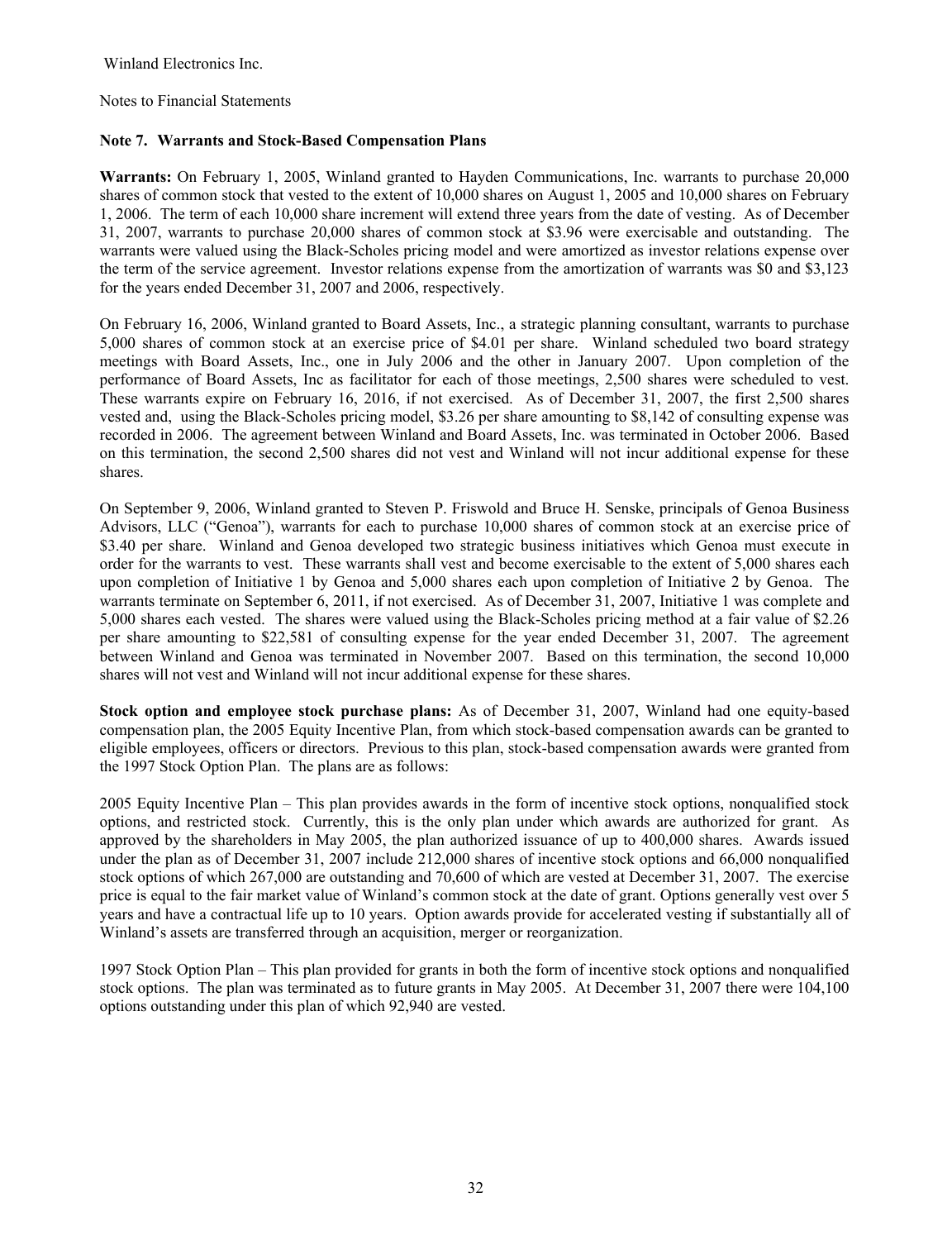Winland Electronics Inc.

Notes to Financial Statements

**Note 7. Warrants and Stock-Based Compensation Plans**

**Warrants:** On February 1, 2005, Winland granted to Hayden Communications, Inc. warrants to purchase 20,000 shares of common stock that vested to the extent of 10,000 shares on August 1, 2005 and 10,000 shares on February 1, 2006. The term of each 10,000 share increment will extend three years from the date of vesting. As of December 31, 2007, warrants to purchase 20,000 shares of common stock at $3.96 were exercisable and outstanding. The warrants were valued using the Black-Scholes pricing model and were amortized as investor relations expense over the term of the service agreement. Investor relations expense from the amortization of warrants was $0 and $3,123 for the years ended December 31, 2007 and 2006, respectively.

On February 16, 2006, Winland granted to Board Assets, Inc., a strategic planning consultant, warrants to purchase 5,000 shares of common stock at an exercise price of $4.01 per share. Winland scheduled two board strategy meetings with Board Assets, Inc., one in July 2006 and the other in January 2007. Upon completion of the performance of Board Assets, Inc as facilitator for each of those meetings, 2,500 shares were scheduled to vest. These warrants expire on February 16, 2016, if not exercised. As of December 31, 2007, the first 2,500 shares vested and, using the Black-Scholes pricing model, $3.26 per share amounting to $8,142 of consulting expense was recorded in 2006. The agreement between Winland and Board Assets, Inc. was terminated in October 2006. Based on this termination, the second 2,500 shares did not vest and Winland will not incur additional expense for these shares.

On September 9, 2006, Winland granted to Steven P. Friswold and Bruce H. Senske, principals of Genoa Business Advisors, LLC ("Genoa"), warrants for each to purchase 10,000 shares of common stock at an exercise price of $3.40 per share. Winland and Genoa developed two strategic business initiatives which Genoa must execute in order for the warrants to vest. These warrants shall vest and become exercisable to the extent of 5,000 shares each upon completion of Initiative 1 by Genoa and 5,000 shares each upon completion of Initiative 2 by Genoa. The warrants terminate on September 6, 2011, if not exercised. As of December 31, 2007, Initiative 1 was complete and 5,000 shares each vested. The shares were valued using the Black-Scholes pricing method at a fair value of $2.26 per share amounting to $22,581 of consulting expense for the year ended December 31, 2007. The agreement between Winland and Genoa was terminated in November 2007. Based on this termination, the second 10,000 shares will not vest and Winland will not incur additional expense for these shares.

**Stock option and employee stock purchase plans:** As of December 31, 2007, Winland had one equity-based compensation plan, the 2005 Equity Incentive Plan, from which stock-based compensation awards can be granted to eligible employees, officers or directors. Previous to this plan, stock-based compensation awards were granted from the 1997 Stock Option Plan. The plans are as follows:

2005 Equity Incentive Plan – This plan provides awards in the form of incentive stock options, nonqualified stock options, and restricted stock. Currently, this is the only plan under which awards are authorized for grant. As approved by the shareholders in May 2005, the plan authorized issuance of up to 400,000 shares. Awards issued under the plan as of December 31, 2007 include 212,000 shares of incentive stock options and 66,000 nonqualified stock options of which 267,000 are outstanding and 70,600 of which are vested at December 31, 2007. The exercise price is equal to the fair market value of Winland's common stock at the date of grant. Options generally vest over 5 years and have a contractual life up to 10 years. Option awards provide for accelerated vesting if substantially all of Winland's assets are transferred through an acquisition, merger or reorganization.

1997 Stock Option Plan – This plan provided for grants in both the form of incentive stock options and nonqualified stock options. The plan was terminated as to future grants in May 2005. At December 31, 2007 there were 104,100 options outstanding under this plan of which 92,940 are vested.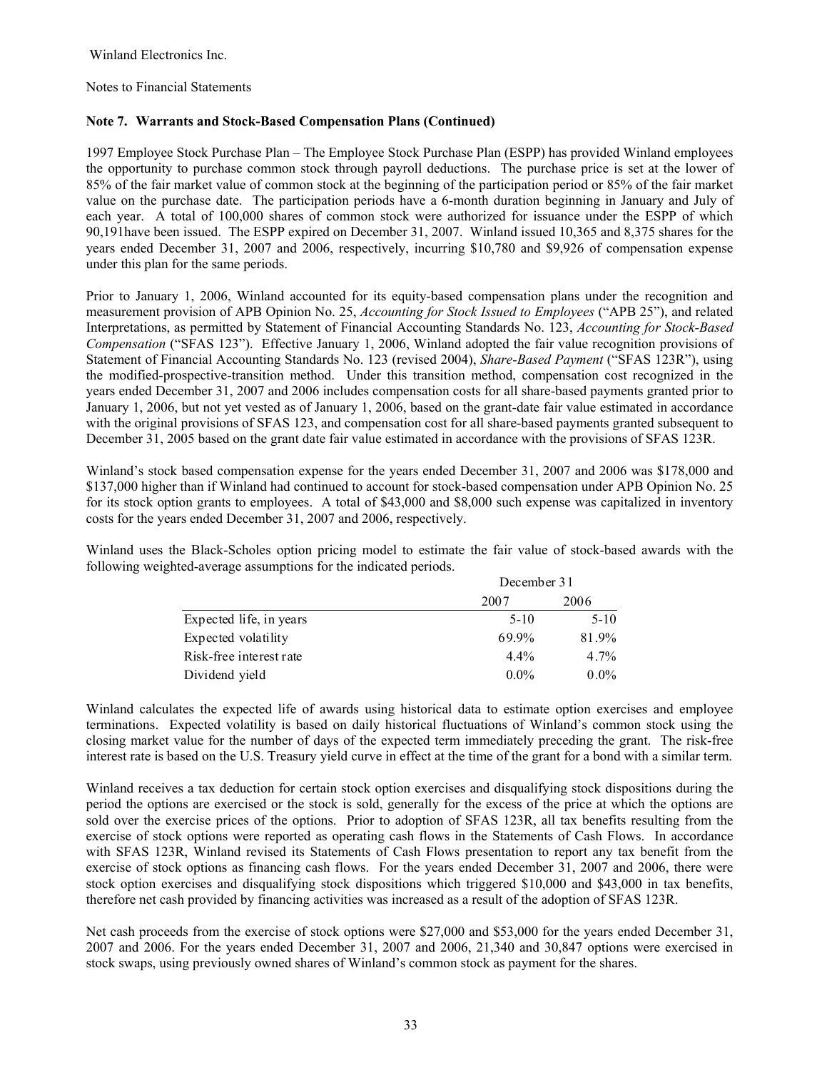Winland Electronics Inc.

Notes to Financial Statements

**Note 7. Warrants and Stock-Based Compensation Plans (Continued)**

1997 Employee Stock Purchase Plan – The Employee Stock Purchase Plan (ESPP) has provided Winland employees the opportunity to purchase common stock through payroll deductions. The purchase price is set at the lower of 85% of the fair market value of common stock at the beginning of the participation period or 85% of the fair market value on the purchase date. The participation periods have a 6-month duration beginning in January and July of each year. A total of 100,000 shares of common stock were authorized for issuance under the ESPP of which 90,191have been issued. The ESPP expired on December 31, 2007. Winland issued 10,365 and 8,375 shares for the years ended December 31, 2007 and 2006, respectively, incurring $10,780 and $9,926 of compensation expense under this plan for the same periods.

Prior to January 1, 2006, Winland accounted for its equity-based compensation plans under the recognition and measurement provision of APB Opinion No. 25, *Accounting for Stock Issued to Employees* ("APB 25"), and related Interpretations, as permitted by Statement of Financial Accounting Standards No. 123, *Accounting for Stock-Based Compensation* ("SFAS 123"). Effective January 1, 2006, Winland adopted the fair value recognition provisions of Statement of Financial Accounting Standards No. 123 (revised 2004), *Share-Based Payment* ("SFAS 123R"), using the modified-prospective-transition method. Under this transition method, compensation cost recognized in the years ended December 31, 2007 and 2006 includes compensation costs for all share-based payments granted prior to January 1, 2006, but not yet vested as of January 1, 2006, based on the grant-date fair value estimated in accordance with the original provisions of SFAS 123, and compensation cost for all share-based payments granted subsequent to December 31, 2005 based on the grant date fair value estimated in accordance with the provisions of SFAS 123R.

Winland's stock based compensation expense for the years ended December 31, 2007 and 2006 was $178,000 and $137,000 higher than if Winland had continued to account for stock-based compensation under APB Opinion No. 25 for its stock option grants to employees. A total of $43,000 and $8,000 such expense was capitalized in inventory costs for the years ended December 31, 2007 and 2006, respectively.

Winland uses the Black-Scholes option pricing model to estimate the fair value of stock-based awards with the following weighted-average assumptions for the indicated periods.

| | December 31 | |
|---|---|---|
| | 2007 | 2006 |
| Expected life, in years | 5-10 | 5-10 |
| Expected volatility | 69.9% | 81.9% |
| Risk-free interest rate | 4.4% | 4.7% |
| Dividend yield | 0.0% | 0.0% |

Winland calculates the expected life of awards using historical data to estimate option exercises and employee terminations. Expected volatility is based on daily historical fluctuations of Winland's common stock using the closing market value for the number of days of the expected term immediately preceding the grant. The risk-free interest rate is based on the U.S. Treasury yield curve in effect at the time of the grant for a bond with a similar term.

Winland receives a tax deduction for certain stock option exercises and disqualifying stock dispositions during the period the options are exercised or the stock is sold, generally for the excess of the price at which the options are sold over the exercise prices of the options. Prior to adoption of SFAS 123R, all tax benefits resulting from the exercise of stock options were reported as operating cash flows in the Statements of Cash Flows. In accordance with SFAS 123R, Winland revised its Statements of Cash Flows presentation to report any tax benefit from the exercise of stock options as financing cash flows. For the years ended December 31, 2007 and 2006, there were stock option exercises and disqualifying stock dispositions which triggered $10,000 and $43,000 in tax benefits, therefore net cash provided by financing activities was increased as a result of the adoption of SFAS 123R.

Net cash proceeds from the exercise of stock options were $27,000 and $53,000 for the years ended December 31, 2007 and 2006. For the years ended December 31, 2007 and 2006, 21,340 and 30,847 options were exercised in stock swaps, using previously owned shares of Winland's common stock as payment for the shares.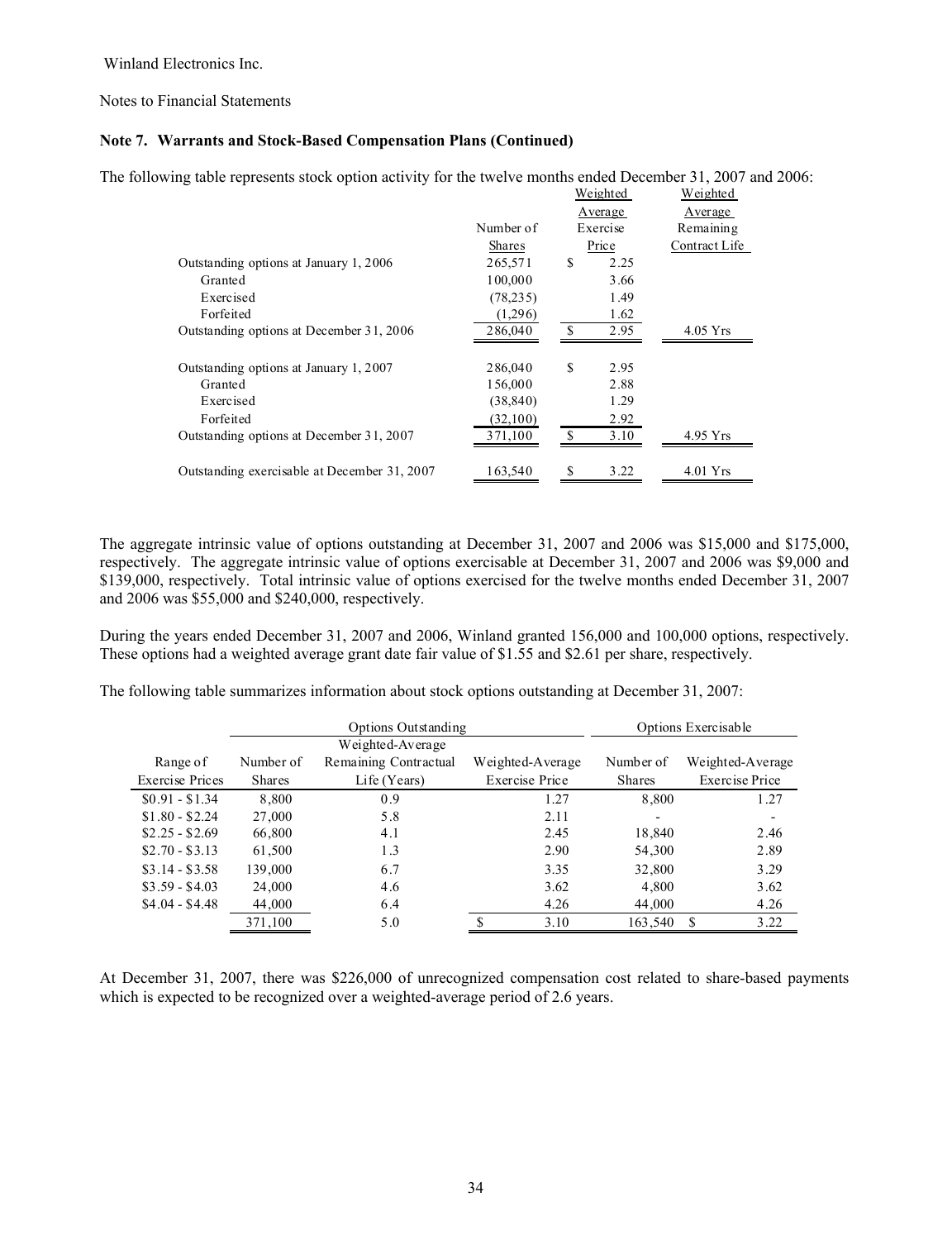Winland Electronics Inc.

Notes to Financial Statements

**Note 7. Warrants and Stock-Based Compensation Plans (Continued)**

The following table represents stock option activity for the twelve months ended December 31, 2007 and 2006:

| | Number of Shares | Weighted Average Exercise Price | Weighted Average Remaining Contract Life |
|---|---|---|---|
| Outstanding options at January 1, 2006 | 265,571 | $ 2.25 | |
| Granted | 100,000 | 3.66 | |
| Exercised | (78,235) | 1.49 | |
| Forfeited | (1,296) | 1.62 | |
| Outstanding options at December 31, 2006 | 286,040 | $ 2.95 | 4.05 Yrs |
| | | | |
| Outstanding options at January 1, 2007 | 286,040 | $ 2.95 | |
| Granted | 156,000 | 2.88 | |
| Exercised | (38,840) | 1.29 | |
| Forfeited | (32,100) | 2.92 | |
| Outstanding options at December 31, 2007 | 371,100 | $ 3.10 | 4.95 Yrs |
| | | | |
| Outstanding exercisable at December 31, 2007 | 163,540 | $ 3.22 | 4.01 Yrs |

The aggregate intrinsic value of options outstanding at December 31, 2007 and 2006 was $15,000 and $175,000, respectively. The aggregate intrinsic value of options exercisable at December 31, 2007 and 2006 was $9,000 and $139,000, respectively. Total intrinsic value of options exercised for the twelve months ended December 31, 2007 and 2006 was $55,000 and $240,000, respectively.

During the years ended December 31, 2007 and 2006, Winland granted 156,000 and 100,000 options, respectively. These options had a weighted average grant date fair value of $1.55 and $2.61 per share, respectively.

The following table summarizes information about stock options outstanding at December 31, 2007:

| | Options Outstanding | | | Options Exercisable | |
|---|---|---|---|---|---|
| Range of Exercise Prices | Number of Shares | Weighted-Average Remaining Contractual Life (Years) | Weighted-Average Exercise Price | Number of Shares | Weighted-Average Exercise Price |
| $0.91 - $1.34 | 8,800 | 0.9 | 1.27 | 8,800 | 1.27 |
| $1.80 - $2.24 | 27,000 | 5.8 | 2.11 | - | - |
| $2.25 - $2.69 | 66,800 | 4.1 | 2.45 | 18,840 | 2.46 |
| $2.70 - $3.13 | 61,500 | 1.3 | 2.90 | 54,300 | 2.89 |
| $3.14 - $3.58 | 139,000 | 6.7 | 3.35 | 32,800 | 3.29 |
| $3.59 - $4.03 | 24,000 | 4.6 | 3.62 | 4,800 | 3.62 |
| $4.04 - $4.48 | 44,000 | 6.4 | 4.26 | 44,000 | 4.26 |
| | 371,100 | 5.0 | $ 3.10 | 163,540 | $ 3.22 |

At December 31, 2007, there was $226,000 of unrecognized compensation cost related to share-based payments which is expected to be recognized over a weighted-average period of 2.6 years.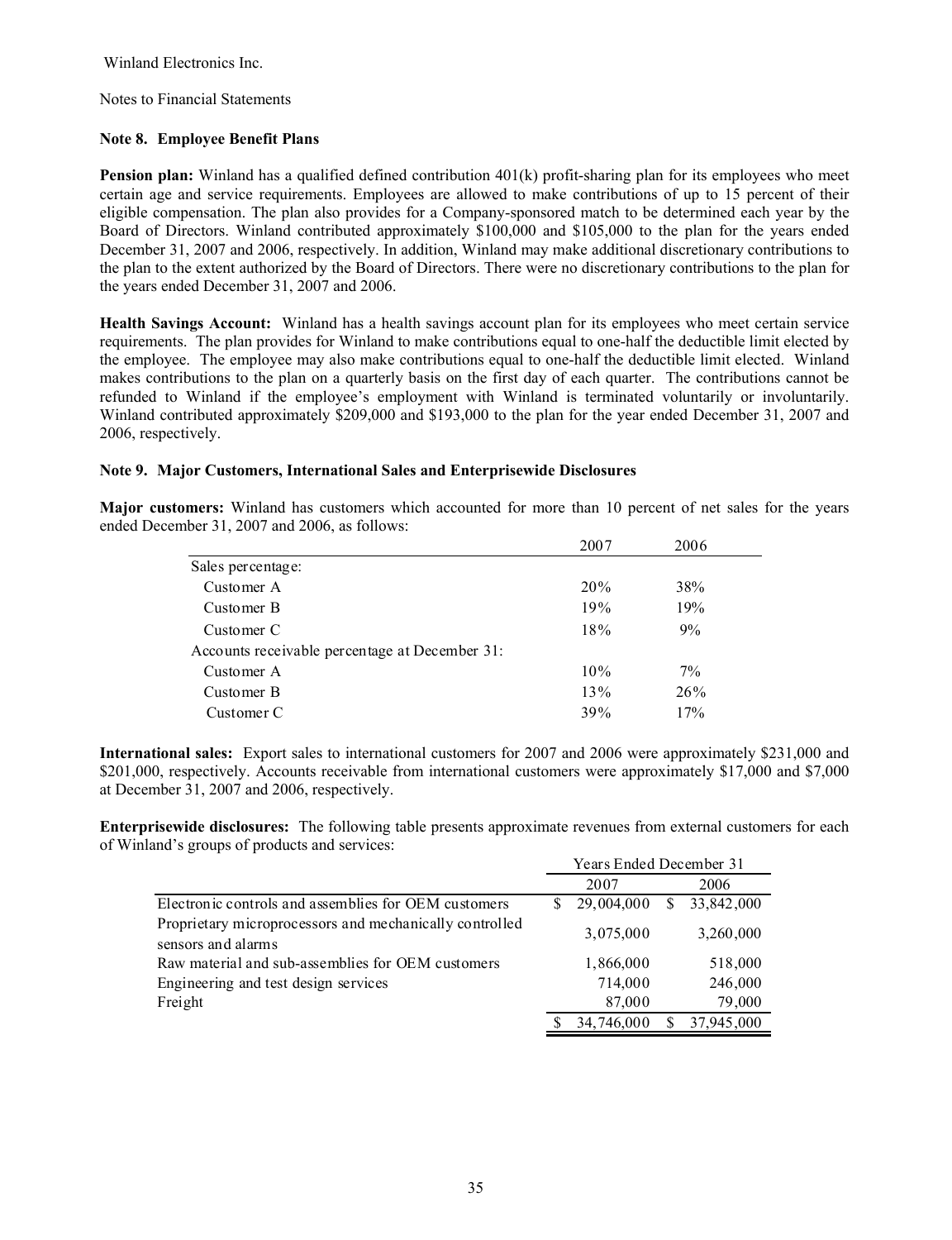Winland Electronics Inc.

Notes to Financial Statements

### Note 8. Employee Benefit Plans

**Pension plan:** Winland has a qualified defined contribution 401(k) profit-sharing plan for its employees who meet certain age and service requirements. Employees are allowed to make contributions of up to 15 percent of their eligible compensation. The plan also provides for a Company-sponsored match to be determined each year by the Board of Directors. Winland contributed approximately $100,000 and $105,000 to the plan for the years ended December 31, 2007 and 2006, respectively. In addition, Winland may make additional discretionary contributions to the plan to the extent authorized by the Board of Directors. There were no discretionary contributions to the plan for the years ended December 31, 2007 and 2006.

**Health Savings Account:** Winland has a health savings account plan for its employees who meet certain service requirements. The plan provides for Winland to make contributions equal to one-half the deductible limit elected by the employee. The employee may also make contributions equal to one-half the deductible limit elected. Winland makes contributions to the plan on a quarterly basis on the first day of each quarter. The contributions cannot be refunded to Winland if the employee's employment with Winland is terminated voluntarily or involuntarily. Winland contributed approximately $209,000 and $193,000 to the plan for the year ended December 31, 2007 and 2006, respectively.

### Note 9. Major Customers, International Sales and Enterprisewide Disclosures

**Major customers:** Winland has customers which accounted for more than 10 percent of net sales for the years ended December 31, 2007 and 2006, as follows:

| | 2007 | 2006 |
|---|---|---|
| Sales percentage: | | |
| Customer A | 20% | 38% |
| Customer B | 19% | 19% |
| Customer C | 18% | 9% |
| Accounts receivable percentage at December 31: | | |
| Customer A | 10% | 7% |
| Customer B | 13% | 26% |
| Customer C | 39% | 17% |

**International sales:** Export sales to international customers for 2007 and 2006 were approximately $231,000 and $201,000, respectively. Accounts receivable from international customers were approximately $17,000 and $7,000 at December 31, 2007 and 2006, respectively.

**Enterprisewide disclosures:** The following table presents approximate revenues from external customers for each of Winland's groups of products and services:

| | Years Ended December 31 | |
|---|---|---|
| | 2007 | 2006 |
| Electronic controls and assemblies for OEM customers | $ 29,004,000 | $ 33,842,000 |
| Proprietary microprocessors and mechanically controlled sensors and alarms | 3,075,000 | 3,260,000 |
| Raw material and sub-assemblies for OEM customers | 1,866,000 | 518,000 |
| Engineering and test design services | 714,000 | 246,000 |
| Freight | 87,000 | 79,000 |
| | $ 34,746,000 | $ 37,945,000 |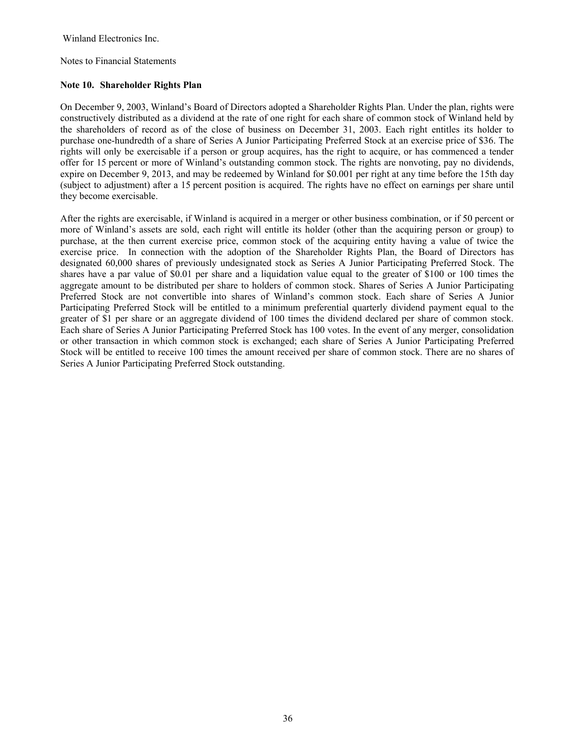Winland Electronics Inc.

Notes to Financial Statements

**Note 10. Shareholder Rights Plan**

On December 9, 2003, Winland's Board of Directors adopted a Shareholder Rights Plan. Under the plan, rights were constructively distributed as a dividend at the rate of one right for each share of common stock of Winland held by the shareholders of record as of the close of business on December 31, 2003. Each right entitles its holder to purchase one-hundredth of a share of Series A Junior Participating Preferred Stock at an exercise price of $36. The rights will only be exercisable if a person or group acquires, has the right to acquire, or has commenced a tender offer for 15 percent or more of Winland's outstanding common stock. The rights are nonvoting, pay no dividends, expire on December 9, 2013, and may be redeemed by Winland for $0.001 per right at any time before the 15th day (subject to adjustment) after a 15 percent position is acquired. The rights have no effect on earnings per share until they become exercisable.

After the rights are exercisable, if Winland is acquired in a merger or other business combination, or if 50 percent or more of Winland's assets are sold, each right will entitle its holder (other than the acquiring person or group) to purchase, at the then current exercise price, common stock of the acquiring entity having a value of twice the exercise price. In connection with the adoption of the Shareholder Rights Plan, the Board of Directors has designated 60,000 shares of previously undesignated stock as Series A Junior Participating Preferred Stock. The shares have a par value of $0.01 per share and a liquidation value equal to the greater of $100 or 100 times the aggregate amount to be distributed per share to holders of common stock. Shares of Series A Junior Participating Preferred Stock are not convertible into shares of Winland's common stock. Each share of Series A Junior Participating Preferred Stock will be entitled to a minimum preferential quarterly dividend payment equal to the greater of $1 per share or an aggregate dividend of 100 times the dividend declared per share of common stock. Each share of Series A Junior Participating Preferred Stock has 100 votes. In the event of any merger, consolidation or other transaction in which common stock is exchanged; each share of Series A Junior Participating Preferred Stock will be entitled to receive 100 times the amount received per share of common stock. There are no shares of Series A Junior Participating Preferred Stock outstanding.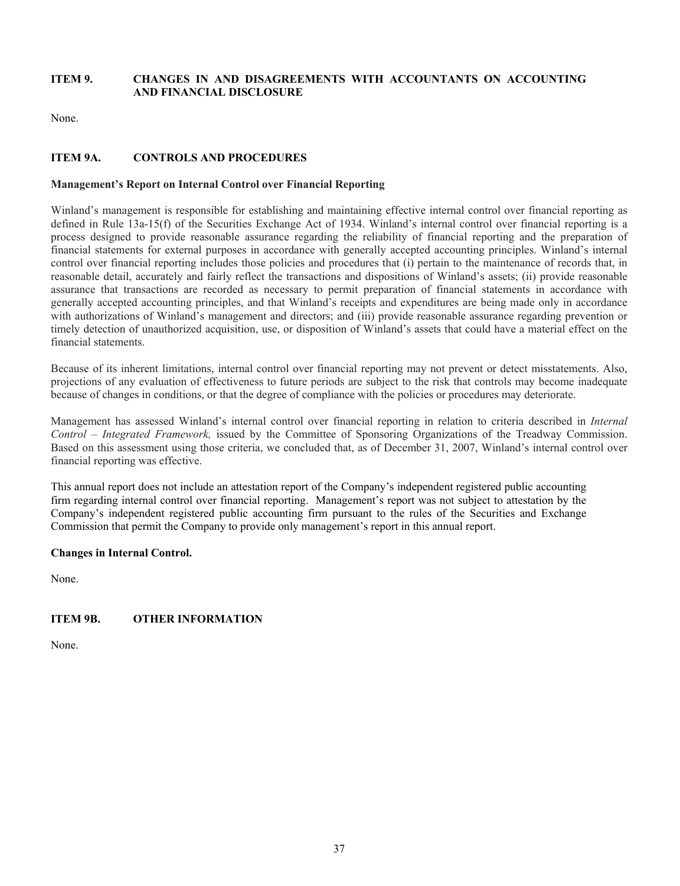## ITEM 9. CHANGES IN AND DISAGREEMENTS WITH ACCOUNTANTS ON ACCOUNTING AND FINANCIAL DISCLOSURE

None.

## ITEM 9A. CONTROLS AND PROCEDURES

**Management's Report on Internal Control over Financial Reporting**

Winland's management is responsible for establishing and maintaining effective internal control over financial reporting as defined in Rule 13a-15(f) of the Securities Exchange Act of 1934. Winland's internal control over financial reporting is a process designed to provide reasonable assurance regarding the reliability of financial reporting and the preparation of financial statements for external purposes in accordance with generally accepted accounting principles. Winland's internal control over financial reporting includes those policies and procedures that (i) pertain to the maintenance of records that, in reasonable detail, accurately and fairly reflect the transactions and dispositions of Winland's assets; (ii) provide reasonable assurance that transactions are recorded as necessary to permit preparation of financial statements in accordance with generally accepted accounting principles, and that Winland's receipts and expenditures are being made only in accordance with authorizations of Winland's management and directors; and (iii) provide reasonable assurance regarding prevention or timely detection of unauthorized acquisition, use, or disposition of Winland's assets that could have a material effect on the financial statements.

Because of its inherent limitations, internal control over financial reporting may not prevent or detect misstatements. Also, projections of any evaluation of effectiveness to future periods are subject to the risk that controls may become inadequate because of changes in conditions, or that the degree of compliance with the policies or procedures may deteriorate.

Management has assessed Winland's internal control over financial reporting in relation to criteria described in *Internal Control – Integrated Framework,* issued by the Committee of Sponsoring Organizations of the Treadway Commission. Based on this assessment using those criteria, we concluded that, as of December 31, 2007, Winland's internal control over financial reporting was effective.

This annual report does not include an attestation report of the Company's independent registered public accounting firm regarding internal control over financial reporting. Management's report was not subject to attestation by the Company's independent registered public accounting firm pursuant to the rules of the Securities and Exchange Commission that permit the Company to provide only management's report in this annual report.

**Changes in Internal Control.**

None.

## ITEM 9B. OTHER INFORMATION

None.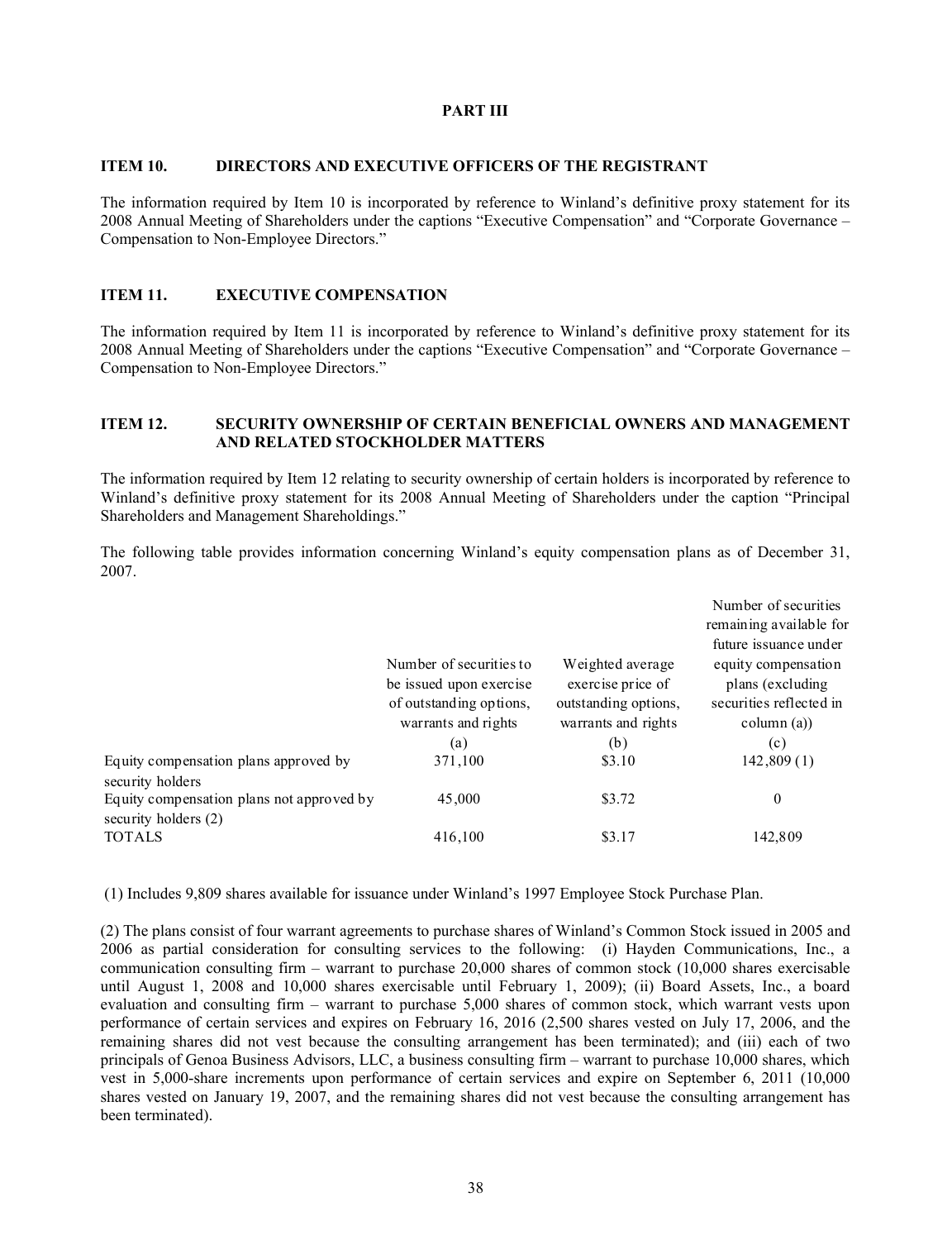# PART III

## ITEM 10. DIRECTORS AND EXECUTIVE OFFICERS OF THE REGISTRANT

The information required by Item 10 is incorporated by reference to Winland's definitive proxy statement for its 2008 Annual Meeting of Shareholders under the captions "Executive Compensation" and "Corporate Governance – Compensation to Non-Employee Directors."

## ITEM 11. EXECUTIVE COMPENSATION

The information required by Item 11 is incorporated by reference to Winland's definitive proxy statement for its 2008 Annual Meeting of Shareholders under the captions "Executive Compensation" and "Corporate Governance – Compensation to Non-Employee Directors."

## ITEM 12. SECURITY OWNERSHIP OF CERTAIN BENEFICIAL OWNERS AND MANAGEMENT AND RELATED STOCKHOLDER MATTERS

The information required by Item 12 relating to security ownership of certain holders is incorporated by reference to Winland's definitive proxy statement for its 2008 Annual Meeting of Shareholders under the caption "Principal Shareholders and Management Shareholdings."

The following table provides information concerning Winland's equity compensation plans as of December 31, 2007.

| | Number of securities to be issued upon exercise of outstanding options, warrants and rights (a) | Weighted average exercise price of outstanding options, warrants and rights (b) | Number of securities remaining available for future issuance under equity compensation plans (excluding securities reflected in column (a)) (c) |
|---|---|---|---|
| Equity compensation plans approved by security holders | 371,100 | $3.10 | 142,809 (1) |
| Equity compensation plans not approved by security holders (2) | 45,000 | $3.72 | 0 |
| TOTALS | 416,100 | $3.17 | 142,809 |

(1) Includes 9,809 shares available for issuance under Winland's 1997 Employee Stock Purchase Plan.

(2) The plans consist of four warrant agreements to purchase shares of Winland's Common Stock issued in 2005 and 2006 as partial consideration for consulting services to the following: (i) Hayden Communications, Inc., a communication consulting firm – warrant to purchase 20,000 shares of common stock (10,000 shares exercisable until August 1, 2008 and 10,000 shares exercisable until February 1, 2009); (ii) Board Assets, Inc., a board evaluation and consulting firm – warrant to purchase 5,000 shares of common stock, which warrant vests upon performance of certain services and expires on February 16, 2016 (2,500 shares vested on July 17, 2006, and the remaining shares did not vest because the consulting arrangement has been terminated); and (iii) each of two principals of Genoa Business Advisors, LLC, a business consulting firm – warrant to purchase 10,000 shares, which vest in 5,000-share increments upon performance of certain services and expire on September 6, 2011 (10,000 shares vested on January 19, 2007, and the remaining shares did not vest because the consulting arrangement has been terminated).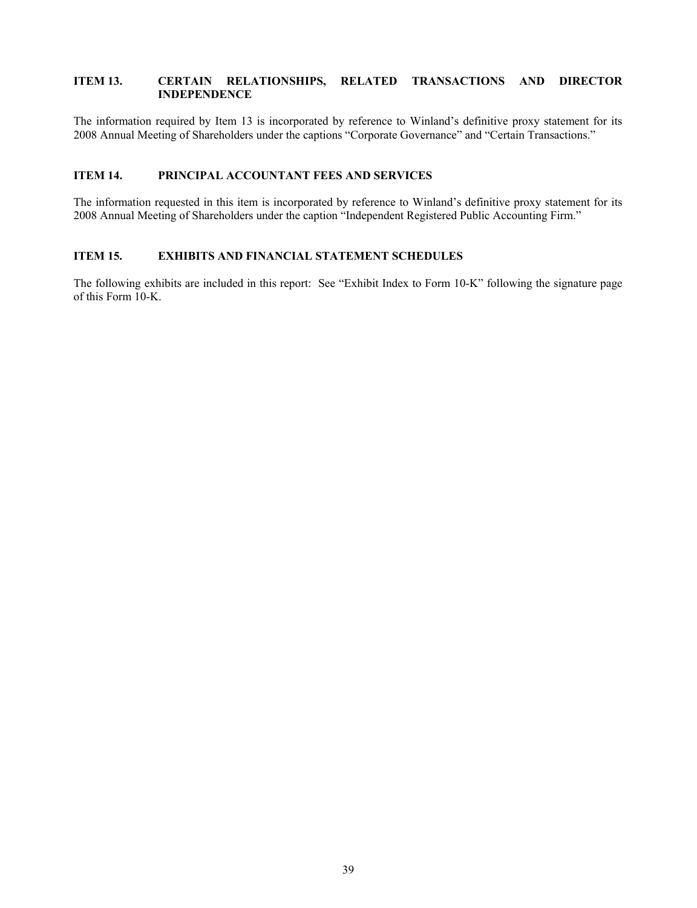## ITEM 13. CERTAIN RELATIONSHIPS, RELATED TRANSACTIONS AND DIRECTOR INDEPENDENCE

The information required by Item 13 is incorporated by reference to Winland's definitive proxy statement for its 2008 Annual Meeting of Shareholders under the captions "Corporate Governance" and "Certain Transactions."

## ITEM 14. PRINCIPAL ACCOUNTANT FEES AND SERVICES

The information requested in this item is incorporated by reference to Winland's definitive proxy statement for its 2008 Annual Meeting of Shareholders under the caption "Independent Registered Public Accounting Firm."

## ITEM 15. EXHIBITS AND FINANCIAL STATEMENT SCHEDULES

The following exhibits are included in this report: See "Exhibit Index to Form 10-K" following the signature page of this Form 10-K.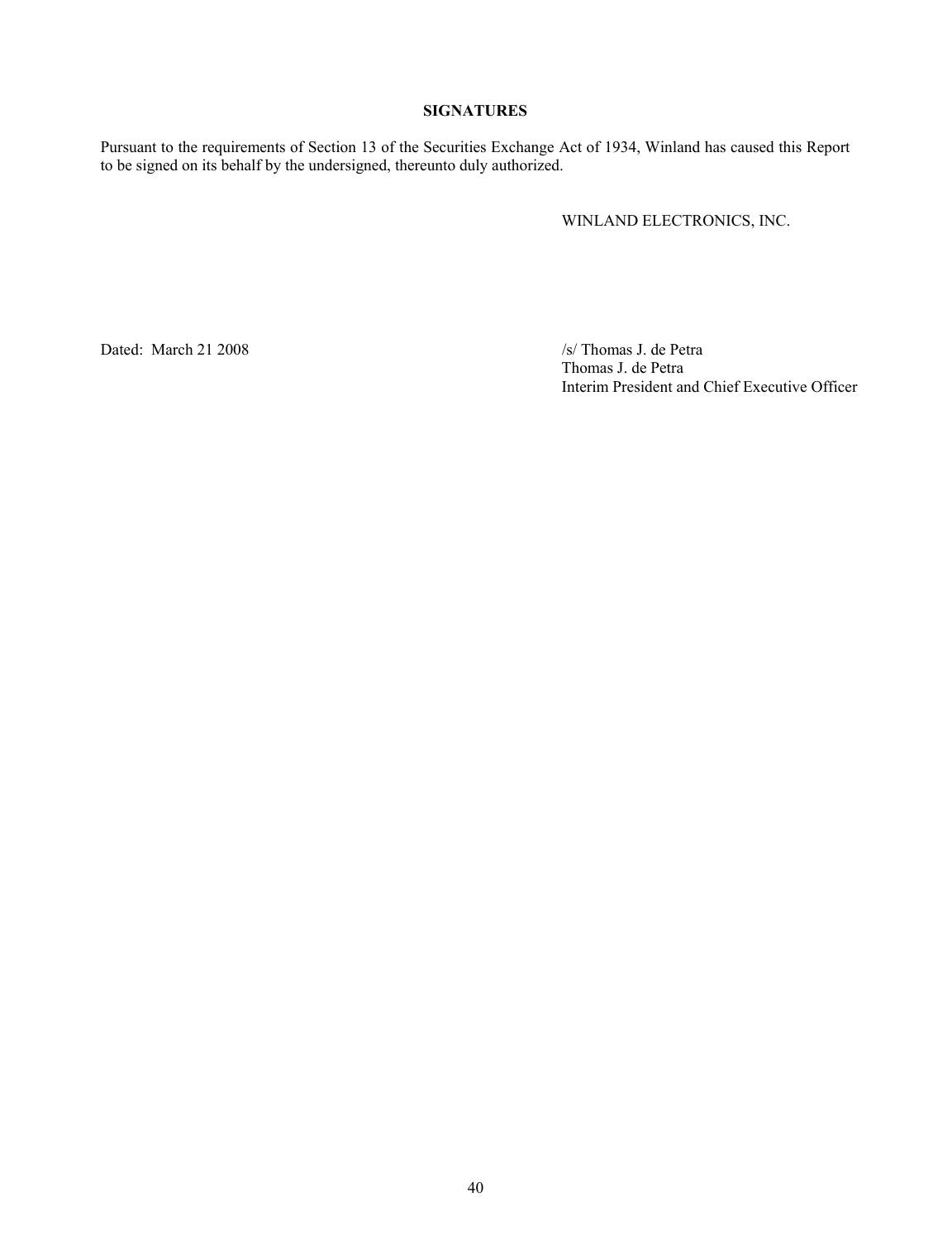**SIGNATURES**

Pursuant to the requirements of Section 13 of the Securities Exchange Act of 1934, Winland has caused this Report to be signed on its behalf by the undersigned, thereunto duly authorized.

WINLAND ELECTRONICS, INC.

Dated: March 21 2008

/s/ Thomas J. de Petra
Thomas J. de Petra
Interim President and Chief Executive Officer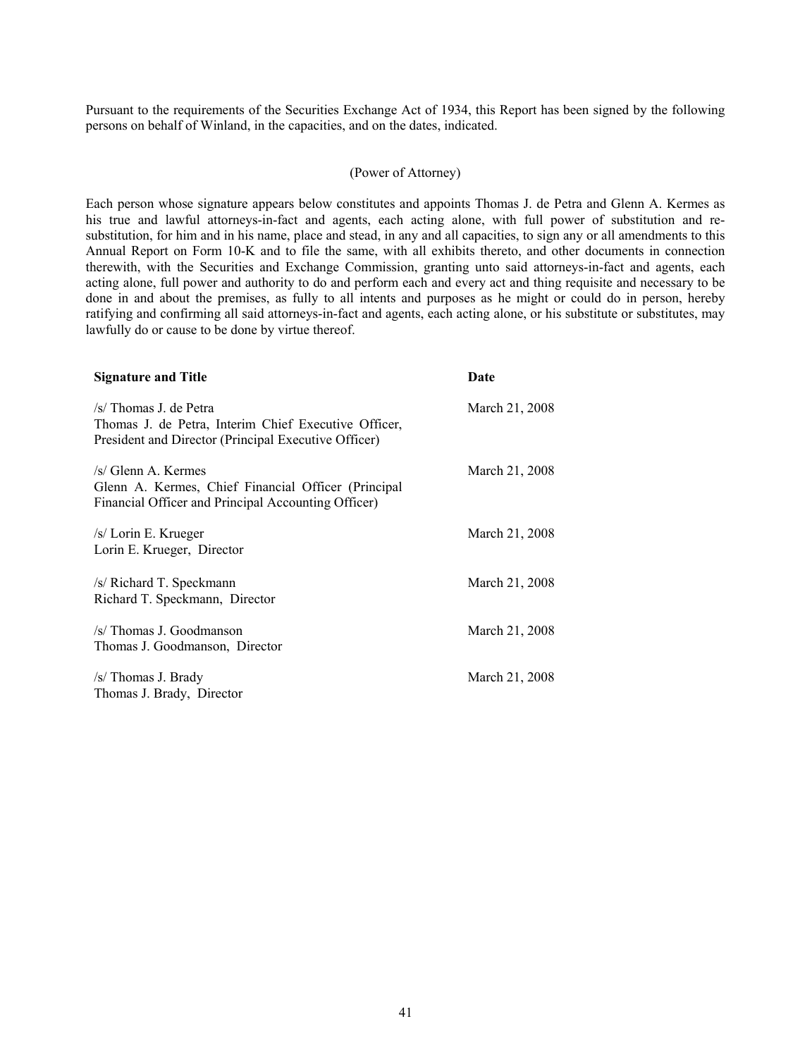Pursuant to the requirements of the Securities Exchange Act of 1934, this Report has been signed by the following persons on behalf of Winland, in the capacities, and on the dates, indicated.

(Power of Attorney)

Each person whose signature appears below constitutes and appoints Thomas J. de Petra and Glenn A. Kermes as his true and lawful attorneys-in-fact and agents, each acting alone, with full power of substitution and re-substitution, for him and in his name, place and stead, in any and all capacities, to sign any or all amendments to this Annual Report on Form 10-K and to file the same, with all exhibits thereto, and other documents in connection therewith, with the Securities and Exchange Commission, granting unto said attorneys-in-fact and agents, each acting alone, full power and authority to do and perform each and every act and thing requisite and necessary to be done in and about the premises, as fully to all intents and purposes as he might or could do in person, hereby ratifying and confirming all said attorneys-in-fact and agents, each acting alone, or his substitute or substitutes, may lawfully do or cause to be done by virtue thereof.

| **Signature and Title** | **Date** |
| --- | --- |
| /s/ Thomas J. de Petra<br>Thomas J. de Petra, Interim Chief Executive Officer, President and Director (Principal Executive Officer) | March 21, 2008 |
| /s/ Glenn A. Kermes<br>Glenn A. Kermes, Chief Financial Officer (Principal Financial Officer and Principal Accounting Officer) | March 21, 2008 |
| /s/ Lorin E. Krueger<br>Lorin E. Krueger, Director | March 21, 2008 |
| /s/ Richard T. Speckmann<br>Richard T. Speckmann, Director | March 21, 2008 |
| /s/ Thomas J. Goodmanson<br>Thomas J. Goodmanson, Director | March 21, 2008 |
| /s/ Thomas J. Brady<br>Thomas J. Brady, Director | March 21, 2008 |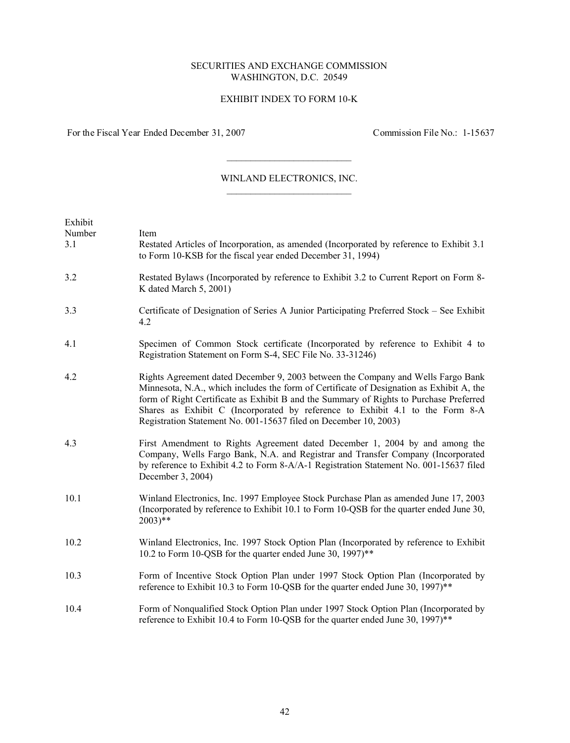SECURITIES AND EXCHANGE COMMISSION
WASHINGTON, D.C. 20549

EXHIBIT INDEX TO FORM 10-K

For the Fiscal Year Ended December 31, 2007 Commission File No.: 1-15637

---

WINLAND ELECTRONICS, INC.

---

| Exhibit Number | Item |
|---|---|
| 3.1 | Restated Articles of Incorporation, as amended (Incorporated by reference to Exhibit 3.1 to Form 10-KSB for the fiscal year ended December 31, 1994) |
| 3.2 | Restated Bylaws (Incorporated by reference to Exhibit 3.2 to Current Report on Form 8-K dated March 5, 2001) |
| 3.3 | Certificate of Designation of Series A Junior Participating Preferred Stock – See Exhibit 4.2 |
| 4.1 | Specimen of Common Stock certificate (Incorporated by reference to Exhibit 4 to Registration Statement on Form S-4, SEC File No. 33-31246) |
| 4.2 | Rights Agreement dated December 9, 2003 between the Company and Wells Fargo Bank Minnesota, N.A., which includes the form of Certificate of Designation as Exhibit A, the form of Right Certificate as Exhibit B and the Summary of Rights to Purchase Preferred Shares as Exhibit C (Incorporated by reference to Exhibit 4.1 to the Form 8-A Registration Statement No. 001-15637 filed on December 10, 2003) |
| 4.3 | First Amendment to Rights Agreement dated December 1, 2004 by and among the Company, Wells Fargo Bank, N.A. and Registrar and Transfer Company (Incorporated by reference to Exhibit 4.2 to Form 8-A/A-1 Registration Statement No. 001-15637 filed December 3, 2004) |
| 10.1 | Winland Electronics, Inc. 1997 Employee Stock Purchase Plan as amended June 17, 2003 (Incorporated by reference to Exhibit 10.1 to Form 10-QSB for the quarter ended June 30, 2003)** |
| 10.2 | Winland Electronics, Inc. 1997 Stock Option Plan (Incorporated by reference to Exhibit 10.2 to Form 10-QSB for the quarter ended June 30, 1997)** |
| 10.3 | Form of Incentive Stock Option Plan under 1997 Stock Option Plan (Incorporated by reference to Exhibit 10.3 to Form 10-QSB for the quarter ended June 30, 1997)** |
| 10.4 | Form of Nonqualified Stock Option Plan under 1997 Stock Option Plan (Incorporated by reference to Exhibit 10.4 to Form 10-QSB for the quarter ended June 30, 1997)** |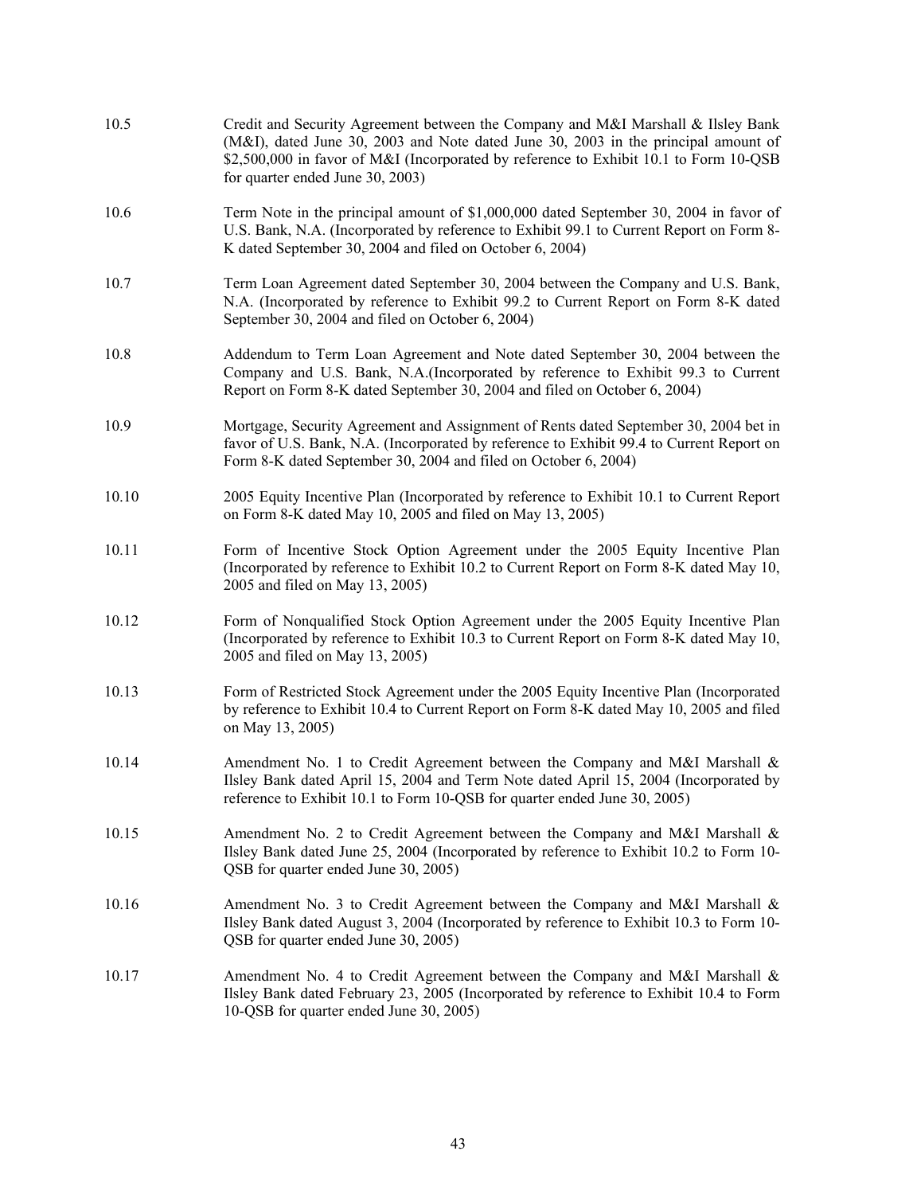| | |
|---|---|
| 10.5 | Credit and Security Agreement between the Company and M&I Marshall & Ilsley Bank (M&I), dated June 30, 2003 and Note dated June 30, 2003 in the principal amount of $2,500,000 in favor of M&I (Incorporated by reference to Exhibit 10.1 to Form 10-QSB for quarter ended June 30, 2003) |
| 10.6 | Term Note in the principal amount of $1,000,000 dated September 30, 2004 in favor of U.S. Bank, N.A. (Incorporated by reference to Exhibit 99.1 to Current Report on Form 8-K dated September 30, 2004 and filed on October 6, 2004) |
| 10.7 | Term Loan Agreement dated September 30, 2004 between the Company and U.S. Bank, N.A. (Incorporated by reference to Exhibit 99.2 to Current Report on Form 8-K dated September 30, 2004 and filed on October 6, 2004) |
| 10.8 | Addendum to Term Loan Agreement and Note dated September 30, 2004 between the Company and U.S. Bank, N.A.(Incorporated by reference to Exhibit 99.3 to Current Report on Form 8-K dated September 30, 2004 and filed on October 6, 2004) |
| 10.9 | Mortgage, Security Agreement and Assignment of Rents dated September 30, 2004 bet in favor of U.S. Bank, N.A. (Incorporated by reference to Exhibit 99.4 to Current Report on Form 8-K dated September 30, 2004 and filed on October 6, 2004) |
| 10.10 | 2005 Equity Incentive Plan (Incorporated by reference to Exhibit 10.1 to Current Report on Form 8-K dated May 10, 2005 and filed on May 13, 2005) |
| 10.11 | Form of Incentive Stock Option Agreement under the 2005 Equity Incentive Plan (Incorporated by reference to Exhibit 10.2 to Current Report on Form 8-K dated May 10, 2005 and filed on May 13, 2005) |
| 10.12 | Form of Nonqualified Stock Option Agreement under the 2005 Equity Incentive Plan (Incorporated by reference to Exhibit 10.3 to Current Report on Form 8-K dated May 10, 2005 and filed on May 13, 2005) |
| 10.13 | Form of Restricted Stock Agreement under the 2005 Equity Incentive Plan (Incorporated by reference to Exhibit 10.4 to Current Report on Form 8-K dated May 10, 2005 and filed on May 13, 2005) |
| 10.14 | Amendment No. 1 to Credit Agreement between the Company and M&I Marshall & Ilsley Bank dated April 15, 2004 and Term Note dated April 15, 2004 (Incorporated by reference to Exhibit 10.1 to Form 10-QSB for quarter ended June 30, 2005) |
| 10.15 | Amendment No. 2 to Credit Agreement between the Company and M&I Marshall & Ilsley Bank dated June 25, 2004 (Incorporated by reference to Exhibit 10.2 to Form 10-QSB for quarter ended June 30, 2005) |
| 10.16 | Amendment No. 3 to Credit Agreement between the Company and M&I Marshall & Ilsley Bank dated August 3, 2004 (Incorporated by reference to Exhibit 10.3 to Form 10-QSB for quarter ended June 30, 2005) |
| 10.17 | Amendment No. 4 to Credit Agreement between the Company and M&I Marshall & Ilsley Bank dated February 23, 2005 (Incorporated by reference to Exhibit 10.4 to Form 10-QSB for quarter ended June 30, 2005) |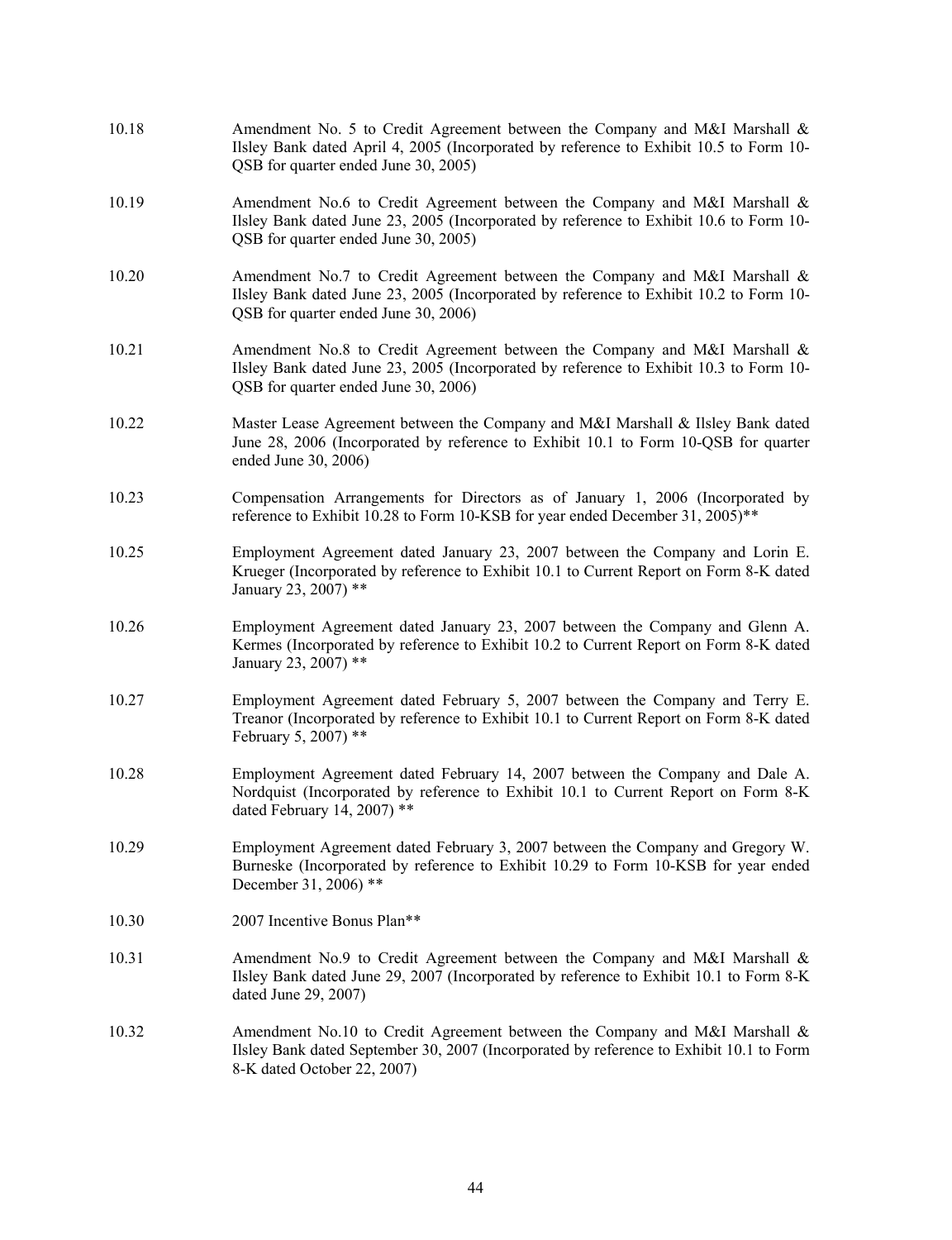| | |
|---|---|
| 10.18 | Amendment No. 5 to Credit Agreement between the Company and M&I Marshall & Ilsley Bank dated April 4, 2005 (Incorporated by reference to Exhibit 10.5 to Form 10-QSB for quarter ended June 30, 2005) |
| 10.19 | Amendment No.6 to Credit Agreement between the Company and M&I Marshall & Ilsley Bank dated June 23, 2005 (Incorporated by reference to Exhibit 10.6 to Form 10-QSB for quarter ended June 30, 2005) |
| 10.20 | Amendment No.7 to Credit Agreement between the Company and M&I Marshall & Ilsley Bank dated June 23, 2005 (Incorporated by reference to Exhibit 10.2 to Form 10-QSB for quarter ended June 30, 2006) |
| 10.21 | Amendment No.8 to Credit Agreement between the Company and M&I Marshall & Ilsley Bank dated June 23, 2005 (Incorporated by reference to Exhibit 10.3 to Form 10-QSB for quarter ended June 30, 2006) |
| 10.22 | Master Lease Agreement between the Company and M&I Marshall & Ilsley Bank dated June 28, 2006 (Incorporated by reference to Exhibit 10.1 to Form 10-QSB for quarter ended June 30, 2006) |
| 10.23 | Compensation Arrangements for Directors as of January 1, 2006 (Incorporated by reference to Exhibit 10.28 to Form 10-KSB for year ended December 31, 2005)** |
| 10.25 | Employment Agreement dated January 23, 2007 between the Company and Lorin E. Krueger (Incorporated by reference to Exhibit 10.1 to Current Report on Form 8-K dated January 23, 2007) ** |
| 10.26 | Employment Agreement dated January 23, 2007 between the Company and Glenn A. Kermes (Incorporated by reference to Exhibit 10.2 to Current Report on Form 8-K dated January 23, 2007) ** |
| 10.27 | Employment Agreement dated February 5, 2007 between the Company and Terry E. Treanor (Incorporated by reference to Exhibit 10.1 to Current Report on Form 8-K dated February 5, 2007) ** |
| 10.28 | Employment Agreement dated February 14, 2007 between the Company and Dale A. Nordquist (Incorporated by reference to Exhibit 10.1 to Current Report on Form 8-K dated February 14, 2007) ** |
| 10.29 | Employment Agreement dated February 3, 2007 between the Company and Gregory W. Burneske (Incorporated by reference to Exhibit 10.29 to Form 10-KSB for year ended December 31, 2006) ** |
| 10.30 | 2007 Incentive Bonus Plan** |
| 10.31 | Amendment No.9 to Credit Agreement between the Company and M&I Marshall & Ilsley Bank dated June 29, 2007 (Incorporated by reference to Exhibit 10.1 to Form 8-K dated June 29, 2007) |
| 10.32 | Amendment No.10 to Credit Agreement between the Company and M&I Marshall & Ilsley Bank dated September 30, 2007 (Incorporated by reference to Exhibit 10.1 to Form 8-K dated October 22, 2007) |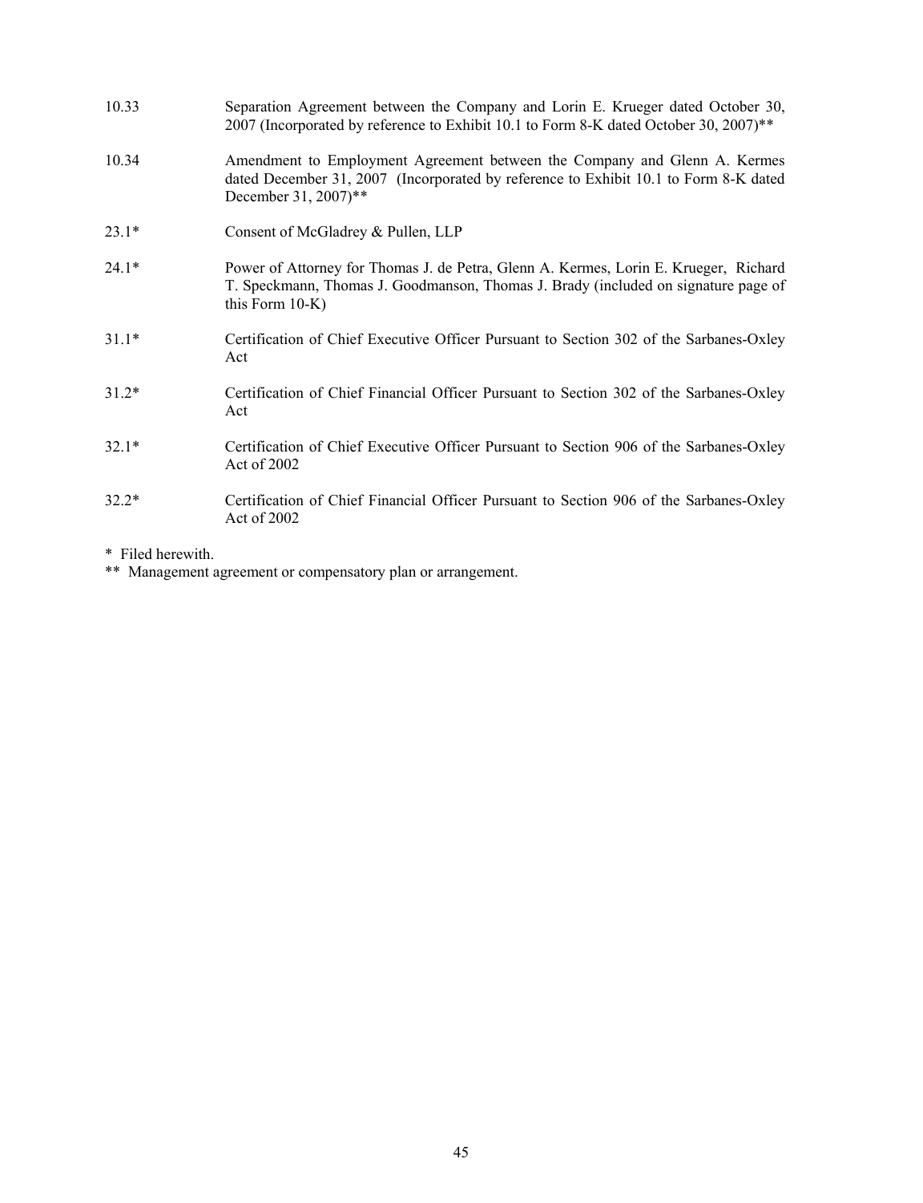| | |
|---|---|
| 10.33 | Separation Agreement between the Company and Lorin E. Krueger dated October 30, 2007 (Incorporated by reference to Exhibit 10.1 to Form 8-K dated October 30, 2007)** |
| 10.34 | Amendment to Employment Agreement between the Company and Glenn A. Kermes dated December 31, 2007 (Incorporated by reference to Exhibit 10.1 to Form 8-K dated December 31, 2007)** |
| 23.1* | Consent of McGladrey & Pullen, LLP |
| 24.1* | Power of Attorney for Thomas J. de Petra, Glenn A. Kermes, Lorin E. Krueger, Richard T. Speckmann, Thomas J. Goodmanson, Thomas J. Brady (included on signature page of this Form 10-K) |
| 31.1* | Certification of Chief Executive Officer Pursuant to Section 302 of the Sarbanes-Oxley Act |
| 31.2* | Certification of Chief Financial Officer Pursuant to Section 302 of the Sarbanes-Oxley Act |
| 32.1* | Certification of Chief Executive Officer Pursuant to Section 906 of the Sarbanes-Oxley Act of 2002 |
| 32.2* | Certification of Chief Financial Officer Pursuant to Section 906 of the Sarbanes-Oxley Act of 2002 |

\* Filed herewith.

** Management agreement or compensatory plan or arrangement.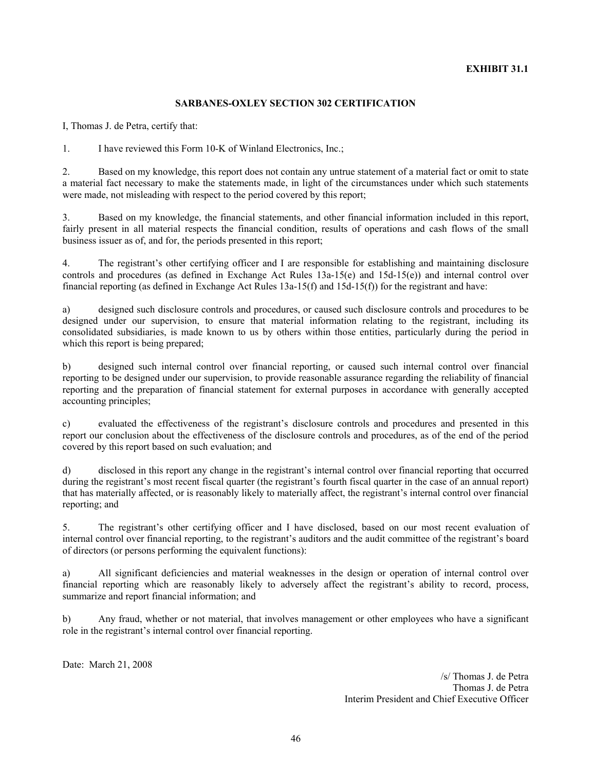**EXHIBIT 31.1**

## SARBANES-OXLEY SECTION 302 CERTIFICATION

I, Thomas J. de Petra, certify that:

1. I have reviewed this Form 10-K of Winland Electronics, Inc.;

2. Based on my knowledge, this report does not contain any untrue statement of a material fact or omit to state a material fact necessary to make the statements made, in light of the circumstances under which such statements were made, not misleading with respect to the period covered by this report;

3. Based on my knowledge, the financial statements, and other financial information included in this report, fairly present in all material respects the financial condition, results of operations and cash flows of the small business issuer as of, and for, the periods presented in this report;

4. The registrant's other certifying officer and I are responsible for establishing and maintaining disclosure controls and procedures (as defined in Exchange Act Rules 13a-15(e) and 15d-15(e)) and internal control over financial reporting (as defined in Exchange Act Rules 13a-15(f) and 15d-15(f)) for the registrant and have:

a) designed such disclosure controls and procedures, or caused such disclosure controls and procedures to be designed under our supervision, to ensure that material information relating to the registrant, including its consolidated subsidiaries, is made known to us by others within those entities, particularly during the period in which this report is being prepared;

b) designed such internal control over financial reporting, or caused such internal control over financial reporting to be designed under our supervision, to provide reasonable assurance regarding the reliability of financial reporting and the preparation of financial statement for external purposes in accordance with generally accepted accounting principles;

c) evaluated the effectiveness of the registrant's disclosure controls and procedures and presented in this report our conclusion about the effectiveness of the disclosure controls and procedures, as of the end of the period covered by this report based on such evaluation; and

d) disclosed in this report any change in the registrant's internal control over financial reporting that occurred during the registrant's most recent fiscal quarter (the registrant's fourth fiscal quarter in the case of an annual report) that has materially affected, or is reasonably likely to materially affect, the registrant's internal control over financial reporting; and

5. The registrant's other certifying officer and I have disclosed, based on our most recent evaluation of internal control over financial reporting, to the registrant's auditors and the audit committee of the registrant's board of directors (or persons performing the equivalent functions):

a) All significant deficiencies and material weaknesses in the design or operation of internal control over financial reporting which are reasonably likely to adversely affect the registrant's ability to record, process, summarize and report financial information; and

b) Any fraud, whether or not material, that involves management or other employees who have a significant role in the registrant's internal control over financial reporting.

Date: March 21, 2008

/s/ Thomas J. de Petra
Thomas J. de Petra
Interim President and Chief Executive Officer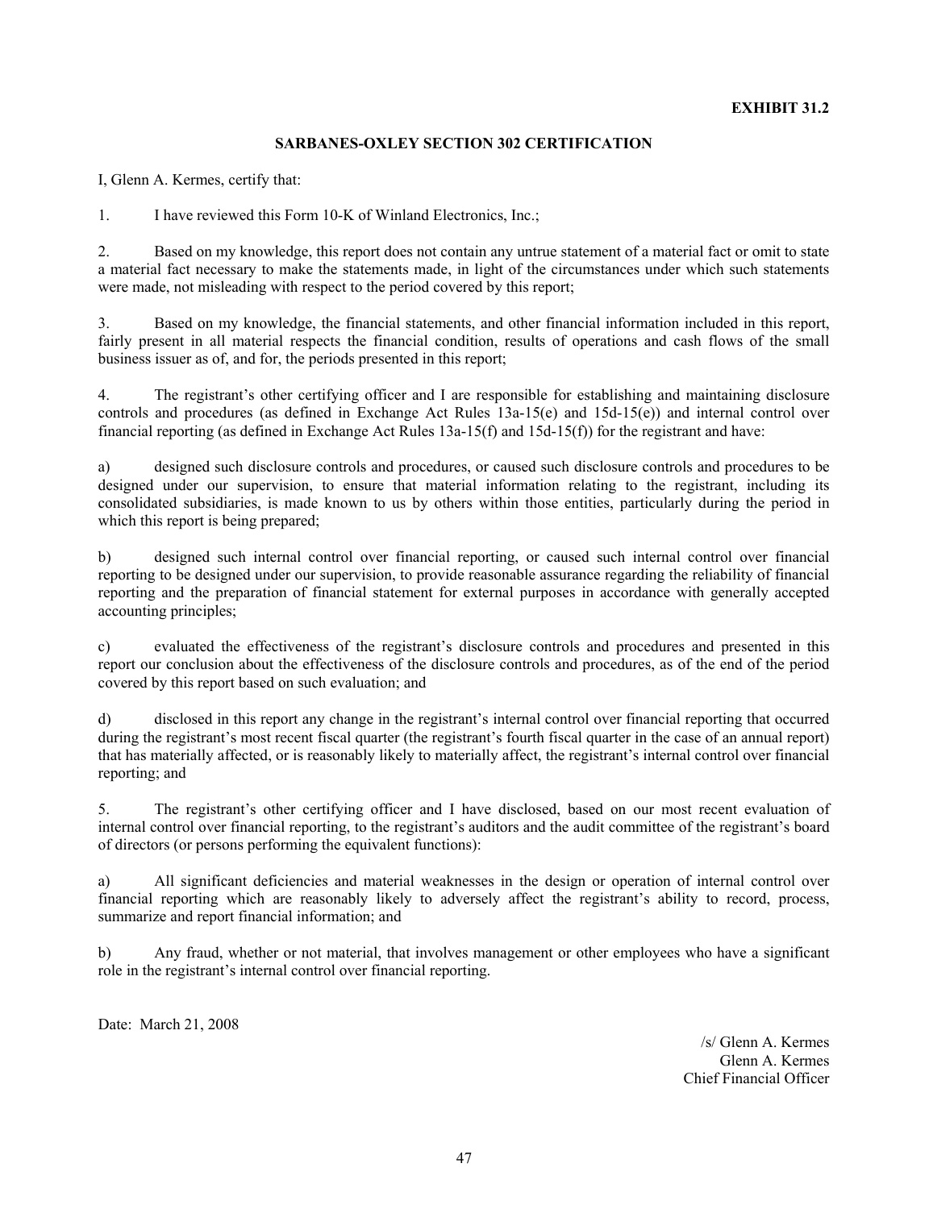**EXHIBIT 31.2**

**SARBANES-OXLEY SECTION 302 CERTIFICATION**

I, Glenn A. Kermes, certify that:

1. I have reviewed this Form 10-K of Winland Electronics, Inc.;

2. Based on my knowledge, this report does not contain any untrue statement of a material fact or omit to state a material fact necessary to make the statements made, in light of the circumstances under which such statements were made, not misleading with respect to the period covered by this report;

3. Based on my knowledge, the financial statements, and other financial information included in this report, fairly present in all material respects the financial condition, results of operations and cash flows of the small business issuer as of, and for, the periods presented in this report;

4. The registrant's other certifying officer and I are responsible for establishing and maintaining disclosure controls and procedures (as defined in Exchange Act Rules 13a-15(e) and 15d-15(e)) and internal control over financial reporting (as defined in Exchange Act Rules 13a-15(f) and 15d-15(f)) for the registrant and have:

a) designed such disclosure controls and procedures, or caused such disclosure controls and procedures to be designed under our supervision, to ensure that material information relating to the registrant, including its consolidated subsidiaries, is made known to us by others within those entities, particularly during the period in which this report is being prepared;

b) designed such internal control over financial reporting, or caused such internal control over financial reporting to be designed under our supervision, to provide reasonable assurance regarding the reliability of financial reporting and the preparation of financial statement for external purposes in accordance with generally accepted accounting principles;

c) evaluated the effectiveness of the registrant's disclosure controls and procedures and presented in this report our conclusion about the effectiveness of the disclosure controls and procedures, as of the end of the period covered by this report based on such evaluation; and

d) disclosed in this report any change in the registrant's internal control over financial reporting that occurred during the registrant's most recent fiscal quarter (the registrant's fourth fiscal quarter in the case of an annual report) that has materially affected, or is reasonably likely to materially affect, the registrant's internal control over financial reporting; and

5. The registrant's other certifying officer and I have disclosed, based on our most recent evaluation of internal control over financial reporting, to the registrant's auditors and the audit committee of the registrant's board of directors (or persons performing the equivalent functions):

a) All significant deficiencies and material weaknesses in the design or operation of internal control over financial reporting which are reasonably likely to adversely affect the registrant's ability to record, process, summarize and report financial information; and

b) Any fraud, whether or not material, that involves management or other employees who have a significant role in the registrant's internal control over financial reporting.

Date: March 21, 2008

/s/ Glenn A. Kermes
Glenn A. Kermes
Chief Financial Officer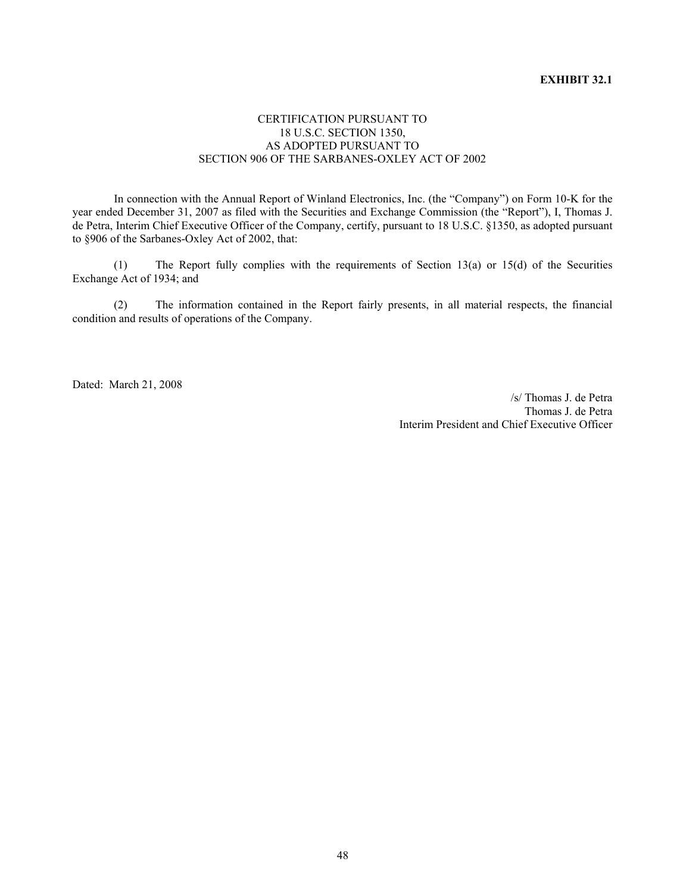**EXHIBIT 32.1**

CERTIFICATION PURSUANT TO
18 U.S.C. SECTION 1350,
AS ADOPTED PURSUANT TO
SECTION 906 OF THE SARBANES-OXLEY ACT OF 2002

In connection with the Annual Report of Winland Electronics, Inc. (the "Company") on Form 10-K for the year ended December 31, 2007 as filed with the Securities and Exchange Commission (the "Report"), I, Thomas J. de Petra, Interim Chief Executive Officer of the Company, certify, pursuant to 18 U.S.C. §1350, as adopted pursuant to §906 of the Sarbanes-Oxley Act of 2002, that:

(1) The Report fully complies with the requirements of Section 13(a) or 15(d) of the Securities Exchange Act of 1934; and

(2) The information contained in the Report fairly presents, in all material respects, the financial condition and results of operations of the Company.

Dated: March 21, 2008

/s/ Thomas J. de Petra
Thomas J. de Petra
Interim President and Chief Executive Officer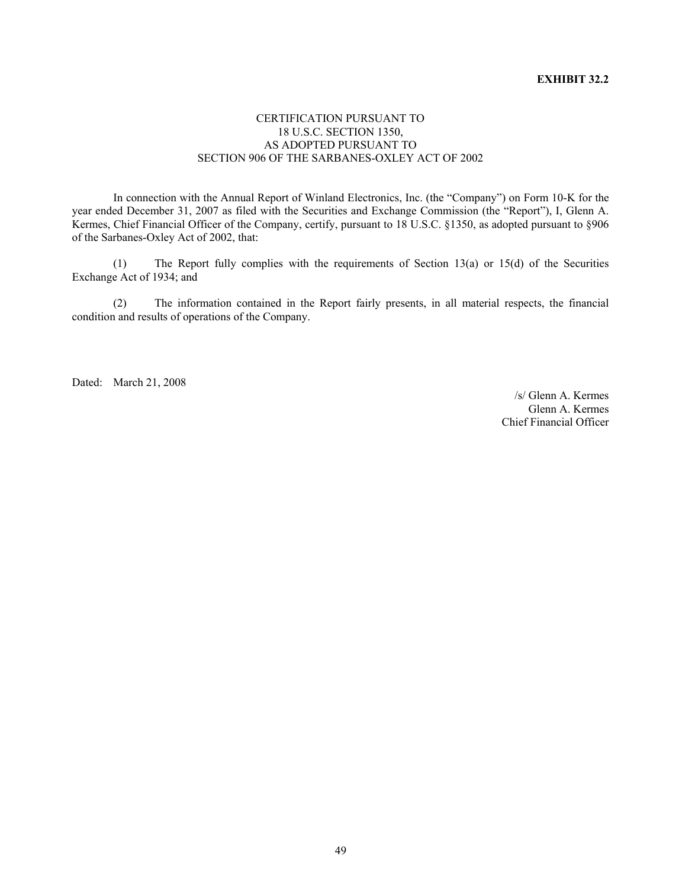**EXHIBIT 32.2**

CERTIFICATION PURSUANT TO
18 U.S.C. SECTION 1350,
AS ADOPTED PURSUANT TO
SECTION 906 OF THE SARBANES-OXLEY ACT OF 2002

In connection with the Annual Report of Winland Electronics, Inc. (the "Company") on Form 10-K for the year ended December 31, 2007 as filed with the Securities and Exchange Commission (the "Report"), I, Glenn A. Kermes, Chief Financial Officer of the Company, certify, pursuant to 18 U.S.C. §1350, as adopted pursuant to §906 of the Sarbanes-Oxley Act of 2002, that:

(1) The Report fully complies with the requirements of Section 13(a) or 15(d) of the Securities Exchange Act of 1934; and

(2) The information contained in the Report fairly presents, in all material respects, the financial condition and results of operations of the Company.

Dated: March 21, 2008

/s/ Glenn A. Kermes
Glenn A. Kermes
Chief Financial Officer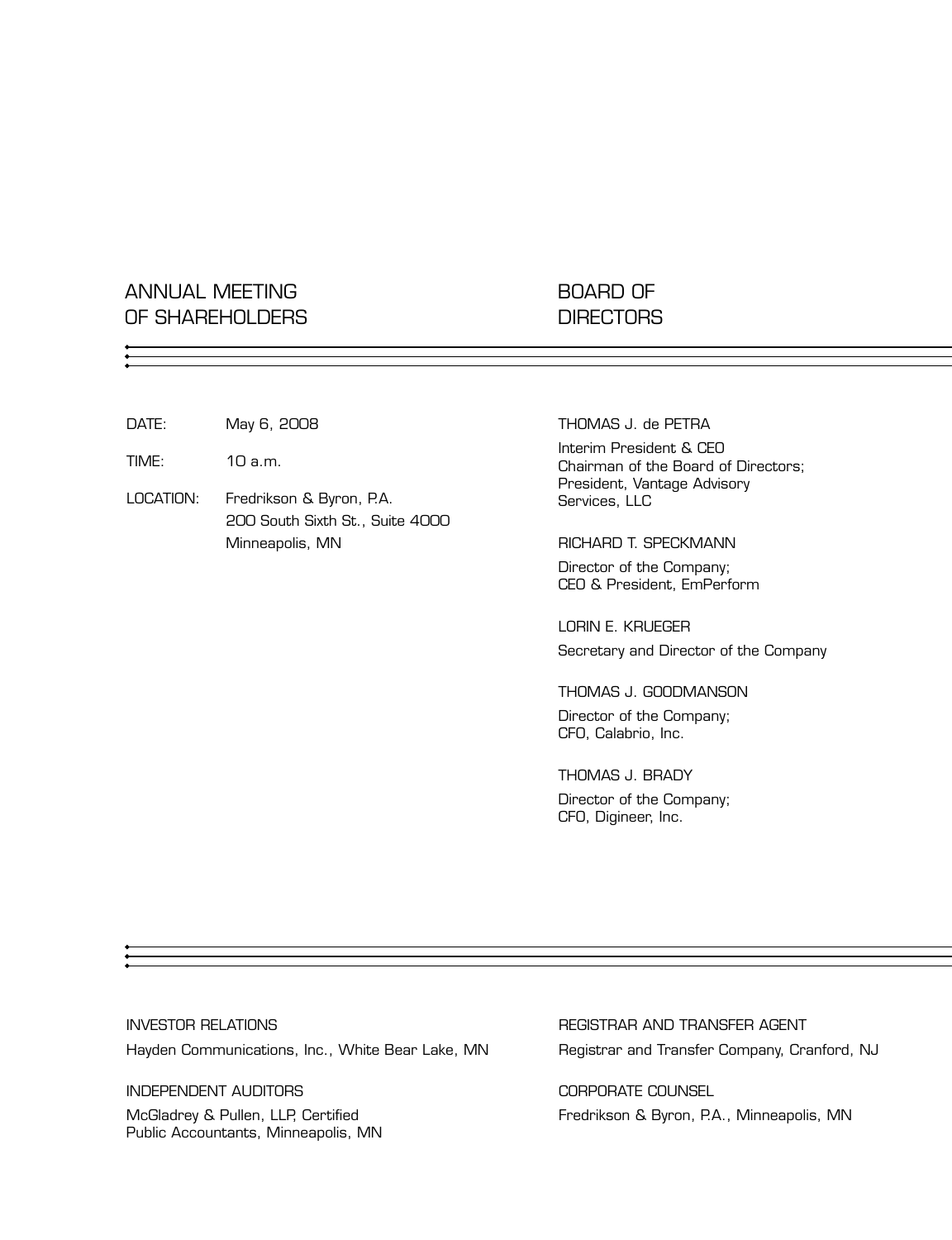## ANNUAL MEETING OF SHAREHOLDERS

DATE: May 6, 2008

TIME: 10 a.m.

LOCATION: Fredrikson & Byron, P.A.
200 South Sixth St., Suite 4000
Minneapolis, MN

## BOARD OF DIRECTORS

THOMAS J. de PETRA

Interim President & CEO
Chairman of the Board of Directors;
President, Vantage Advisory Services, LLC

RICHARD T. SPECKMANN

Director of the Company;
CEO & President, EmPerform

LORIN E. KRUEGER

Secretary and Director of the Company

THOMAS J. GOODMANSON

Director of the Company;
CFO, Calabrio, Inc.

THOMAS J. BRADY

Director of the Company;
CFO, Digineer, Inc.

INVESTOR RELATIONS

Hayden Communications, Inc., White Bear Lake, MN

INDEPENDENT AUDITORS

McGladrey & Pullen, LLP, Certified Public Accountants, Minneapolis, MN

REGISTRAR AND TRANSFER AGENT

Registrar and Transfer Company, Cranford, NJ

CORPORATE COUNSEL

Fredrikson & Byron, P.A., Minneapolis, MN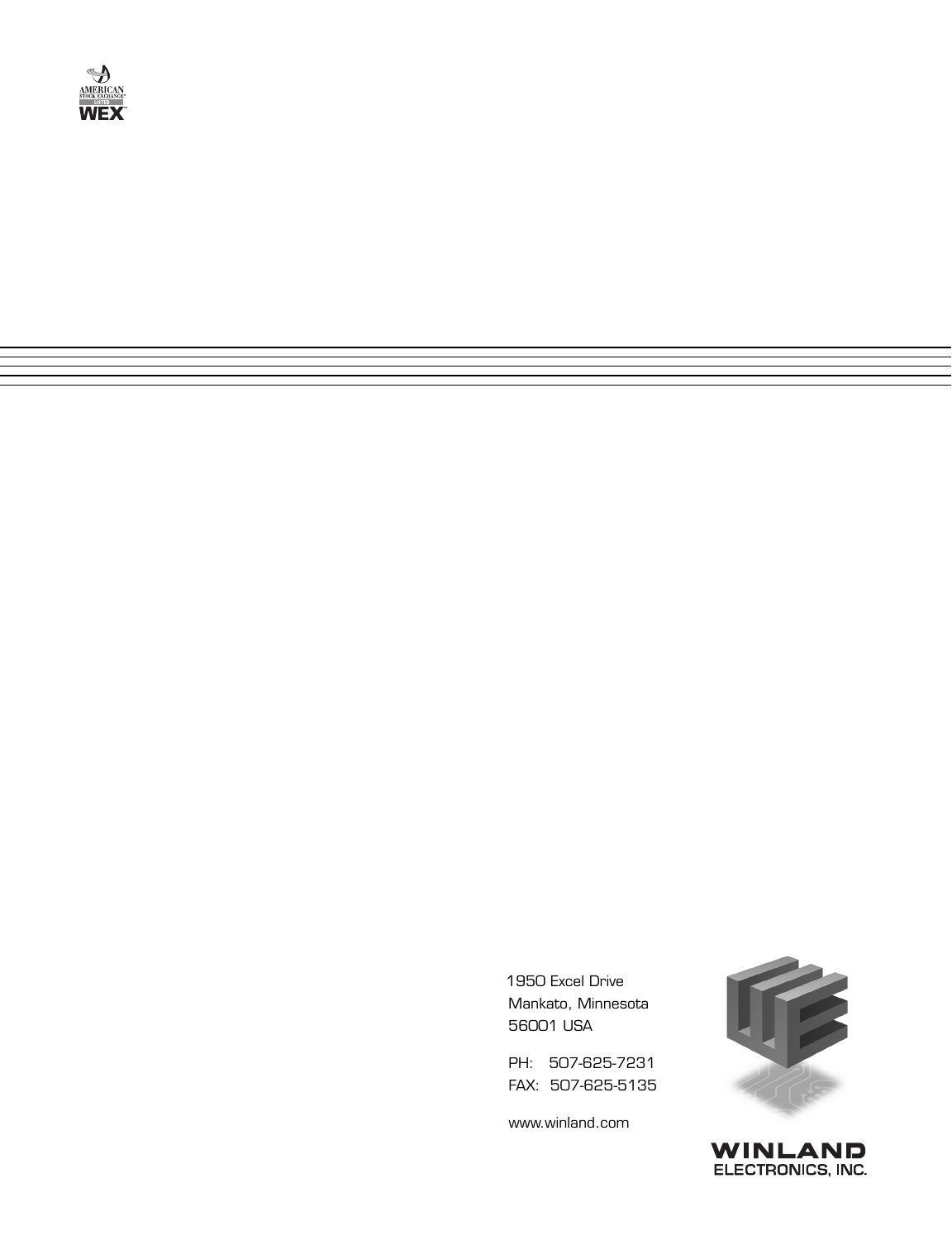AMERICAN STOCK EXCHANGE®
LISTED
WEX™

1950 Excel Drive
Mankato, Minnesota
56001 USA

PH: 507-625-7231
FAX: 507-625-5135

www.winland.com

WINLAND
ELECTRONICS, INC.